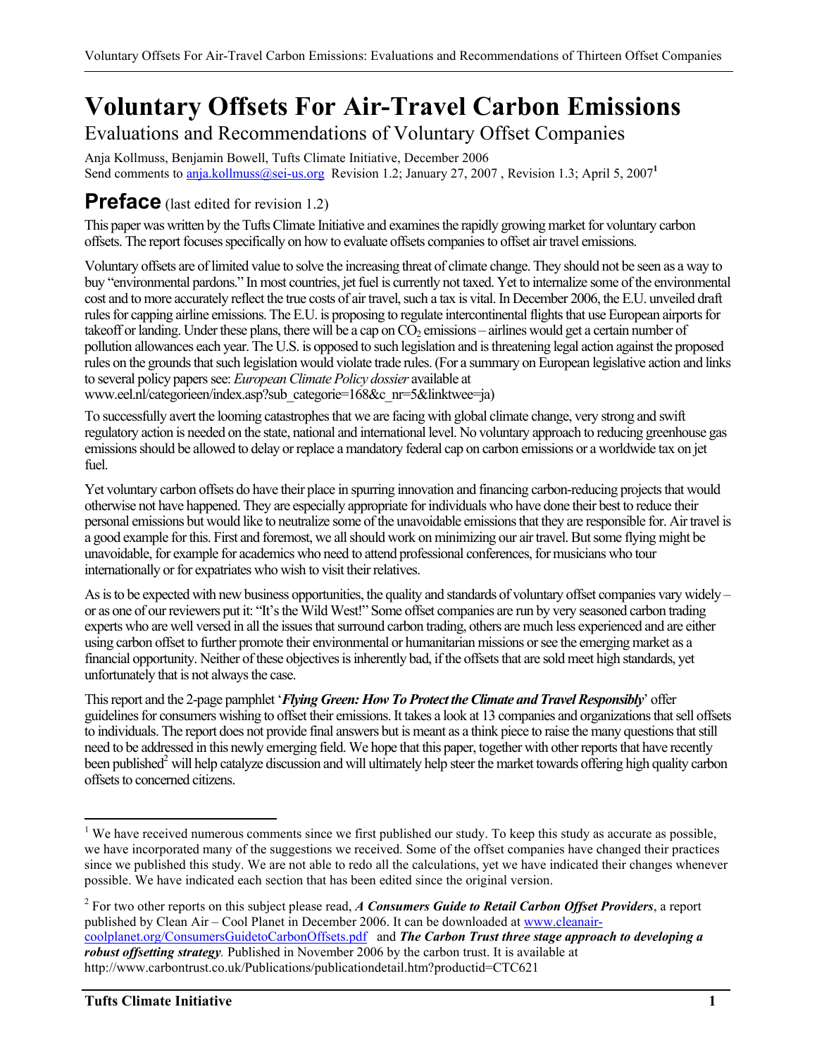# Voluntary Offsets For Air-Travel Carbon Emissions

Evaluations and Recommendations of Voluntary Offset Companies

Anja Kollmuss, Benjamin Bowell, Tufts Climate Initiative, December 2006
Send comments to anja.kollmuss@sei-us.org Revision 1.2; January 27, 2007 , Revision 1.3; April 5, 2007[1]

## Preface (last edited for revision 1.2)

This paper was written by the Tufts Climate Initiative and examines the rapidly growing market for voluntary carbon offsets. The report focuses specifically on how to evaluate offsets companies to offset air travel emissions.

Voluntary offsets are of limited value to solve the increasing threat of climate change. They should not be seen as a way to buy "environmental pardons." In most countries, jet fuel is currently not taxed. Yet to internalize some of the environmental cost and to more accurately reflect the true costs of air travel, such a tax is vital. In December 2006, the E.U. unveiled draft rules for capping airline emissions. The E.U. is proposing to regulate intercontinental flights that use European airports for takeoff or landing. Under these plans, there will be a cap on $CO_2$ emissions – airlines would get a certain number of pollution allowances each year. The U.S. is opposed to such legislation and is threatening legal action against the proposed rules on the grounds that such legislation would violate trade rules. (For a summary on European legislative action and links to several policy papers see: *European Climate Policy dossier* available at www.eel.nl/categorieen/index.asp?sub_categorie=168&c_nr=5&linktwee=ja)

To successfully avert the looming catastrophes that we are facing with global climate change, very strong and swift regulatory action is needed on the state, national and international level. No voluntary approach to reducing greenhouse gas emissions should be allowed to delay or replace a mandatory federal cap on carbon emissions or a worldwide tax on jet fuel.

Yet voluntary carbon offsets do have their place in spurring innovation and financing carbon-reducing projects that would otherwise not have happened. They are especially appropriate for individuals who have done their best to reduce their personal emissions but would like to neutralize some of the unavoidable emissions that they are responsible for. Air travel is a good example for this. First and foremost, we all should work on minimizing our air travel. But some flying might be unavoidable, for example for academics who need to attend professional conferences, for musicians who tour internationally or for expatriates who wish to visit their relatives.

As is to be expected with new business opportunities, the quality and standards of voluntary offset companies vary widely – or as one of our reviewers put it: "It's the Wild West!" Some offset companies are run by very seasoned carbon trading experts who are well versed in all the issues that surround carbon trading, others are much less experienced and are either using carbon offset to further promote their environmental or humanitarian missions or see the emerging market as a financial opportunity. Neither of these objectives is inherently bad, if the offsets that are sold meet high standards, yet unfortunately that is not always the case.

This report and the 2-page pamphlet '***Flying Green: How To Protect the Climate and Travel Responsibly***' offer guidelines for consumers wishing to offset their emissions. It takes a look at 13 companies and organizations that sell offsets to individuals. The report does not provide final answers but is meant as a think piece to raise the many questions that still need to be addressed in this newly emerging field. We hope that this paper, together with other reports that have recently been published[2] will help catalyze discussion and will ultimately help steer the market towards offering high quality carbon offsets to concerned citizens.

---

[1] We have received numerous comments since we first published our study. To keep this study as accurate as possible, we have incorporated many of the suggestions we received. Some of the offset companies have changed their practices since we published this study. We are not able to redo all the calculations, yet we have indicated their changes whenever possible. We have indicated each section that has been edited since the original version.

[2] For two other reports on this subject please read, ***A Consumers Guide to Retail Carbon Offset Providers***, a report published by Clean Air – Cool Planet in December 2006. It can be downloaded at www.cleanair-coolplanet.org/ConsumersGuidetoCarbonOffsets.pdf and ***The Carbon Trust three stage approach to developing a robust offsetting strategy***. Published in November 2006 by the carbon trust. It is available at http://www.carbontrust.co.uk/Publications/publicationdetail.htm?productid=CTC621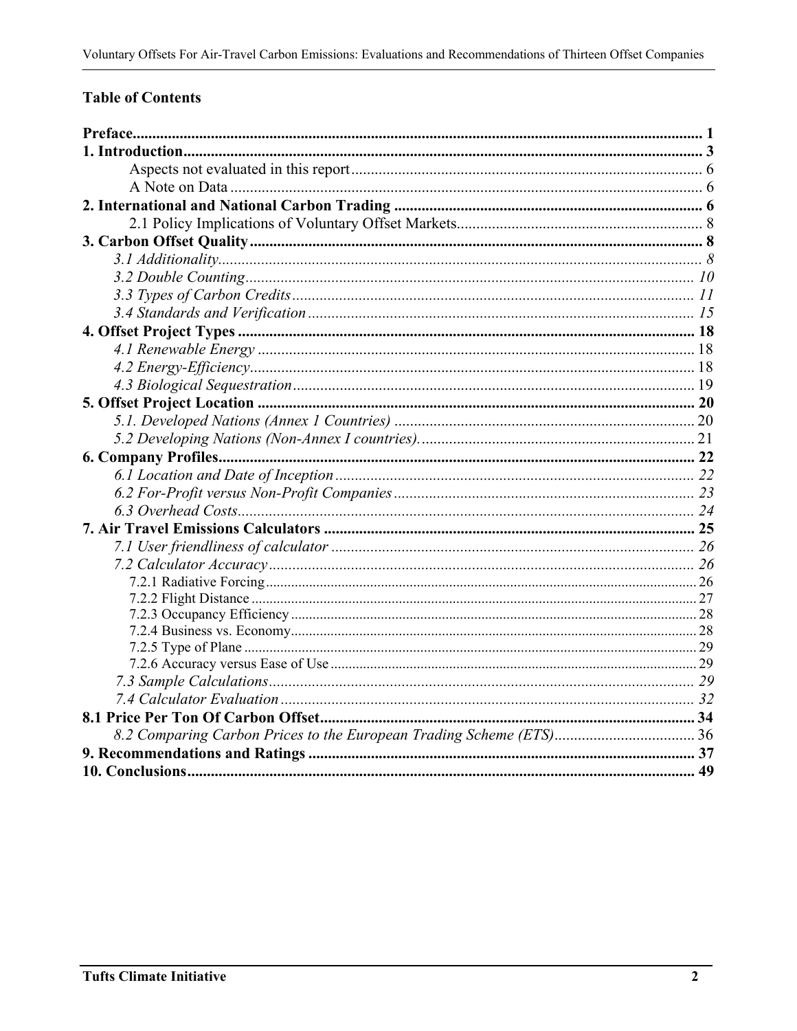## Table of Contents

**Preface** ..... **1**
**1. Introduction** ..... **3**
  Aspects not evaluated in this report ..... 6
  A Note on Data ..... 6
**2. International and National Carbon Trading** ..... **6**
  2.1 Policy Implications of Voluntary Offset Markets ..... 8
**3. Carbon Offset Quality** ..... **8**
  *3.1 Additionality* ..... *8*
  *3.2 Double Counting* ..... *10*
  *3.3 Types of Carbon Credits* ..... *11*
  *3.4 Standards and Verification* ..... *15*
**4. Offset Project Types** ..... **18**
  *4.1 Renewable Energy* ..... 18
  *4.2 Energy-Efficiency* ..... 18
  *4.3 Biological Sequestration* ..... 19
**5. Offset Project Location** ..... **20**
  *5.1. Developed Nations (Annex 1 Countries)* ..... 20
  *5.2 Developing Nations (Non-Annex I countries).* ..... 21
**6. Company Profiles** ..... **22**
  *6.1 Location and Date of Inception* ..... *22*
  *6.2 For-Profit versus Non-Profit Companies* ..... *23*
  *6.3 Overhead Costs* ..... *24*
**7. Air Travel Emissions Calculators** ..... **25**
  *7.1 User friendliness of calculator* ..... *26*
  *7.2 Calculator Accuracy* ..... *26*
    7.2.1 Radiative Forcing ..... 26
    7.2.2 Flight Distance ..... 27
    7.2.3 Occupancy Efficiency ..... 28
    7.2.4 Business vs. Economy ..... 28
    7.2.5 Type of Plane ..... 29
    7.2.6 Accuracy versus Ease of Use ..... 29
  *7.3 Sample Calculations* ..... *29*
  *7.4 Calculator Evaluation* ..... *32*
**8.1 Price Per Ton Of Carbon Offset** ..... **34**
  *8.2 Comparing Carbon Prices to the European Trading Scheme (ETS)* ..... 36
**9. Recommendations and Ratings** ..... **37**
**10. Conclusions** ..... **49**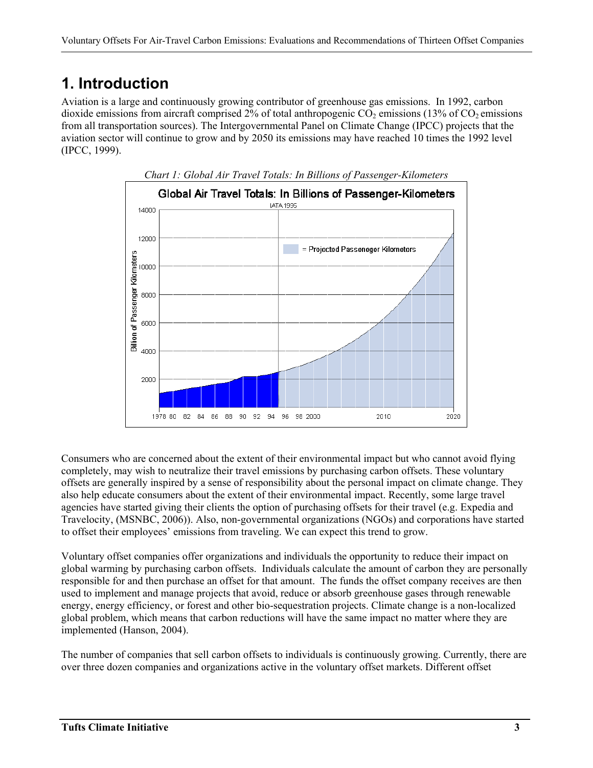# 1. Introduction

Aviation is a large and continuously growing contributor of greenhouse gas emissions. In 1992, carbon dioxide emissions from aircraft comprised 2% of total anthropogenic $CO_2$ emissions (13% of $CO_2$ emissions from all transportation sources). The Intergovernmental Panel on Climate Change (IPCC) projects that the aviation sector will continue to grow and by 2050 its emissions may have reached 10 times the 1992 level (IPCC, 1999).

*Chart 1: Global Air Travel Totals: In Billions of Passenger-Kilometers*

Global Air Travel Totals: In Billions of Passenger-Kilometers

IATA 1995

= Projected Passeneger Kilometers

Billion of Passenger Kilometers

14000
12000
10000
8000
6000
4000
2000

1978 80 82 84 86 88 90 92 94 96 98 2000 2010 2020

Consumers who are concerned about the extent of their environmental impact but who cannot avoid flying completely, may wish to neutralize their travel emissions by purchasing carbon offsets. These voluntary offsets are generally inspired by a sense of responsibility about the personal impact on climate change. They also help educate consumers about the extent of their environmental impact. Recently, some large travel agencies have started giving their clients the option of purchasing offsets for their travel (e.g. Expedia and Travelocity, (MSNBC, 2006)). Also, non-governmental organizations (NGOs) and corporations have started to offset their employees' emissions from traveling. We can expect this trend to grow.

Voluntary offset companies offer organizations and individuals the opportunity to reduce their impact on global warming by purchasing carbon offsets. Individuals calculate the amount of carbon they are personally responsible for and then purchase an offset for that amount. The funds the offset company receives are then used to implement and manage projects that avoid, reduce or absorb greenhouse gases through renewable energy, energy efficiency, or forest and other bio-sequestration projects. Climate change is a non-localized global problem, which means that carbon reductions will have the same impact no matter where they are implemented (Hanson, 2004).

The number of companies that sell carbon offsets to individuals is continuously growing. Currently, there are over three dozen companies and organizations active in the voluntary offset markets. Different offset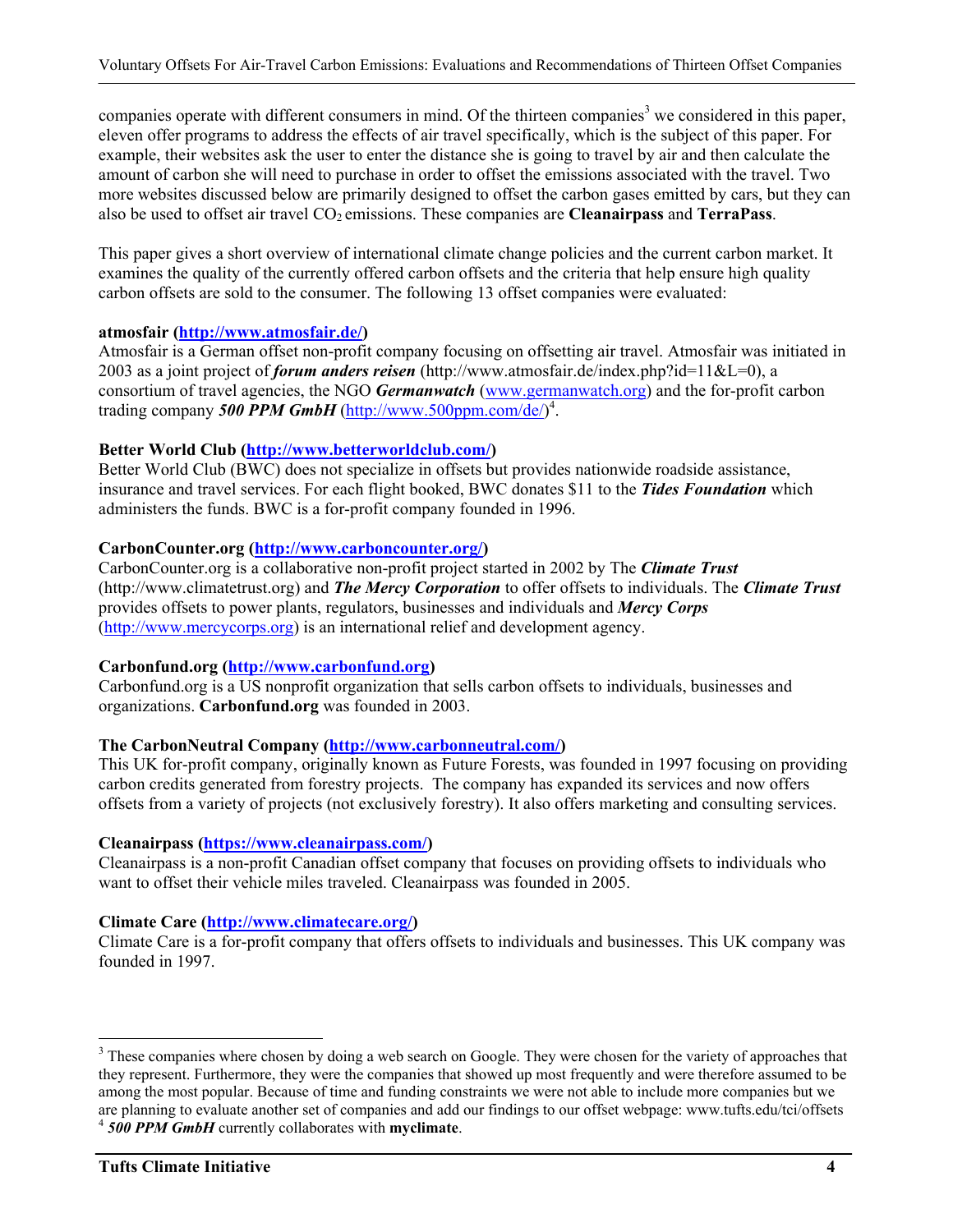companies operate with different consumers in mind. Of the thirteen companies[3] we considered in this paper, eleven offer programs to address the effects of air travel specifically, which is the subject of this paper. For example, their websites ask the user to enter the distance she is going to travel by air and then calculate the amount of carbon she will need to purchase in order to offset the emissions associated with the travel. Two more websites discussed below are primarily designed to offset the carbon gases emitted by cars, but they can also be used to offset air travel $CO_2$ emissions. These companies are **Cleanairpass** and **TerraPass**.

This paper gives a short overview of international climate change policies and the current carbon market. It examines the quality of the currently offered carbon offsets and the criteria that help ensure high quality carbon offsets are sold to the consumer. The following 13 offset companies were evaluated:

**atmosfair (http://www.atmosfair.de/)**
Atmosfair is a German offset non-profit company focusing on offsetting air travel. Atmosfair was initiated in 2003 as a joint project of ***forum anders reisen*** (http://www.atmosfair.de/index.php?id=11&L=0), a consortium of travel agencies, the NGO ***Germanwatch*** (www.germanwatch.org) and the for-profit carbon trading company ***500 PPM GmbH*** (http://www.500ppm.com/de/)[4].

**Better World Club (http://www.betterworldclub.com/)**
Better World Club (BWC) does not specialize in offsets but provides nationwide roadside assistance, insurance and travel services. For each flight booked, BWC donates $11 to the ***Tides Foundation*** which administers the funds. BWC is a for-profit company founded in 1996.

**CarbonCounter.org (http://www.carboncounter.org/)**
CarbonCounter.org is a collaborative non-profit project started in 2002 by The ***Climate Trust*** (http://www.climatetrust.org) and ***The Mercy Corporation*** to offer offsets to individuals. The ***Climate Trust*** provides offsets to power plants, regulators, businesses and individuals and ***Mercy Corps*** (http://www.mercycorps.org) is an international relief and development agency.

**Carbonfund.org (http://www.carbonfund.org)**
Carbonfund.org is a US nonprofit organization that sells carbon offsets to individuals, businesses and organizations. **Carbonfund.org** was founded in 2003.

**The CarbonNeutral Company (http://www.carbonneutral.com/)**
This UK for-profit company, originally known as Future Forests, was founded in 1997 focusing on providing carbon credits generated from forestry projects. The company has expanded its services and now offers offsets from a variety of projects (not exclusively forestry). It also offers marketing and consulting services.

**Cleanairpass (https://www.cleanairpass.com/)**
Cleanairpass is a non-profit Canadian offset company that focuses on providing offsets to individuals who want to offset their vehicle miles traveled. Cleanairpass was founded in 2005.

**Climate Care (http://www.climatecare.org/)**
Climate Care is a for-profit company that offers offsets to individuals and businesses. This UK company was founded in 1997.

---

[3] These companies where chosen by doing a web search on Google. They were chosen for the variety of approaches that they represent. Furthermore, they were the companies that showed up most frequently and were therefore assumed to be among the most popular. Because of time and funding constraints we were not able to include more companies but we are planning to evaluate another set of companies and add our findings to our offset webpage: www.tufts.edu/tci/offsets

[4] ***500 PPM GmbH*** currently collaborates with **myclimate**.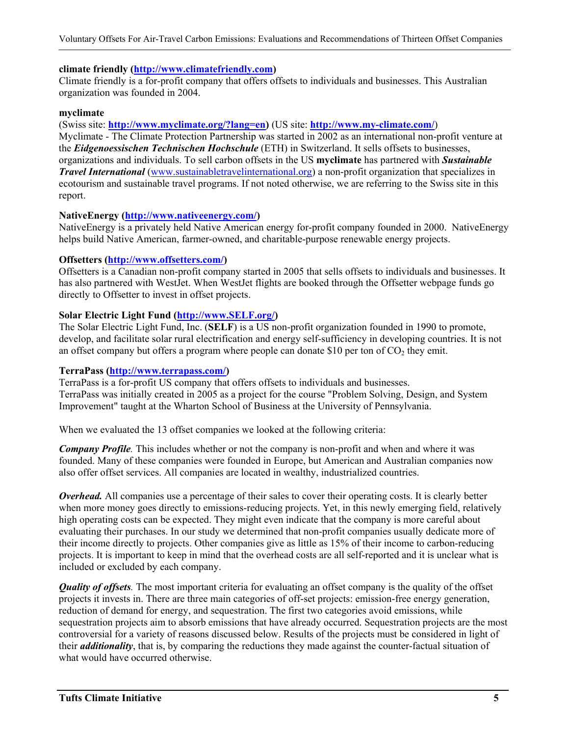**climate friendly (http://www.climatefriendly.com)**
Climate friendly is a for-profit company that offers offsets to individuals and businesses. This Australian organization was founded in 2004.

**myclimate**
(Swiss site: **http://www.myclimate.org/?lang=en**) (US site: **http://www.my-climate.com/**)
Myclimate - The Climate Protection Partnership was started in 2002 as an international non-profit venture at the ***Eidgenoessischen Technischen Hochschule*** (ETH) in Switzerland. It sells offsets to businesses, organizations and individuals. To sell carbon offsets in the US **myclimate** has partnered with ***Sustainable Travel International*** (www.sustainabletravelinternational.org) a non-profit organization that specializes in ecotourism and sustainable travel programs. If not noted otherwise, we are referring to the Swiss site in this report.

**NativeEnergy (http://www.nativeenergy.com/)**
NativeEnergy is a privately held Native American energy for-profit company founded in 2000. NativeEnergy helps build Native American, farmer-owned, and charitable-purpose renewable energy projects.

**Offsetters (http://www.offsetters.com/)**
Offsetters is a Canadian non-profit company started in 2005 that sells offsets to individuals and businesses. It has also partnered with WestJet. When WestJet flights are booked through the Offsetter webpage funds go directly to Offsetter to invest in offset projects.

**Solar Electric Light Fund (http://www.SELF.org/)**
The Solar Electric Light Fund, Inc. (**SELF**) is a US non-profit organization founded in 1990 to promote, develop, and facilitate solar rural electrification and energy self-sufficiency in developing countries. It is not an offset company but offers a program where people can donate $10 per ton of $CO_2$ they emit.

**TerraPass (http://www.terrapass.com/)**
TerraPass is a for-profit US company that offers offsets to individuals and businesses.
TerraPass was initially created in 2005 as a project for the course "Problem Solving, Design, and System Improvement" taught at the Wharton School of Business at the University of Pennsylvania.

When we evaluated the 13 offset companies we looked at the following criteria:

***Company Profile.*** This includes whether or not the company is non-profit and when and where it was founded. Many of these companies were founded in Europe, but American and Australian companies now also offer offset services. All companies are located in wealthy, industrialized countries.

***Overhead.*** All companies use a percentage of their sales to cover their operating costs. It is clearly better when more money goes directly to emissions-reducing projects. Yet, in this newly emerging field, relatively high operating costs can be expected. They might even indicate that the company is more careful about evaluating their purchases. In our study we determined that non-profit companies usually dedicate more of their income directly to projects. Other companies give as little as 15% of their income to carbon-reducing projects. It is important to keep in mind that the overhead costs are all self-reported and it is unclear what is included or excluded by each company.

***Quality of offsets.*** The most important criteria for evaluating an offset company is the quality of the offset projects it invests in. There are three main categories of off-set projects: emission-free energy generation, reduction of demand for energy, and sequestration. The first two categories avoid emissions, while sequestration projects aim to absorb emissions that have already occurred. Sequestration projects are the most controversial for a variety of reasons discussed below. Results of the projects must be considered in light of their ***additionality***, that is, by comparing the reductions they made against the counter-factual situation of what would have occurred otherwise.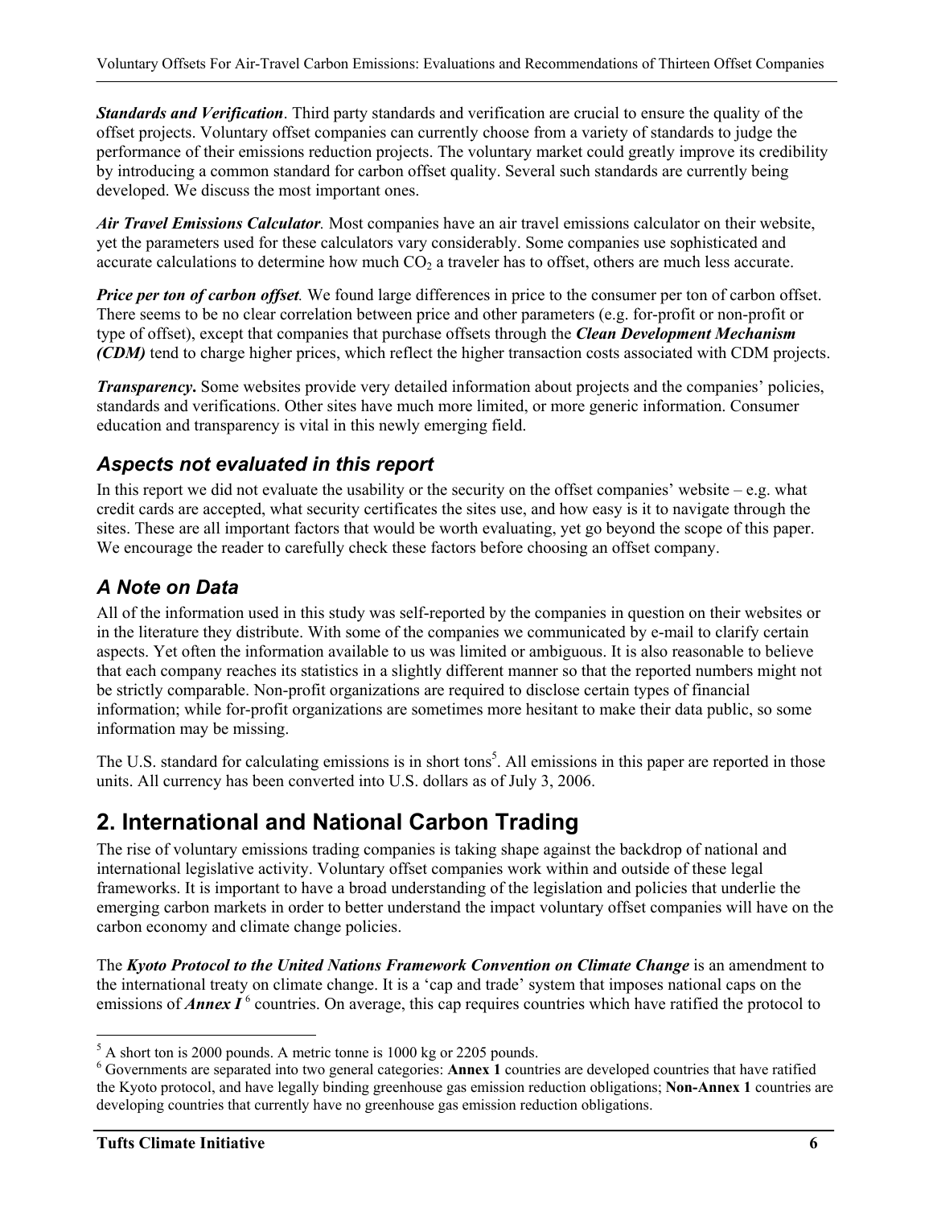***Standards and Verification***. Third party standards and verification are crucial to ensure the quality of the offset projects. Voluntary offset companies can currently choose from a variety of standards to judge the performance of their emissions reduction projects. The voluntary market could greatly improve its credibility by introducing a common standard for carbon offset quality. Several such standards are currently being developed. We discuss the most important ones.

***Air Travel Emissions Calculator***. Most companies have an air travel emissions calculator on their website, yet the parameters used for these calculators vary considerably. Some companies use sophisticated and accurate calculations to determine how much $CO_2$ a traveler has to offset, others are much less accurate.

***Price per ton of carbon offset***. We found large differences in price to the consumer per ton of carbon offset. There seems to be no clear correlation between price and other parameters (e.g. for-profit or non-profit or type of offset), except that companies that purchase offsets through the ***Clean Development Mechanism (CDM)*** tend to charge higher prices, which reflect the higher transaction costs associated with CDM projects.

***Transparency***. Some websites provide very detailed information about projects and the companies' policies, standards and verifications. Other sites have much more limited, or more generic information. Consumer education and transparency is vital in this newly emerging field.

### *Aspects not evaluated in this report*

In this report we did not evaluate the usability or the security on the offset companies' website – e.g. what credit cards are accepted, what security certificates the sites use, and how easy is it to navigate through the sites. These are all important factors that would be worth evaluating, yet go beyond the scope of this paper. We encourage the reader to carefully check these factors before choosing an offset company.

### *A Note on Data*

All of the information used in this study was self-reported by the companies in question on their websites or in the literature they distribute. With some of the companies we communicated by e-mail to clarify certain aspects. Yet often the information available to us was limited or ambiguous. It is also reasonable to believe that each company reaches its statistics in a slightly different manner so that the reported numbers might not be strictly comparable. Non-profit organizations are required to disclose certain types of financial information; while for-profit organizations are sometimes more hesitant to make their data public, so some information may be missing.

The U.S. standard for calculating emissions is in short tons[5]. All emissions in this paper are reported in those units. All currency has been converted into U.S. dollars as of July 3, 2006.

## 2. International and National Carbon Trading

The rise of voluntary emissions trading companies is taking shape against the backdrop of national and international legislative activity. Voluntary offset companies work within and outside of these legal frameworks. It is important to have a broad understanding of the legislation and policies that underlie the emerging carbon markets in order to better understand the impact voluntary offset companies will have on the carbon economy and climate change policies.

The ***Kyoto Protocol to the United Nations Framework Convention on Climate Change*** is an amendment to the international treaty on climate change. It is a 'cap and trade' system that imposes national caps on the emissions of ***Annex I***[6] countries. On average, this cap requires countries which have ratified the protocol to

---

[5] A short ton is 2000 pounds. A metric tonne is 1000 kg or 2205 pounds.

[6] Governments are separated into two general categories: **Annex 1** countries are developed countries that have ratified the Kyoto protocol, and have legally binding greenhouse gas emission reduction obligations; **Non-Annex 1** countries are developing countries that currently have no greenhouse gas emission reduction obligations.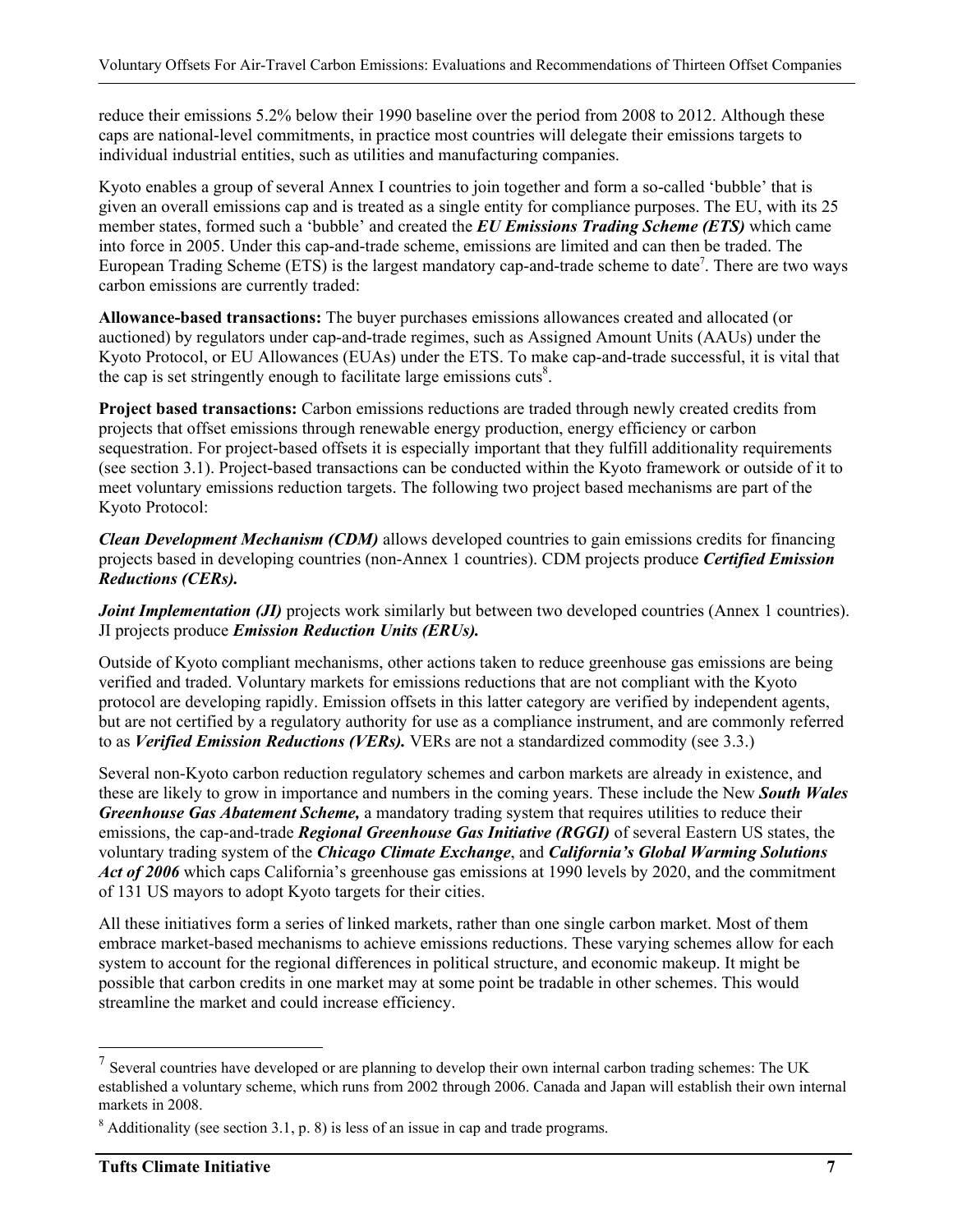reduce their emissions 5.2% below their 1990 baseline over the period from 2008 to 2012. Although these caps are national-level commitments, in practice most countries will delegate their emissions targets to individual industrial entities, such as utilities and manufacturing companies.

Kyoto enables a group of several Annex I countries to join together and form a so-called 'bubble' that is given an overall emissions cap and is treated as a single entity for compliance purposes. The EU, with its 25 member states, formed such a 'bubble' and created the ***EU Emissions Trading Scheme (ETS)*** which came into force in 2005. Under this cap-and-trade scheme, emissions are limited and can then be traded. The European Trading Scheme (ETS) is the largest mandatory cap-and-trade scheme to date[7]. There are two ways carbon emissions are currently traded:

**Allowance-based transactions:** The buyer purchases emissions allowances created and allocated (or auctioned) by regulators under cap-and-trade regimes, such as Assigned Amount Units (AAUs) under the Kyoto Protocol, or EU Allowances (EUAs) under the ETS. To make cap-and-trade successful, it is vital that the cap is set stringently enough to facilitate large emissions cuts[8].

**Project based transactions:** Carbon emissions reductions are traded through newly created credits from projects that offset emissions through renewable energy production, energy efficiency or carbon sequestration. For project-based offsets it is especially important that they fulfill additionality requirements (see section 3.1). Project-based transactions can be conducted within the Kyoto framework or outside of it to meet voluntary emissions reduction targets. The following two project based mechanisms are part of the Kyoto Protocol:

***Clean Development Mechanism (CDM)*** allows developed countries to gain emissions credits for financing projects based in developing countries (non-Annex 1 countries). CDM projects produce ***Certified Emission Reductions (CERs).***

***Joint Implementation (JI)*** projects work similarly but between two developed countries (Annex 1 countries). JI projects produce ***Emission Reduction Units (ERUs).***

Outside of Kyoto compliant mechanisms, other actions taken to reduce greenhouse gas emissions are being verified and traded. Voluntary markets for emissions reductions that are not compliant with the Kyoto protocol are developing rapidly. Emission offsets in this latter category are verified by independent agents, but are not certified by a regulatory authority for use as a compliance instrument, and are commonly referred to as ***Verified Emission Reductions (VERs).*** VERs are not a standardized commodity (see 3.3.)

Several non-Kyoto carbon reduction regulatory schemes and carbon markets are already in existence, and these are likely to grow in importance and numbers in the coming years. These include the New ***South Wales Greenhouse Gas Abatement Scheme,*** a mandatory trading system that requires utilities to reduce their emissions, the cap-and-trade ***Regional Greenhouse Gas Initiative (RGGI)*** of several Eastern US states, the voluntary trading system of the ***Chicago Climate Exchange***, and ***California's Global Warming Solutions Act of 2006*** which caps California's greenhouse gas emissions at 1990 levels by 2020, and the commitment of 131 US mayors to adopt Kyoto targets for their cities.

All these initiatives form a series of linked markets, rather than one single carbon market. Most of them embrace market-based mechanisms to achieve emissions reductions. These varying schemes allow for each system to account for the regional differences in political structure, and economic makeup. It might be possible that carbon credits in one market may at some point be tradable in other schemes. This would streamline the market and could increase efficiency.

[7] Several countries have developed or are planning to develop their own internal carbon trading schemes: The UK established a voluntary scheme, which runs from 2002 through 2006. Canada and Japan will establish their own internal markets in 2008.

[8] Additionality (see section 3.1, p. 8) is less of an issue in cap and trade programs.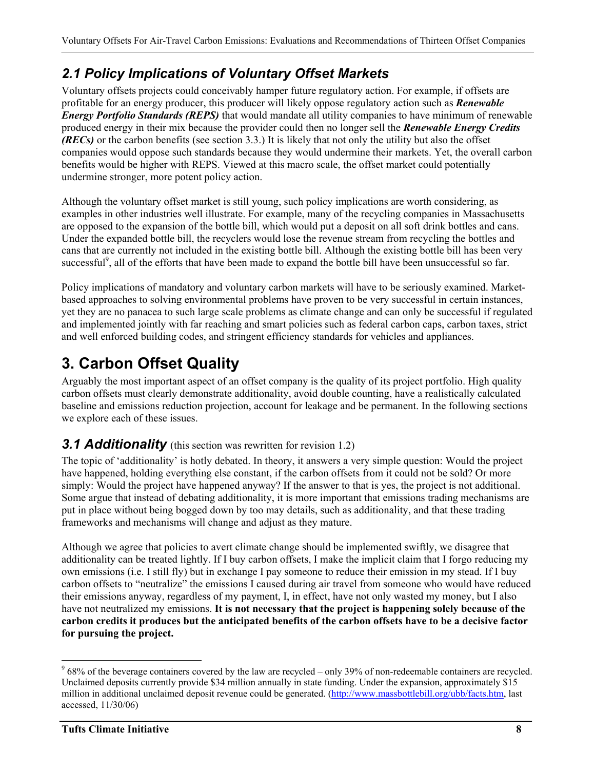## *2.1 Policy Implications of Voluntary Offset Markets*

Voluntary offsets projects could conceivably hamper future regulatory action. For example, if offsets are profitable for an energy producer, this producer will likely oppose regulatory action such as ***Renewable Energy Portfolio Standards (REPS)*** that would mandate all utility companies to have minimum of renewable produced energy in their mix because the provider could then no longer sell the ***Renewable Energy Credits (RECs)*** or the carbon benefits (see section 3.3.) It is likely that not only the utility but also the offset companies would oppose such standards because they would undermine their markets. Yet, the overall carbon benefits would be higher with REPS. Viewed at this macro scale, the offset market could potentially undermine stronger, more potent policy action.

Although the voluntary offset market is still young, such policy implications are worth considering, as examples in other industries well illustrate. For example, many of the recycling companies in Massachusetts are opposed to the expansion of the bottle bill, which would put a deposit on all soft drink bottles and cans. Under the expanded bottle bill, the recyclers would lose the revenue stream from recycling the bottles and cans that are currently not included in the existing bottle bill. Although the existing bottle bill has been very successful[9], all of the efforts that have been made to expand the bottle bill have been unsuccessful so far.

Policy implications of mandatory and voluntary carbon markets will have to be seriously examined. Market-based approaches to solving environmental problems have proven to be very successful in certain instances, yet they are no panacea to such large scale problems as climate change and can only be successful if regulated and implemented jointly with far reaching and smart policies such as federal carbon caps, carbon taxes, strict and well enforced building codes, and stringent efficiency standards for vehicles and appliances.

# 3. Carbon Offset Quality

Arguably the most important aspect of an offset company is the quality of its project portfolio. High quality carbon offsets must clearly demonstrate additionality, avoid double counting, have a realistically calculated baseline and emissions reduction projection, account for leakage and be permanent. In the following sections we explore each of these issues.

## *3.1 Additionality* (this section was rewritten for revision 1.2)

The topic of 'additionality' is hotly debated. In theory, it answers a very simple question: Would the project have happened, holding everything else constant, if the carbon offsets from it could not be sold? Or more simply: Would the project have happened anyway? If the answer to that is yes, the project is not additional. Some argue that instead of debating additionality, it is more important that emissions trading mechanisms are put in place without being bogged down by too may details, such as additionality, and that these trading frameworks and mechanisms will change and adjust as they mature.

Although we agree that policies to avert climate change should be implemented swiftly, we disagree that additionality can be treated lightly. If I buy carbon offsets, I make the implicit claim that I forgo reducing my own emissions (i.e. I still fly) but in exchange I pay someone to reduce their emission in my stead. If I buy carbon offsets to "neutralize" the emissions I caused during air travel from someone who would have reduced their emissions anyway, regardless of my payment, I, in effect, have not only wasted my money, but I also have not neutralized my emissions. **It is not necessary that the project is happening solely because of the carbon credits it produces but the anticipated benefits of the carbon offsets have to be a decisive factor for pursuing the project.**

---

[9] 68% of the beverage containers covered by the law are recycled – only 39% of non-redeemable containers are recycled. Unclaimed deposits currently provide $34 million annually in state funding. Under the expansion, approximately $15 million in additional unclaimed deposit revenue could be generated. (http://www.massbottlebill.org/ubb/facts.htm, last accessed, 11/30/06)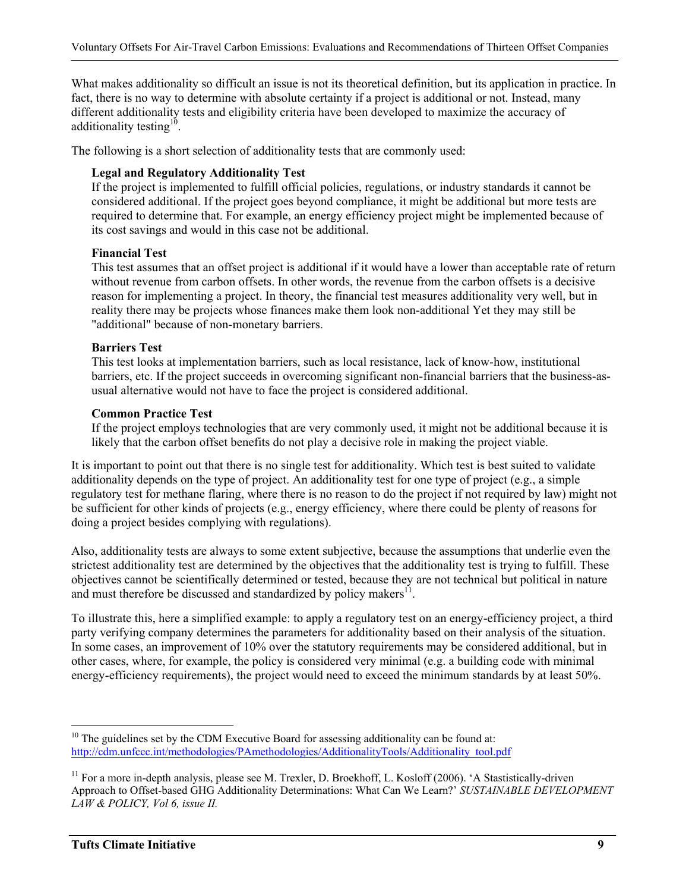What makes additionality so difficult an issue is not its theoretical definition, but its application in practice. In fact, there is no way to determine with absolute certainty if a project is additional or not. Instead, many different additionality tests and eligibility criteria have been developed to maximize the accuracy of additionality testing[10].

The following is a short selection of additionality tests that are commonly used:

**Legal and Regulatory Additionality Test**
If the project is implemented to fulfill official policies, regulations, or industry standards it cannot be considered additional. If the project goes beyond compliance, it might be additional but more tests are required to determine that. For example, an energy efficiency project might be implemented because of its cost savings and would in this case not be additional.

**Financial Test**
This test assumes that an offset project is additional if it would have a lower than acceptable rate of return without revenue from carbon offsets. In other words, the revenue from the carbon offsets is a decisive reason for implementing a project. In theory, the financial test measures additionality very well, but in reality there may be projects whose finances make them look non-additional Yet they may still be "additional" because of non-monetary barriers.

**Barriers Test**
This test looks at implementation barriers, such as local resistance, lack of know-how, institutional barriers, etc. If the project succeeds in overcoming significant non-financial barriers that the business-as-usual alternative would not have to face the project is considered additional.

**Common Practice Test**
If the project employs technologies that are very commonly used, it might not be additional because it is likely that the carbon offset benefits do not play a decisive role in making the project viable.

It is important to point out that there is no single test for additionality. Which test is best suited to validate additionality depends on the type of project. An additionality test for one type of project (e.g., a simple regulatory test for methane flaring, where there is no reason to do the project if not required by law) might not be sufficient for other kinds of projects (e.g., energy efficiency, where there could be plenty of reasons for doing a project besides complying with regulations).

Also, additionality tests are always to some extent subjective, because the assumptions that underlie even the strictest additionality test are determined by the objectives that the additionality test is trying to fulfill. These objectives cannot be scientifically determined or tested, because they are not technical but political in nature and must therefore be discussed and standardized by policy makers[11].

To illustrate this, here a simplified example: to apply a regulatory test on an energy-efficiency project, a third party verifying company determines the parameters for additionality based on their analysis of the situation. In some cases, an improvement of 10% over the statutory requirements may be considered additional, but in other cases, where, for example, the policy is considered very minimal (e.g. a building code with minimal energy-efficiency requirements), the project would need to exceed the minimum standards by at least 50%.

---

[10] The guidelines set by the CDM Executive Board for assessing additionality can be found at: http://cdm.unfccc.int/methodologies/PAmethodologies/AdditionalityTools/Additionality_tool.pdf

[11] For a more in-depth analysis, please see M. Trexler, D. Broekhoff, L. Kosloff (2006). 'A Stastistically-driven Approach to Offset-based GHG Additionality Determinations: What Can We Learn?' *SUSTAINABLE DEVELOPMENT LAW & POLICY, Vol 6, issue II.*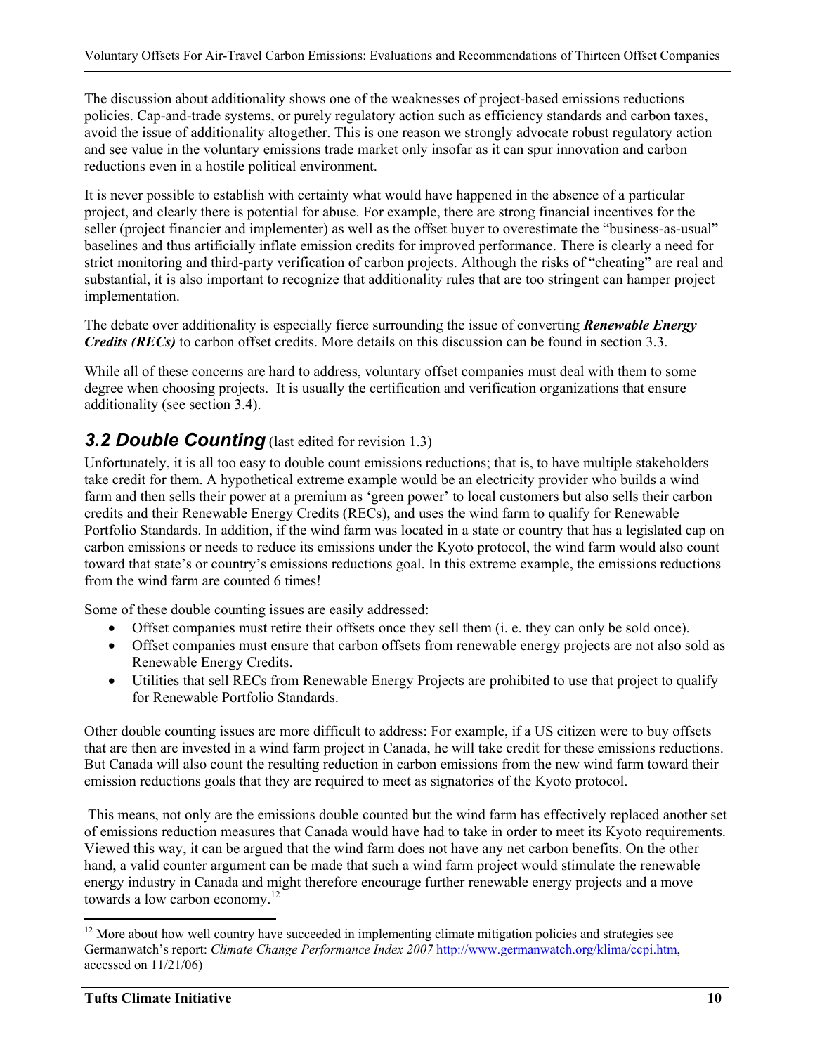The discussion about additionality shows one of the weaknesses of project-based emissions reductions policies. Cap-and-trade systems, or purely regulatory action such as efficiency standards and carbon taxes, avoid the issue of additionality altogether. This is one reason we strongly advocate robust regulatory action and see value in the voluntary emissions trade market only insofar as it can spur innovation and carbon reductions even in a hostile political environment.

It is never possible to establish with certainty what would have happened in the absence of a particular project, and clearly there is potential for abuse. For example, there are strong financial incentives for the seller (project financier and implementer) as well as the offset buyer to overestimate the "business-as-usual" baselines and thus artificially inflate emission credits for improved performance. There is clearly a need for strict monitoring and third-party verification of carbon projects. Although the risks of "cheating" are real and substantial, it is also important to recognize that additionality rules that are too stringent can hamper project implementation.

The debate over additionality is especially fierce surrounding the issue of converting ***Renewable Energy Credits (RECs)*** to carbon offset credits. More details on this discussion can be found in section 3.3.

While all of these concerns are hard to address, voluntary offset companies must deal with them to some degree when choosing projects. It is usually the certification and verification organizations that ensure additionality (see section 3.4).

## *3.2 Double Counting* (last edited for revision 1.3)

Unfortunately, it is all too easy to double count emissions reductions; that is, to have multiple stakeholders take credit for them. A hypothetical extreme example would be an electricity provider who builds a wind farm and then sells their power at a premium as 'green power' to local customers but also sells their carbon credits and their Renewable Energy Credits (RECs), and uses the wind farm to qualify for Renewable Portfolio Standards. In addition, if the wind farm was located in a state or country that has a legislated cap on carbon emissions or needs to reduce its emissions under the Kyoto protocol, the wind farm would also count toward that state's or country's emissions reductions goal. In this extreme example, the emissions reductions from the wind farm are counted 6 times!

Some of these double counting issues are easily addressed:

- Offset companies must retire their offsets once they sell them (i. e. they can only be sold once).
- Offset companies must ensure that carbon offsets from renewable energy projects are not also sold as Renewable Energy Credits.
- Utilities that sell RECs from Renewable Energy Projects are prohibited to use that project to qualify for Renewable Portfolio Standards.

Other double counting issues are more difficult to address: For example, if a US citizen were to buy offsets that are then are invested in a wind farm project in Canada, he will take credit for these emissions reductions. But Canada will also count the resulting reduction in carbon emissions from the new wind farm toward their emission reductions goals that they are required to meet as signatories of the Kyoto protocol.

This means, not only are the emissions double counted but the wind farm has effectively replaced another set of emissions reduction measures that Canada would have had to take in order to meet its Kyoto requirements. Viewed this way, it can be argued that the wind farm does not have any net carbon benefits. On the other hand, a valid counter argument can be made that such a wind farm project would stimulate the renewable energy industry in Canada and might therefore encourage further renewable energy projects and a move towards a low carbon economy.[12]

[12] More about how well country have succeeded in implementing climate mitigation policies and strategies see Germanwatch's report: *Climate Change Performance Index 2007* http://www.germanwatch.org/klima/ccpi.htm, accessed on 11/21/06)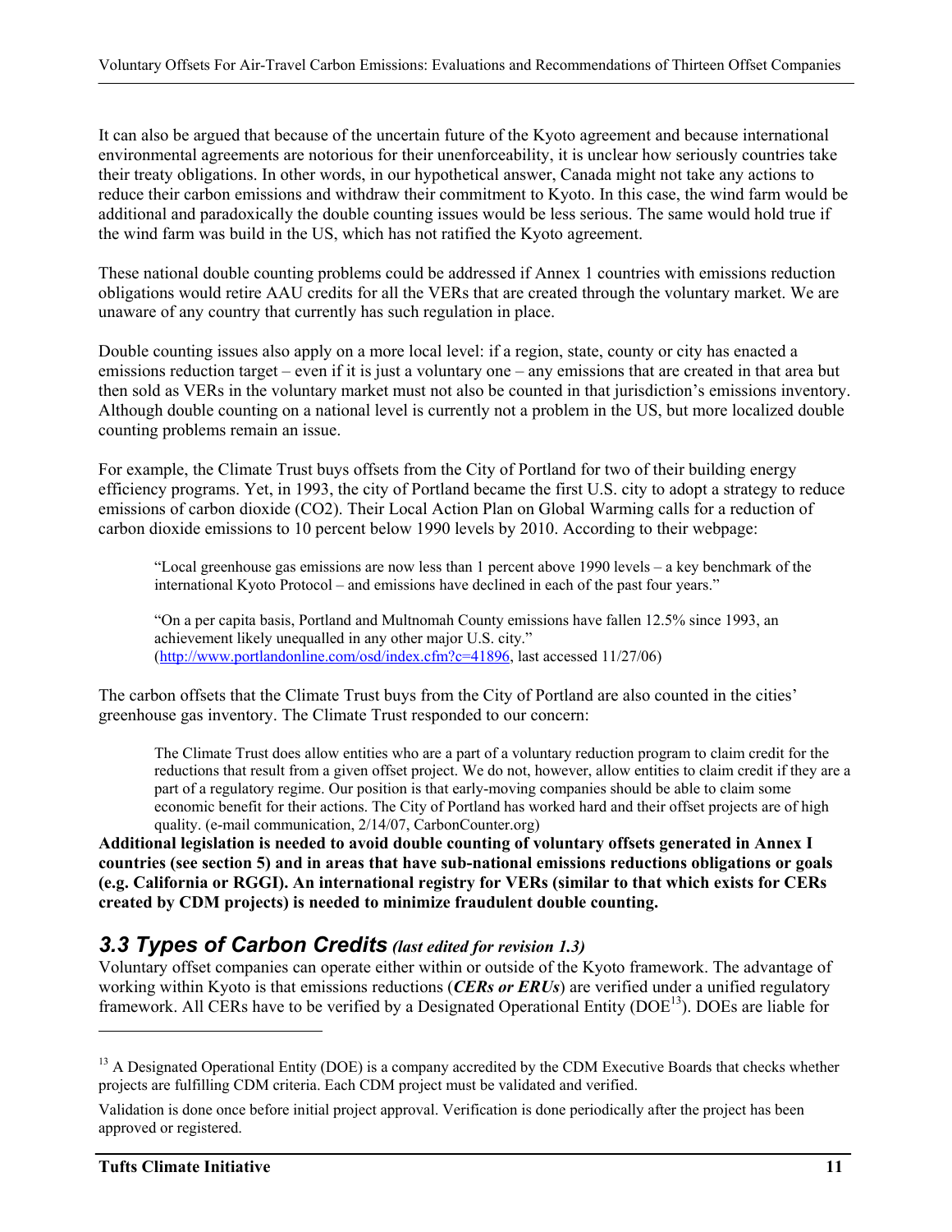It can also be argued that because of the uncertain future of the Kyoto agreement and because international environmental agreements are notorious for their unenforceability, it is unclear how seriously countries take their treaty obligations. In other words, in our hypothetical answer, Canada might not take any actions to reduce their carbon emissions and withdraw their commitment to Kyoto. In this case, the wind farm would be additional and paradoxically the double counting issues would be less serious. The same would hold true if the wind farm was build in the US, which has not ratified the Kyoto agreement.

These national double counting problems could be addressed if Annex 1 countries with emissions reduction obligations would retire AAU credits for all the VERs that are created through the voluntary market. We are unaware of any country that currently has such regulation in place.

Double counting issues also apply on a more local level: if a region, state, county or city has enacted a emissions reduction target – even if it is just a voluntary one – any emissions that are created in that area but then sold as VERs in the voluntary market must not also be counted in that jurisdiction's emissions inventory. Although double counting on a national level is currently not a problem in the US, but more localized double counting problems remain an issue.

For example, the Climate Trust buys offsets from the City of Portland for two of their building energy efficiency programs. Yet, in 1993, the city of Portland became the first U.S. city to adopt a strategy to reduce emissions of carbon dioxide ($CO_2$). Their Local Action Plan on Global Warming calls for a reduction of carbon dioxide emissions to 10 percent below 1990 levels by 2010. According to their webpage:

> "Local greenhouse gas emissions are now less than 1 percent above 1990 levels – a key benchmark of the international Kyoto Protocol – and emissions have declined in each of the past four years."
>
> "On a per capita basis, Portland and Multnomah County emissions have fallen 12.5% since 1993, an achievement likely unequalled in any other major U.S. city." (http://www.portlandonline.com/osd/index.cfm?c=41896, last accessed 11/27/06)

The carbon offsets that the Climate Trust buys from the City of Portland are also counted in the cities' greenhouse gas inventory. The Climate Trust responded to our concern:

> The Climate Trust does allow entities who are a part of a voluntary reduction program to claim credit for the reductions that result from a given offset project. We do not, however, allow entities to claim credit if they are a part of a regulatory regime. Our position is that early-moving companies should be able to claim some economic benefit for their actions. The City of Portland has worked hard and their offset projects are of high quality. (e-mail communication, 2/14/07, CarbonCounter.org)

**Additional legislation is needed to avoid double counting of voluntary offsets generated in Annex I countries (see section 5) and in areas that have sub-national emissions reductions obligations or goals (e.g. California or RGGI). An international registry for VERs (similar to that which exists for CERs created by CDM projects) is needed to minimize fraudulent double counting.**

## 3.3 Types of Carbon Credits *(last edited for revision 1.3)*

Voluntary offset companies can operate either within or outside of the Kyoto framework. The advantage of working within Kyoto is that emissions reductions (***CERs or ERUs***) are verified under a unified regulatory framework. All CERs have to be verified by a Designated Operational Entity (DOE[13]). DOEs are liable for

---

[13] A Designated Operational Entity (DOE) is a company accredited by the CDM Executive Boards that checks whether projects are fulfilling CDM criteria. Each CDM project must be validated and verified.

Validation is done once before initial project approval. Verification is done periodically after the project has been approved or registered.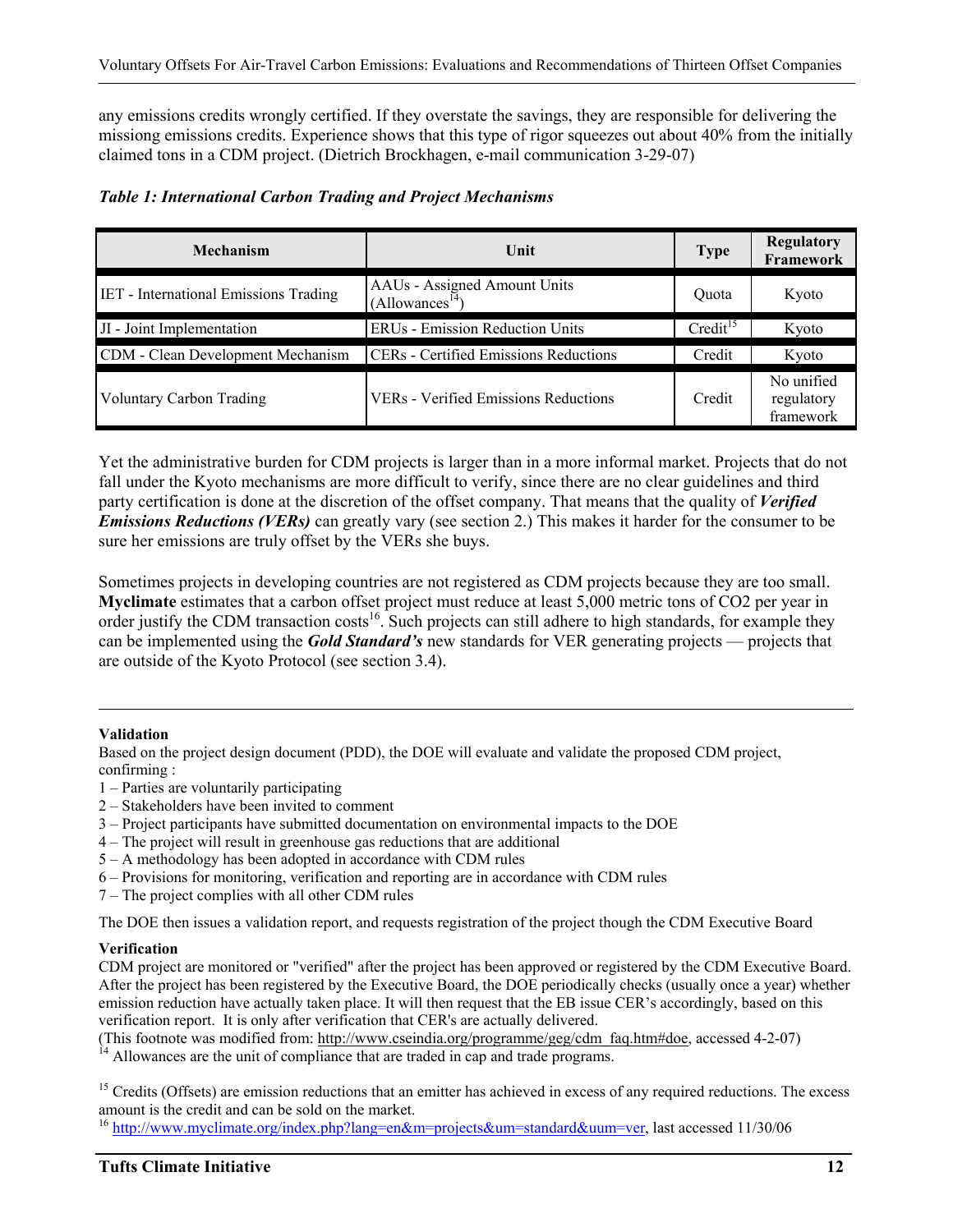any emissions credits wrongly certified. If they overstate the savings, they are responsible for delivering the missiong emissions credits. Experience shows that this type of rigor squeezes out about 40% from the initially claimed tons in a CDM project. (Dietrich Brockhagen, e-mail communication 3-29-07)

***Table 1: International Carbon Trading and Project Mechanisms***

| Mechanism | Unit | Type | Regulatory Framework |
|---|---|---|---|
| IET - International Emissions Trading | AAUs - Assigned Amount Units (Allowances[14]) | Quota | Kyoto |
| JI - Joint Implementation | ERUs - Emission Reduction Units | Credit[15] | Kyoto |
| CDM - Clean Development Mechanism | CERs - Certified Emissions Reductions | Credit | Kyoto |
| Voluntary Carbon Trading | VERs - Verified Emissions Reductions | Credit | No unified regulatory framework |

Yet the administrative burden for CDM projects is larger than in a more informal market. Projects that do not fall under the Kyoto mechanisms are more difficult to verify, since there are no clear guidelines and third party certification is done at the discretion of the offset company. That means that the quality of ***Verified Emissions Reductions (VERs)*** can greatly vary (see section 2.) This makes it harder for the consumer to be sure her emissions are truly offset by the VERs she buys.

Sometimes projects in developing countries are not registered as CDM projects because they are too small. **Myclimate** estimates that a carbon offset project must reduce at least 5,000 metric tons of CO2 per year in order justify the CDM transaction costs[16]. Such projects can still adhere to high standards, for example they can be implemented using the ***Gold Standard's*** new standards for VER generating projects — projects that are outside of the Kyoto Protocol (see section 3.4).

---

**Validation**

Based on the project design document (PDD), the DOE will evaluate and validate the proposed CDM project, confirming :

1 – Parties are voluntarily participating
2 – Stakeholders have been invited to comment
3 – Project participants have submitted documentation on environmental impacts to the DOE
4 – The project will result in greenhouse gas reductions that are additional
5 – A methodology has been adopted in accordance with CDM rules
6 – Provisions for monitoring, verification and reporting are in accordance with CDM rules
7 – The project complies with all other CDM rules

The DOE then issues a validation report, and requests registration of the project though the CDM Executive Board

**Verification**

CDM project are monitored or "verified" after the project has been approved or registered by the CDM Executive Board. After the project has been registered by the Executive Board, the DOE periodically checks (usually once a year) whether emission reduction have actually taken place. It will then request that the EB issue CER's accordingly, based on this verification report. It is only after verification that CER's are actually delivered.
(This footnote was modified from: http://www.cseindia.org/programme/geg/cdm_faq.htm#doe, accessed 4-2-07)

[14] Allowances are the unit of compliance that are traded in cap and trade programs.

[15] Credits (Offsets) are emission reductions that an emitter has achieved in excess of any required reductions. The excess amount is the credit and can be sold on the market.

[16] http://www.myclimate.org/index.php?lang=en&m=projects&um=standard&uum=ver, last accessed 11/30/06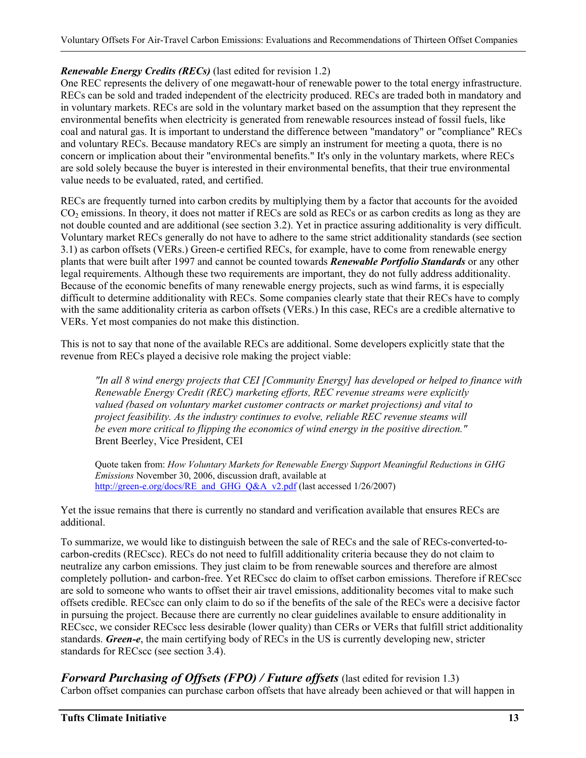***Renewable Energy Credits (RECs)*** (last edited for revision 1.2)

One REC represents the delivery of one megawatt-hour of renewable power to the total energy infrastructure. RECs can be sold and traded independent of the electricity produced. RECs are traded both in mandatory and in voluntary markets. RECs are sold in the voluntary market based on the assumption that they represent the environmental benefits when electricity is generated from renewable resources instead of fossil fuels, like coal and natural gas. It is important to understand the difference between "mandatory" or "compliance" RECs and voluntary RECs. Because mandatory RECs are simply an instrument for meeting a quota, there is no concern or implication about their "environmental benefits." It's only in the voluntary markets, where RECs are sold solely because the buyer is interested in their environmental benefits, that their true environmental value needs to be evaluated, rated, and certified.

RECs are frequently turned into carbon credits by multiplying them by a factor that accounts for the avoided $CO_2$ emissions. In theory, it does not matter if RECs are sold as RECs or as carbon credits as long as they are not double counted and are additional (see section 3.2). Yet in practice assuring additionality is very difficult. Voluntary market RECs generally do not have to adhere to the same strict additionality standards (see section 3.1) as carbon offsets (VERs.) Green-e certified RECs, for example, have to come from renewable energy plants that were built after 1997 and cannot be counted towards ***Renewable Portfolio Standards*** or any other legal requirements. Although these two requirements are important, they do not fully address additionality. Because of the economic benefits of many renewable energy projects, such as wind farms, it is especially difficult to determine additionality with RECs. Some companies clearly state that their RECs have to comply with the same additionality criteria as carbon offsets (VERs.) In this case, RECs are a credible alternative to VERs. Yet most companies do not make this distinction.

This is not to say that none of the available RECs are additional. Some developers explicitly state that the revenue from RECs played a decisive role making the project viable:

> *"In all 8 wind energy projects that CEI [Community Energy] has developed or helped to finance with Renewable Energy Credit (REC) marketing efforts, REC revenue streams were explicitly valued (based on voluntary market customer contracts or market projections) and vital to project feasibility. As the industry continues to evolve, reliable REC revenue steams will be even more critical to flipping the economics of wind energy in the positive direction."*
> Brent Beerley, Vice President, CEI
>
> Quote taken from: *How Voluntary Markets for Renewable Energy Support Meaningful Reductions in GHG Emissions* November 30, 2006, discussion draft, available at http://green-e.org/docs/RE_and_GHG_Q&A_v2.pdf (last accessed 1/26/2007)

Yet the issue remains that there is currently no standard and verification available that ensures RECs are additional.

To summarize, we would like to distinguish between the sale of RECs and the sale of RECs-converted-to-carbon-credits (RECscc). RECs do not need to fulfill additionality criteria because they do not claim to neutralize any carbon emissions. They just claim to be from renewable sources and therefore are almost completely pollution- and carbon-free. Yet RECscc do claim to offset carbon emissions. Therefore if RECscc are sold to someone who wants to offset their air travel emissions, additionality becomes vital to make such offsets credible. RECscc can only claim to do so if the benefits of the sale of the RECs were a decisive factor in pursuing the project. Because there are currently no clear guidelines available to ensure additionality in RECscc, we consider RECscc less desirable (lower quality) than CERs or VERs that fulfill strict additionality standards. ***Green-e***, the main certifying body of RECs in the US is currently developing new, stricter standards for RECscc (see section 3.4).

***Forward Purchasing of Offsets (FPO) / Future offsets*** (last edited for revision 1.3)

Carbon offset companies can purchase carbon offsets that have already been achieved or that will happen in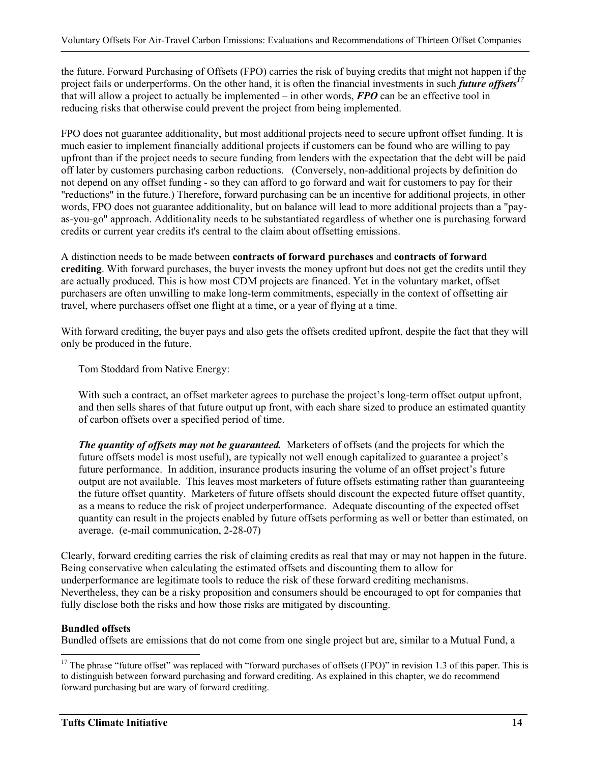the future. Forward Purchasing of Offsets (FPO) carries the risk of buying credits that might not happen if the project fails or underperforms. On the other hand, it is often the financial investments in such ***future offsets***[17] that will allow a project to actually be implemented – in other words, ***FPO*** can be an effective tool in reducing risks that otherwise could prevent the project from being implemented.

FPO does not guarantee additionality, but most additional projects need to secure upfront offset funding. It is much easier to implement financially additional projects if customers can be found who are willing to pay upfront than if the project needs to secure funding from lenders with the expectation that the debt will be paid off later by customers purchasing carbon reductions. (Conversely, non-additional projects by definition do not depend on any offset funding - so they can afford to go forward and wait for customers to pay for their "reductions" in the future.) Therefore, forward purchasing can be an incentive for additional projects, in other words, FPO does not guarantee additionality, but on balance will lead to more additional projects than a "pay-as-you-go" approach. Additionality needs to be substantiated regardless of whether one is purchasing forward credits or current year credits it's central to the claim about offsetting emissions.

A distinction needs to be made between **contracts of forward purchases** and **contracts of forward crediting**. With forward purchases, the buyer invests the money upfront but does not get the credits until they are actually produced. This is how most CDM projects are financed. Yet in the voluntary market, offset purchasers are often unwilling to make long-term commitments, especially in the context of offsetting air travel, where purchasers offset one flight at a time, or a year of flying at a time.

With forward crediting, the buyer pays and also gets the offsets credited upfront, despite the fact that they will only be produced in the future.

> Tom Stoddard from Native Energy:
>
> With such a contract, an offset marketer agrees to purchase the project's long-term offset output upfront, and then sells shares of that future output up front, with each share sized to produce an estimated quantity of carbon offsets over a specified period of time.
>
> ***The quantity of offsets may not be guaranteed.*** Marketers of offsets (and the projects for which the future offsets model is most useful), are typically not well enough capitalized to guarantee a project's future performance. In addition, insurance products insuring the volume of an offset project's future output are not available. This leaves most marketers of future offsets estimating rather than guaranteeing the future offset quantity. Marketers of future offsets should discount the expected future offset quantity, as a means to reduce the risk of project underperformance. Adequate discounting of the expected offset quantity can result in the projects enabled by future offsets performing as well or better than estimated, on average. (e-mail communication, 2-28-07)

Clearly, forward crediting carries the risk of claiming credits as real that may or may not happen in the future. Being conservative when calculating the estimated offsets and discounting them to allow for underperformance are legitimate tools to reduce the risk of these forward crediting mechanisms. Nevertheless, they can be a risky proposition and consumers should be encouraged to opt for companies that fully disclose both the risks and how those risks are mitigated by discounting.

**Bundled offsets**

Bundled offsets are emissions that do not come from one single project but are, similar to a Mutual Fund, a

[17] The phrase "future offset" was replaced with "forward purchases of offsets (FPO)" in revision 1.3 of this paper. This is to distinguish between forward purchasing and forward crediting. As explained in this chapter, we do recommend forward purchasing but are wary of forward crediting.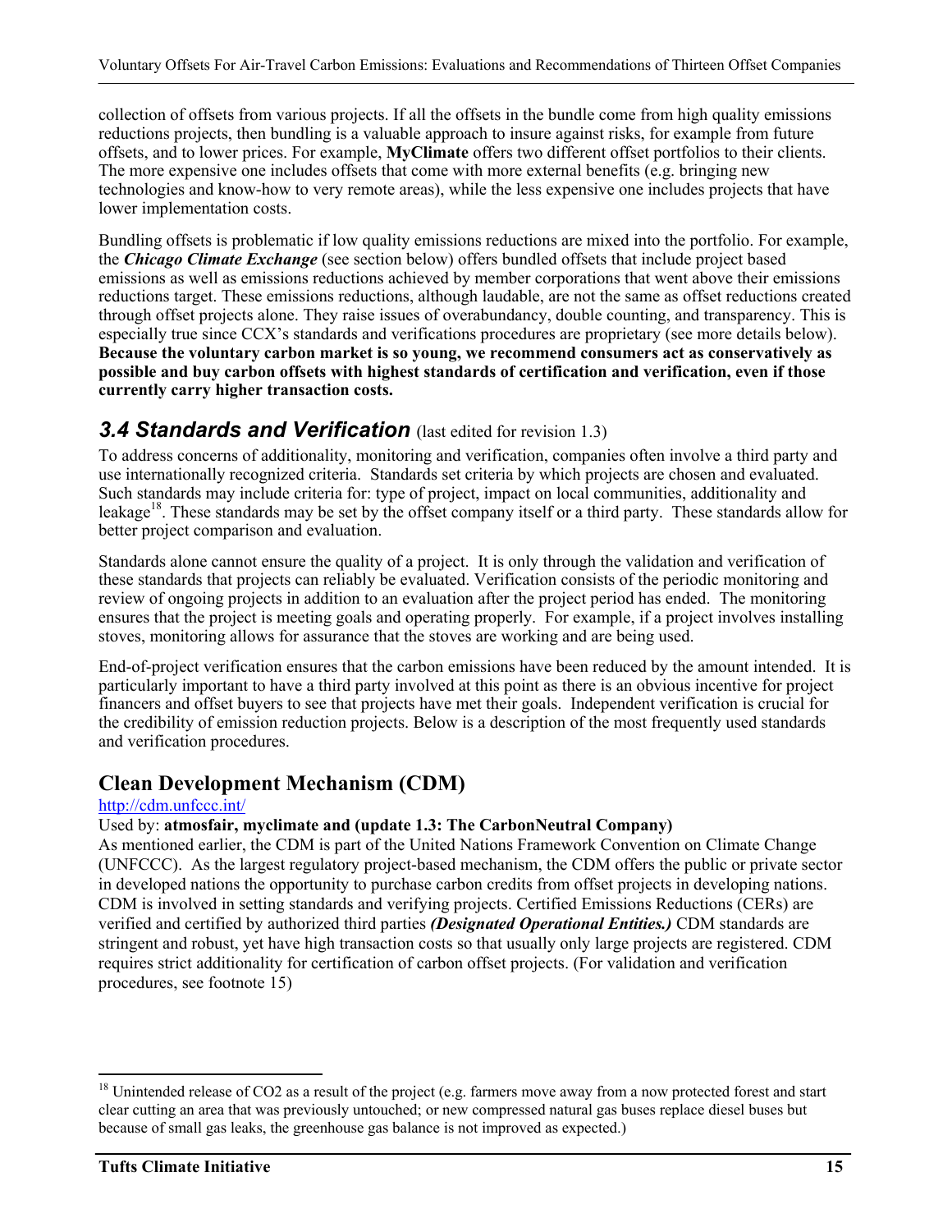collection of offsets from various projects. If all the offsets in the bundle come from high quality emissions reductions projects, then bundling is a valuable approach to insure against risks, for example from future offsets, and to lower prices. For example, **MyClimate** offers two different offset portfolios to their clients. The more expensive one includes offsets that come with more external benefits (e.g. bringing new technologies and know-how to very remote areas), while the less expensive one includes projects that have lower implementation costs.

Bundling offsets is problematic if low quality emissions reductions are mixed into the portfolio. For example, the ***Chicago Climate Exchange*** (see section below) offers bundled offsets that include project based emissions as well as emissions reductions achieved by member corporations that went above their emissions reductions target. These emissions reductions, although laudable, are not the same as offset reductions created through offset projects alone. They raise issues of overabundancy, double counting, and transparency. This is especially true since CCX's standards and verifications procedures are proprietary (see more details below). **Because the voluntary carbon market is so young, we recommend consumers act as conservatively as possible and buy carbon offsets with highest standards of certification and verification, even if those currently carry higher transaction costs.**

## *3.4 Standards and Verification* (last edited for revision 1.3)

To address concerns of additionality, monitoring and verification, companies often involve a third party and use internationally recognized criteria. Standards set criteria by which projects are chosen and evaluated. Such standards may include criteria for: type of project, impact on local communities, additionality and leakage[18]. These standards may be set by the offset company itself or a third party. These standards allow for better project comparison and evaluation.

Standards alone cannot ensure the quality of a project. It is only through the validation and verification of these standards that projects can reliably be evaluated. Verification consists of the periodic monitoring and review of ongoing projects in addition to an evaluation after the project period has ended. The monitoring ensures that the project is meeting goals and operating properly. For example, if a project involves installing stoves, monitoring allows for assurance that the stoves are working and are being used.

End-of-project verification ensures that the carbon emissions have been reduced by the amount intended. It is particularly important to have a third party involved at this point as there is an obvious incentive for project financers and offset buyers to see that projects have met their goals. Independent verification is crucial for the credibility of emission reduction projects. Below is a description of the most frequently used standards and verification procedures.

### Clean Development Mechanism (CDM)

http://cdm.unfccc.int/

Used by: **atmosfair, myclimate and (update 1.3: The CarbonNeutral Company)**

As mentioned earlier, the CDM is part of the United Nations Framework Convention on Climate Change (UNFCCC). As the largest regulatory project-based mechanism, the CDM offers the public or private sector in developed nations the opportunity to purchase carbon credits from offset projects in developing nations. CDM is involved in setting standards and verifying projects. Certified Emissions Reductions (CERs) are verified and certified by authorized third parties ***(Designated Operational Entities.)*** CDM standards are stringent and robust, yet have high transaction costs so that usually only large projects are registered. CDM requires strict additionality for certification of carbon offset projects. (For validation and verification procedures, see footnote 15)

[18] Unintended release of $CO_2$ as a result of the project (e.g. farmers move away from a now protected forest and start clear cutting an area that was previously untouched; or new compressed natural gas buses replace diesel buses but because of small gas leaks, the greenhouse gas balance is not improved as expected.)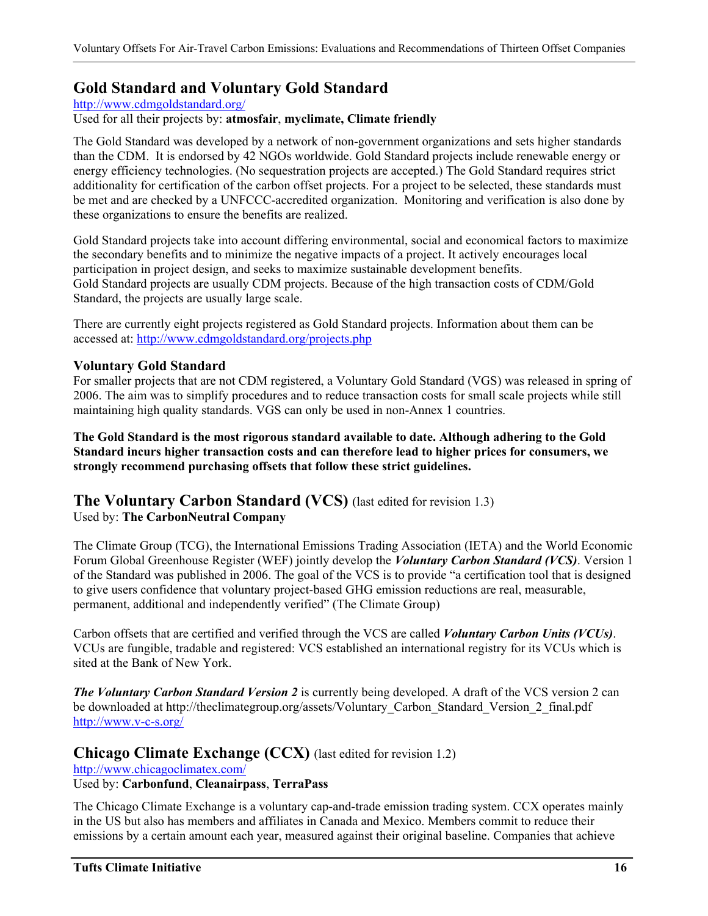## Gold Standard and Voluntary Gold Standard

http://www.cdmgoldstandard.org/
Used for all their projects by: **atmosfair**, **myclimate, Climate friendly**

The Gold Standard was developed by a network of non-government organizations and sets higher standards than the CDM. It is endorsed by 42 NGOs worldwide. Gold Standard projects include renewable energy or energy efficiency technologies. (No sequestration projects are accepted.) The Gold Standard requires strict additionality for certification of the carbon offset projects. For a project to be selected, these standards must be met and are checked by a UNFCCC-accredited organization. Monitoring and verification is also done by these organizations to ensure the benefits are realized.

Gold Standard projects take into account differing environmental, social and economical factors to maximize the secondary benefits and to minimize the negative impacts of a project. It actively encourages local participation in project design, and seeks to maximize sustainable development benefits.
Gold Standard projects are usually CDM projects. Because of the high transaction costs of CDM/Gold Standard, the projects are usually large scale.

There are currently eight projects registered as Gold Standard projects. Information about them can be accessed at: http://www.cdmgoldstandard.org/projects.php

### Voluntary Gold Standard

For smaller projects that are not CDM registered, a Voluntary Gold Standard (VGS) was released in spring of 2006. The aim was to simplify procedures and to reduce transaction costs for small scale projects while still maintaining high quality standards. VGS can only be used in non-Annex 1 countries.

**The Gold Standard is the most rigorous standard available to date. Although adhering to the Gold Standard incurs higher transaction costs and can therefore lead to higher prices for consumers, we strongly recommend purchasing offsets that follow these strict guidelines.**

## The Voluntary Carbon Standard (VCS) (last edited for revision 1.3)

Used by: **The CarbonNeutral Company**

The Climate Group (TCG), the International Emissions Trading Association (IETA) and the World Economic Forum Global Greenhouse Register (WEF) jointly develop the ***Voluntary Carbon Standard (VCS)***. Version 1 of the Standard was published in 2006. The goal of the VCS is to provide "a certification tool that is designed to give users confidence that voluntary project-based GHG emission reductions are real, measurable, permanent, additional and independently verified" (The Climate Group)

Carbon offsets that are certified and verified through the VCS are called ***Voluntary Carbon Units (VCUs)***. VCUs are fungible, tradable and registered: VCS established an international registry for its VCUs which is sited at the Bank of New York.

***The Voluntary Carbon Standard Version 2*** is currently being developed. A draft of the VCS version 2 can be downloaded at http://theclimategroup.org/assets/Voluntary_Carbon_Standard_Version_2_final.pdf
http://www.v-c-s.org/

## Chicago Climate Exchange (CCX) (last edited for revision 1.2)

http://www.chicagoclimatex.com/
Used by: **Carbonfund**, **Cleanairpass**, **TerraPass**

The Chicago Climate Exchange is a voluntary cap-and-trade emission trading system. CCX operates mainly in the US but also has members and affiliates in Canada and Mexico. Members commit to reduce their emissions by a certain amount each year, measured against their original baseline. Companies that achieve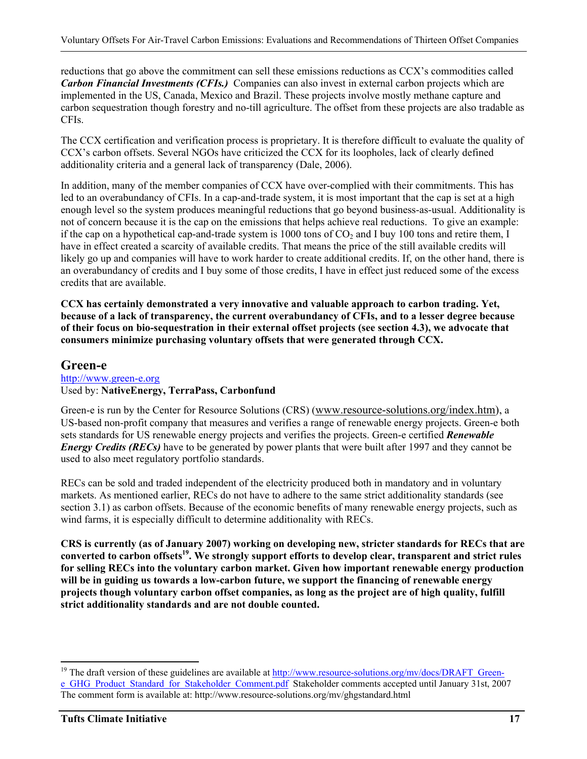reductions that go above the commitment can sell these emissions reductions as CCX's commodities called ***Carbon Financial Investments (CFIs.)*** Companies can also invest in external carbon projects which are implemented in the US, Canada, Mexico and Brazil. These projects involve mostly methane capture and carbon sequestration though forestry and no-till agriculture. The offset from these projects are also tradable as CFIs.

The CCX certification and verification process is proprietary. It is therefore difficult to evaluate the quality of CCX's carbon offsets. Several NGOs have criticized the CCX for its loopholes, lack of clearly defined additionality criteria and a general lack of transparency (Dale, 2006).

In addition, many of the member companies of CCX have over-complied with their commitments. This has led to an overabundancy of CFIs. In a cap-and-trade system, it is most important that the cap is set at a high enough level so the system produces meaningful reductions that go beyond business-as-usual. Additionality is not of concern because it is the cap on the emissions that helps achieve real reductions. To give an example: if the cap on a hypothetical cap-and-trade system is 1000 tons of $CO_2$ and I buy 100 tons and retire them, I have in effect created a scarcity of available credits. That means the price of the still available credits will likely go up and companies will have to work harder to create additional credits. If, on the other hand, there is an overabundancy of credits and I buy some of those credits, I have in effect just reduced some of the excess credits that are available.

**CCX has certainly demonstrated a very innovative and valuable approach to carbon trading. Yet, because of a lack of transparency, the current overabundancy of CFIs, and to a lesser degree because of their focus on bio-sequestration in their external offset projects (see section 4.3), we advocate that consumers minimize purchasing voluntary offsets that were generated through CCX.**

## Green-e

http://www.green-e.org

Used by: **NativeEnergy, TerraPass, Carbonfund**

Green-e is run by the Center for Resource Solutions (CRS) (www.resource-solutions.org/index.htm), a US-based non-profit company that measures and verifies a range of renewable energy projects. Green-e both sets standards for US renewable energy projects and verifies the projects. Green-e certified ***Renewable Energy Credits (RECs)*** have to be generated by power plants that were built after 1997 and they cannot be used to also meet regulatory portfolio standards.

RECs can be sold and traded independent of the electricity produced both in mandatory and in voluntary markets. As mentioned earlier, RECs do not have to adhere to the same strict additionality standards (see section 3.1) as carbon offsets. Because of the economic benefits of many renewable energy projects, such as wind farms, it is especially difficult to determine additionality with RECs.

**CRS is currently (as of January 2007) working on developing new, stricter standards for RECs that are converted to carbon offsets[19]. We strongly support efforts to develop clear, transparent and strict rules for selling RECs into the voluntary carbon market. Given how important renewable energy production will be in guiding us towards a low-carbon future, we support the financing of renewable energy projects though voluntary carbon offset companies, as long as the project are of high quality, fulfill strict additionality standards and are not double counted.**

[19] The draft version of these guidelines are available at http://www.resource-solutions.org/mv/docs/DRAFT_Green-e_GHG_Product_Standard_for_Stakeholder_Comment.pdf Stakeholder comments accepted until January 31st, 2007 The comment form is available at: http://www.resource-solutions.org/mv/ghgstandard.html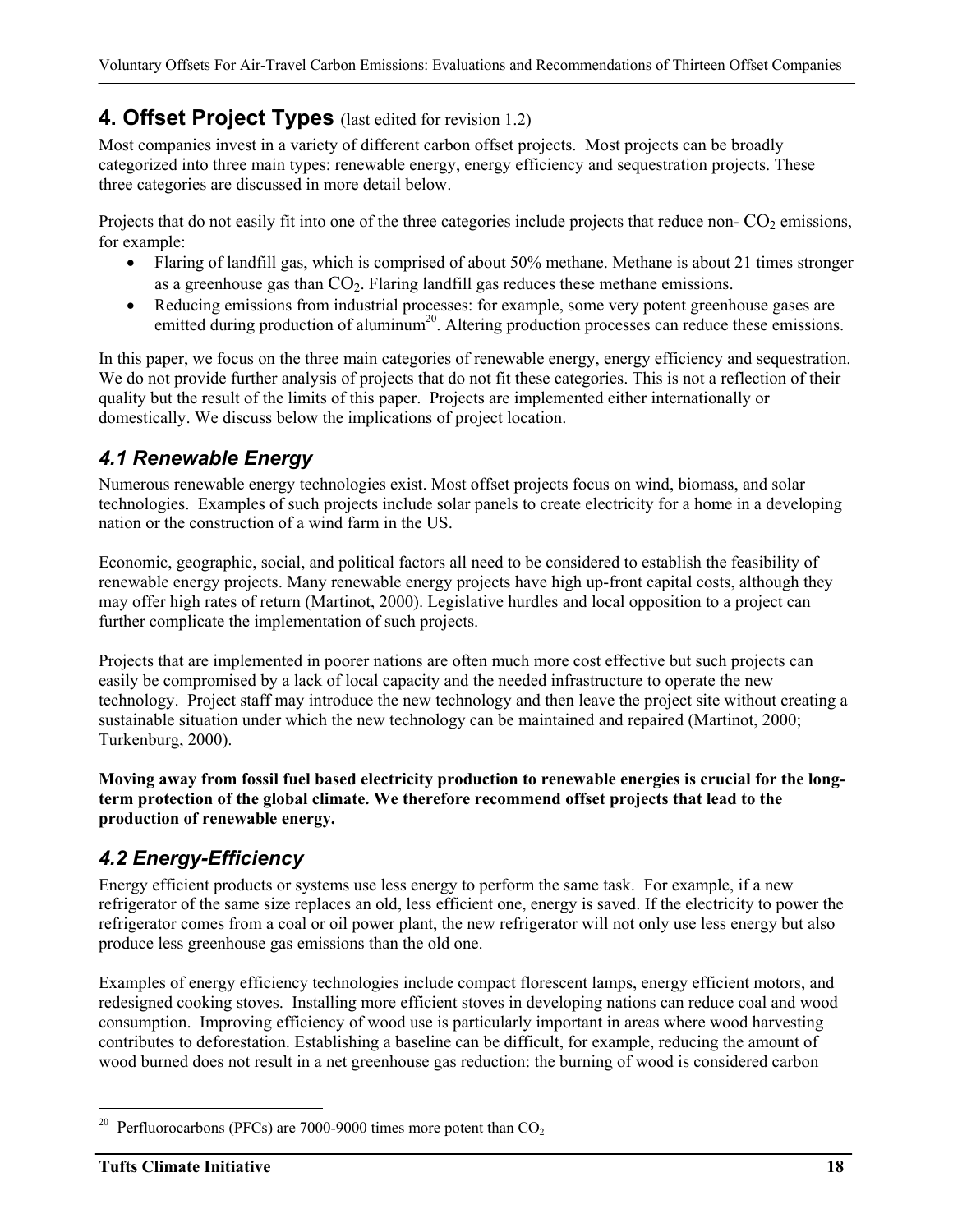## 4. Offset Project Types (last edited for revision 1.2)

Most companies invest in a variety of different carbon offset projects. Most projects can be broadly categorized into three main types: renewable energy, energy efficiency and sequestration projects. These three categories are discussed in more detail below.

Projects that do not easily fit into one of the three categories include projects that reduce non- $CO_2$ emissions, for example:

- Flaring of landfill gas, which is comprised of about 50% methane. Methane is about 21 times stronger as a greenhouse gas than $CO_2$. Flaring landfill gas reduces these methane emissions.
- Reducing emissions from industrial processes: for example, some very potent greenhouse gases are emitted during production of aluminum[20]. Altering production processes can reduce these emissions.

In this paper, we focus on the three main categories of renewable energy, energy efficiency and sequestration. We do not provide further analysis of projects that do not fit these categories. This is not a reflection of their quality but the result of the limits of this paper. Projects are implemented either internationally or domestically. We discuss below the implications of project location.

### *4.1 Renewable Energy*

Numerous renewable energy technologies exist. Most offset projects focus on wind, biomass, and solar technologies. Examples of such projects include solar panels to create electricity for a home in a developing nation or the construction of a wind farm in the US.

Economic, geographic, social, and political factors all need to be considered to establish the feasibility of renewable energy projects. Many renewable energy projects have high up-front capital costs, although they may offer high rates of return (Martinot, 2000). Legislative hurdles and local opposition to a project can further complicate the implementation of such projects.

Projects that are implemented in poorer nations are often much more cost effective but such projects can easily be compromised by a lack of local capacity and the needed infrastructure to operate the new technology. Project staff may introduce the new technology and then leave the project site without creating a sustainable situation under which the new technology can be maintained and repaired (Martinot, 2000; Turkenburg, 2000).

**Moving away from fossil fuel based electricity production to renewable energies is crucial for the long-term protection of the global climate. We therefore recommend offset projects that lead to the production of renewable energy.**

### *4.2 Energy-Efficiency*

Energy efficient products or systems use less energy to perform the same task. For example, if a new refrigerator of the same size replaces an old, less efficient one, energy is saved. If the electricity to power the refrigerator comes from a coal or oil power plant, the new refrigerator will not only use less energy but also produce less greenhouse gas emissions than the old one.

Examples of energy efficiency technologies include compact florescent lamps, energy efficient motors, and redesigned cooking stoves. Installing more efficient stoves in developing nations can reduce coal and wood consumption. Improving efficiency of wood use is particularly important in areas where wood harvesting contributes to deforestation. Establishing a baseline can be difficult, for example, reducing the amount of wood burned does not result in a net greenhouse gas reduction: the burning of wood is considered carbon

[20] Perfluorocarbons (PFCs) are 7000-9000 times more potent than $CO_2$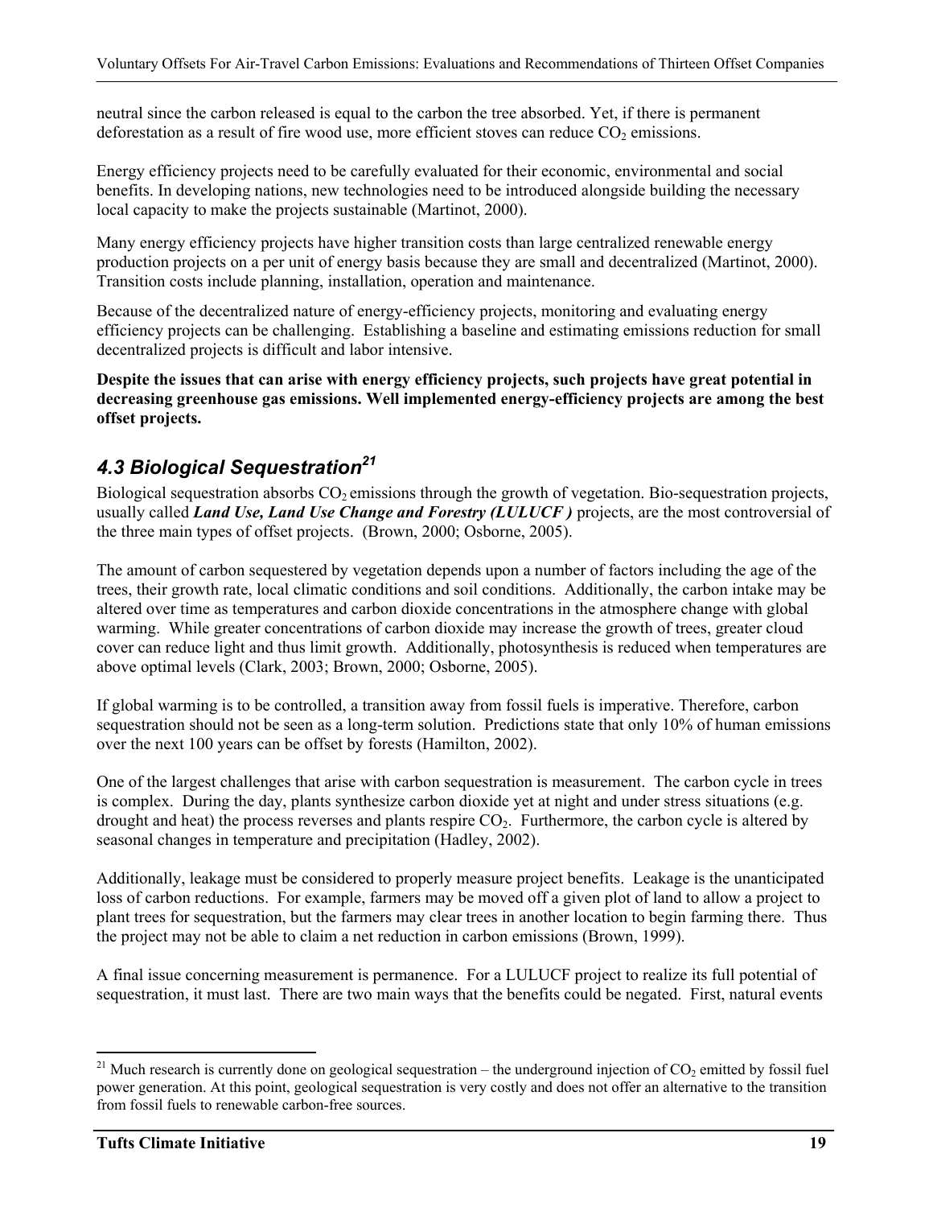neutral since the carbon released is equal to the carbon the tree absorbed. Yet, if there is permanent deforestation as a result of fire wood use, more efficient stoves can reduce $CO_2$ emissions.

Energy efficiency projects need to be carefully evaluated for their economic, environmental and social benefits. In developing nations, new technologies need to be introduced alongside building the necessary local capacity to make the projects sustainable (Martinot, 2000).

Many energy efficiency projects have higher transition costs than large centralized renewable energy production projects on a per unit of energy basis because they are small and decentralized (Martinot, 2000). Transition costs include planning, installation, operation and maintenance.

Because of the decentralized nature of energy-efficiency projects, monitoring and evaluating energy efficiency projects can be challenging. Establishing a baseline and estimating emissions reduction for small decentralized projects is difficult and labor intensive.

**Despite the issues that can arise with energy efficiency projects, such projects have great potential in decreasing greenhouse gas emissions. Well implemented energy-efficiency projects are among the best offset projects.**

## 4.3 Biological Sequestration[21]

Biological sequestration absorbs $CO_2$ emissions through the growth of vegetation. Bio-sequestration projects, usually called ***Land Use, Land Use Change and Forestry (LULUCF )*** projects, are the most controversial of the three main types of offset projects. (Brown, 2000; Osborne, 2005).

The amount of carbon sequestered by vegetation depends upon a number of factors including the age of the trees, their growth rate, local climatic conditions and soil conditions. Additionally, the carbon intake may be altered over time as temperatures and carbon dioxide concentrations in the atmosphere change with global warming. While greater concentrations of carbon dioxide may increase the growth of trees, greater cloud cover can reduce light and thus limit growth. Additionally, photosynthesis is reduced when temperatures are above optimal levels (Clark, 2003; Brown, 2000; Osborne, 2005).

If global warming is to be controlled, a transition away from fossil fuels is imperative. Therefore, carbon sequestration should not be seen as a long-term solution. Predictions state that only 10% of human emissions over the next 100 years can be offset by forests (Hamilton, 2002).

One of the largest challenges that arise with carbon sequestration is measurement. The carbon cycle in trees is complex. During the day, plants synthesize carbon dioxide yet at night and under stress situations (e.g. drought and heat) the process reverses and plants respire $CO_2$. Furthermore, the carbon cycle is altered by seasonal changes in temperature and precipitation (Hadley, 2002).

Additionally, leakage must be considered to properly measure project benefits. Leakage is the unanticipated loss of carbon reductions. For example, farmers may be moved off a given plot of land to allow a project to plant trees for sequestration, but the farmers may clear trees in another location to begin farming there. Thus the project may not be able to claim a net reduction in carbon emissions (Brown, 1999).

A final issue concerning measurement is permanence. For a LULUCF project to realize its full potential of sequestration, it must last. There are two main ways that the benefits could be negated. First, natural events

[21] Much research is currently done on geological sequestration – the underground injection of $CO_2$ emitted by fossil fuel power generation. At this point, geological sequestration is very costly and does not offer an alternative to the transition from fossil fuels to renewable carbon-free sources.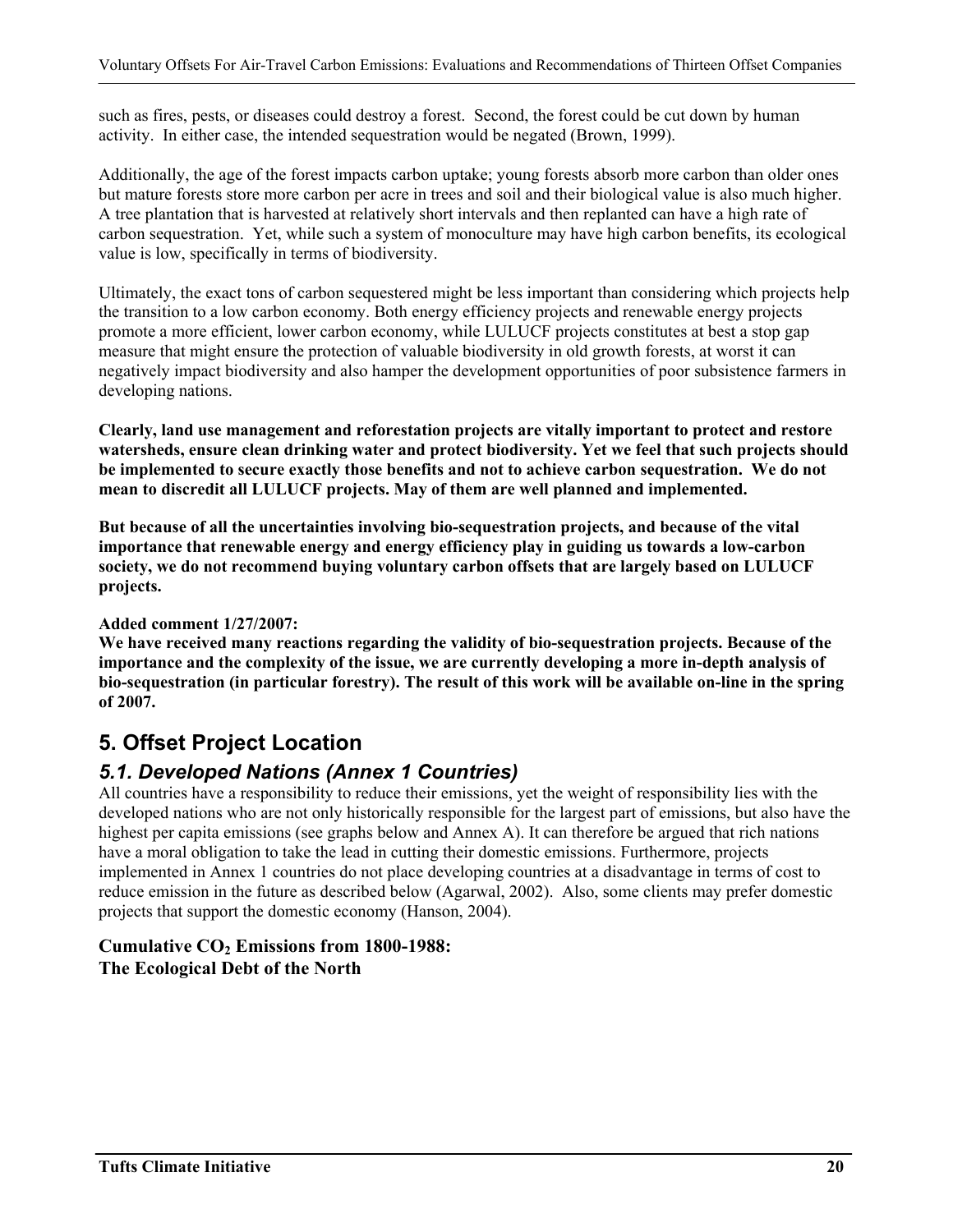such as fires, pests, or diseases could destroy a forest. Second, the forest could be cut down by human activity. In either case, the intended sequestration would be negated (Brown, 1999).

Additionally, the age of the forest impacts carbon uptake; young forests absorb more carbon than older ones but mature forests store more carbon per acre in trees and soil and their biological value is also much higher. A tree plantation that is harvested at relatively short intervals and then replanted can have a high rate of carbon sequestration. Yet, while such a system of monoculture may have high carbon benefits, its ecological value is low, specifically in terms of biodiversity.

Ultimately, the exact tons of carbon sequestered might be less important than considering which projects help the transition to a low carbon economy. Both energy efficiency projects and renewable energy projects promote a more efficient, lower carbon economy, while LULUCF projects constitutes at best a stop gap measure that might ensure the protection of valuable biodiversity in old growth forests, at worst it can negatively impact biodiversity and also hamper the development opportunities of poor subsistence farmers in developing nations.

**Clearly, land use management and reforestation projects are vitally important to protect and restore watersheds, ensure clean drinking water and protect biodiversity. Yet we feel that such projects should be implemented to secure exactly those benefits and not to achieve carbon sequestration. We do not mean to discredit all LULUCF projects. May of them are well planned and implemented.**

**But because of all the uncertainties involving bio-sequestration projects, and because of the vital importance that renewable energy and energy efficiency play in guiding us towards a low-carbon society, we do not recommend buying voluntary carbon offsets that are largely based on LULUCF projects.**

**Added comment 1/27/2007:**
**We have received many reactions regarding the validity of bio-sequestration projects. Because of the importance and the complexity of the issue, we are currently developing a more in-depth analysis of bio-sequestration (in particular forestry). The result of this work will be available on-line in the spring of 2007.**

# 5. Offset Project Location

## *5.1. Developed Nations (Annex 1 Countries)*

All countries have a responsibility to reduce their emissions, yet the weight of responsibility lies with the developed nations who are not only historically responsible for the largest part of emissions, but also have the highest per capita emissions (see graphs below and Annex A). It can therefore be argued that rich nations have a moral obligation to take the lead in cutting their domestic emissions. Furthermore, projects implemented in Annex 1 countries do not place developing countries at a disadvantage in terms of cost to reduce emission in the future as described below (Agarwal, 2002). Also, some clients may prefer domestic projects that support the domestic economy (Hanson, 2004).

**Cumulative $CO_2$ Emissions from 1800-1988:**
**The Ecological Debt of the North**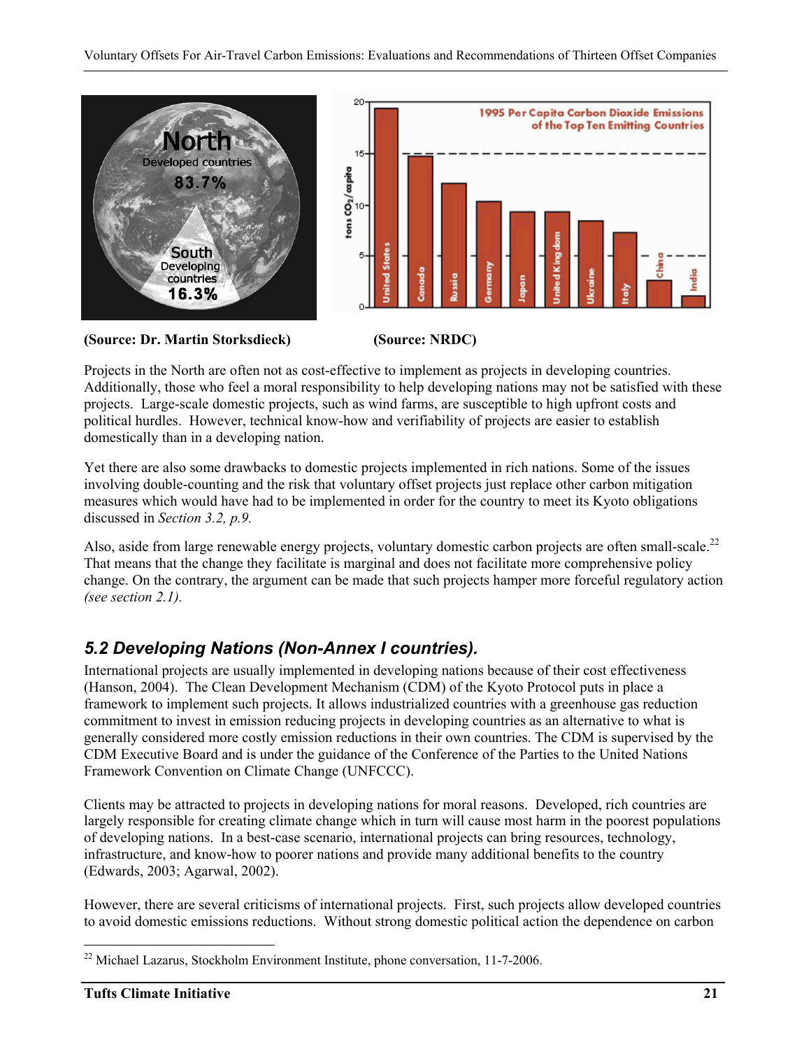North
Developed countries
83.7%

South
Developing countries
16.3%

1995 Per Capita Carbon Dioxide Emissions of the Top Ten Emitting Countries

tons $CO_2$/capita

20
15
10
5
0

United States
Canada
Russia
Germany
Japan
United Kingdom
Ukraine
Italy
China
India

**(Source: Dr. Martin Storksdieck)** **(Source: NRDC)**

Projects in the North are often not as cost-effective to implement as projects in developing countries. Additionally, those who feel a moral responsibility to help developing nations may not be satisfied with these projects. Large-scale domestic projects, such as wind farms, are susceptible to high upfront costs and political hurdles. However, technical know-how and verifiability of projects are easier to establish domestically than in a developing nation.

Yet there are also some drawbacks to domestic projects implemented in rich nations. Some of the issues involving double-counting and the risk that voluntary offset projects just replace other carbon mitigation measures which would have had to be implemented in order for the country to meet its Kyoto obligations discussed in *Section 3.2, p.9.*

Also, aside from large renewable energy projects, voluntary domestic carbon projects are often small-scale.[22] That means that the change they facilitate is marginal and does not facilitate more comprehensive policy change. On the contrary, the argument can be made that such projects hamper more forceful regulatory action *(see section 2.1).*

## 5.2 Developing Nations (Non-Annex I countries).

International projects are usually implemented in developing nations because of their cost effectiveness (Hanson, 2004). The Clean Development Mechanism (CDM) of the Kyoto Protocol puts in place a framework to implement such projects. It allows industrialized countries with a greenhouse gas reduction commitment to invest in emission reducing projects in developing countries as an alternative to what is generally considered more costly emission reductions in their own countries. The CDM is supervised by the CDM Executive Board and is under the guidance of the Conference of the Parties to the United Nations Framework Convention on Climate Change (UNFCCC).

Clients may be attracted to projects in developing nations for moral reasons. Developed, rich countries are largely responsible for creating climate change which in turn will cause most harm in the poorest populations of developing nations. In a best-case scenario, international projects can bring resources, technology, infrastructure, and know-how to poorer nations and provide many additional benefits to the country (Edwards, 2003; Agarwal, 2002).

However, there are several criticisms of international projects. First, such projects allow developed countries to avoid domestic emissions reductions. Without strong domestic political action the dependence on carbon

[22] Michael Lazarus, Stockholm Environment Institute, phone conversation, 11-7-2006.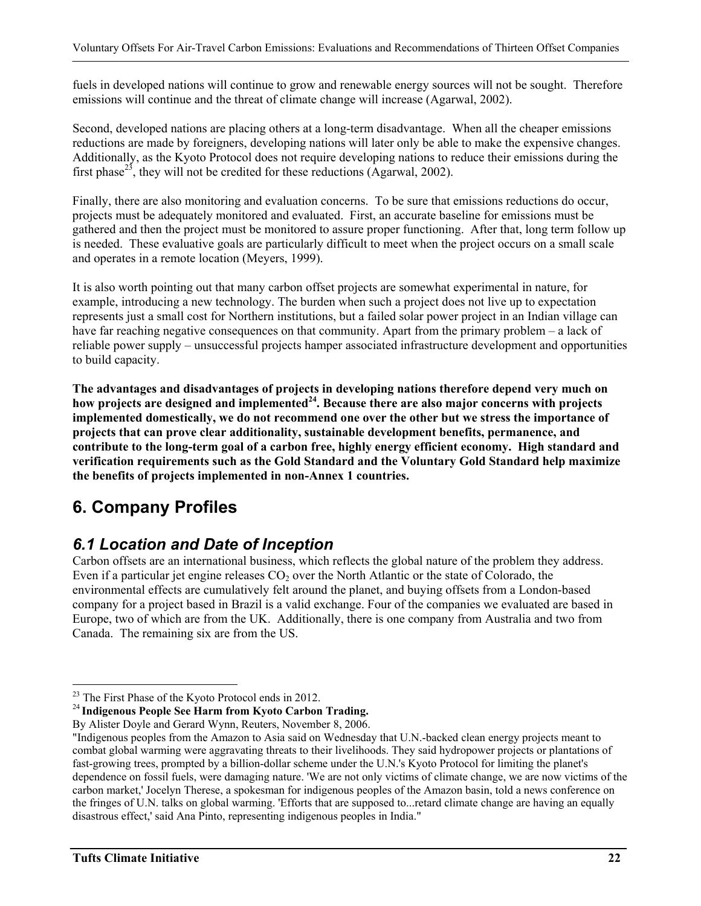fuels in developed nations will continue to grow and renewable energy sources will not be sought. Therefore emissions will continue and the threat of climate change will increase (Agarwal, 2002).

Second, developed nations are placing others at a long-term disadvantage. When all the cheaper emissions reductions are made by foreigners, developing nations will later only be able to make the expensive changes. Additionally, as the Kyoto Protocol does not require developing nations to reduce their emissions during the first phase[23], they will not be credited for these reductions (Agarwal, 2002).

Finally, there are also monitoring and evaluation concerns. To be sure that emissions reductions do occur, projects must be adequately monitored and evaluated. First, an accurate baseline for emissions must be gathered and then the project must be monitored to assure proper functioning. After that, long term follow up is needed. These evaluative goals are particularly difficult to meet when the project occurs on a small scale and operates in a remote location (Meyers, 1999).

It is also worth pointing out that many carbon offset projects are somewhat experimental in nature, for example, introducing a new technology. The burden when such a project does not live up to expectation represents just a small cost for Northern institutions, but a failed solar power project in an Indian village can have far reaching negative consequences on that community. Apart from the primary problem – a lack of reliable power supply – unsuccessful projects hamper associated infrastructure development and opportunities to build capacity.

**The advantages and disadvantages of projects in developing nations therefore depend very much on how projects are designed and implemented[24]. Because there are also major concerns with projects implemented domestically, we do not recommend one over the other but we stress the importance of projects that can prove clear additionality, sustainable development benefits, permanence, and contribute to the long-term goal of a carbon free, highly energy efficient economy. High standard and verification requirements such as the Gold Standard and the Voluntary Gold Standard help maximize the benefits of projects implemented in non-Annex 1 countries.**

# 6. Company Profiles

## *6.1 Location and Date of Inception*

Carbon offsets are an international business, which reflects the global nature of the problem they address. Even if a particular jet engine releases $CO_2$ over the North Atlantic or the state of Colorado, the environmental effects are cumulatively felt around the planet, and buying offsets from a London-based company for a project based in Brazil is a valid exchange. Four of the companies we evaluated are based in Europe, two of which are from the UK. Additionally, there is one company from Australia and two from Canada. The remaining six are from the US.

---

[23] The First Phase of the Kyoto Protocol ends in 2012.

[24] **Indigenous People See Harm from Kyoto Carbon Trading.**
By Alister Doyle and Gerard Wynn, Reuters, November 8, 2006.
"Indigenous peoples from the Amazon to Asia said on Wednesday that U.N.-backed clean energy projects meant to combat global warming were aggravating threats to their livelihoods. They said hydropower projects or plantations of fast-growing trees, prompted by a billion-dollar scheme under the U.N.'s Kyoto Protocol for limiting the planet's dependence on fossil fuels, were damaging nature. 'We are not only victims of climate change, we are now victims of the carbon market,' Jocelyn Therese, a spokesman for indigenous peoples of the Amazon basin, told a news conference on the fringes of U.N. talks on global warming. 'Efforts that are supposed to...retard climate change are having an equally disastrous effect,' said Ana Pinto, representing indigenous peoples in India."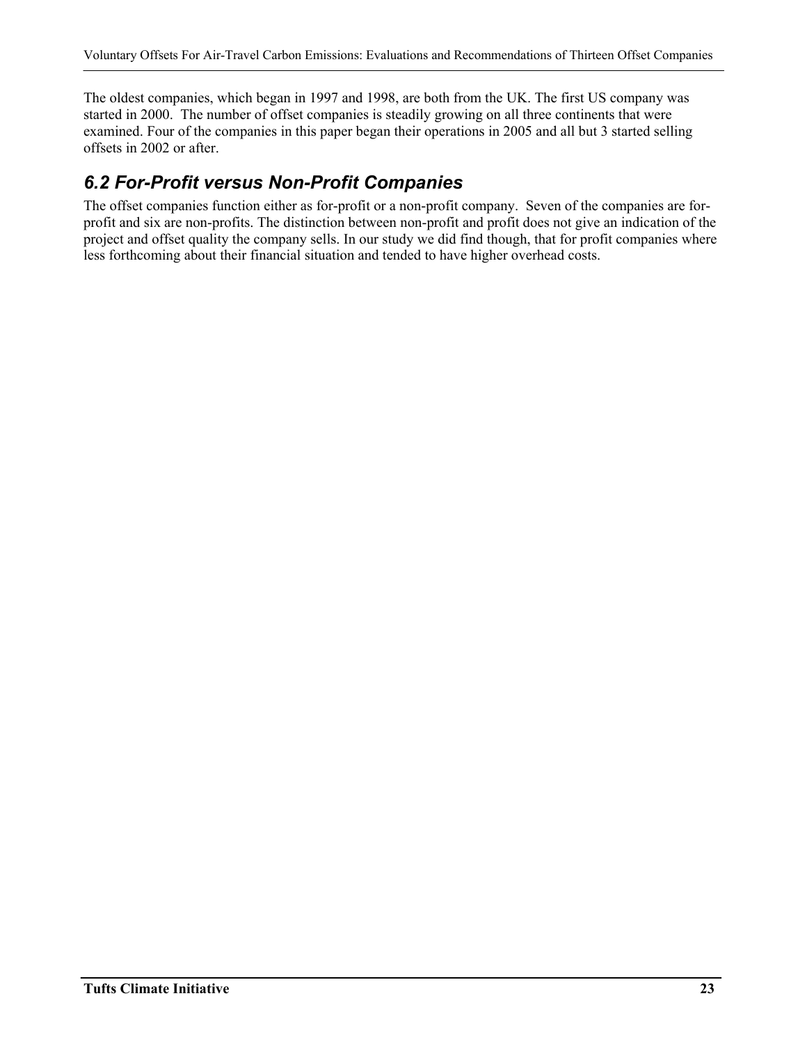The oldest companies, which began in 1997 and 1998, are both from the UK. The first US company was started in 2000. The number of offset companies is steadily growing on all three continents that were examined. Four of the companies in this paper began their operations in 2005 and all but 3 started selling offsets in 2002 or after.

## *6.2 For-Profit versus Non-Profit Companies*

The offset companies function either as for-profit or a non-profit company. Seven of the companies are for-profit and six are non-profits. The distinction between non-profit and profit does not give an indication of the project and offset quality the company sells. In our study we did find though, that for profit companies where less forthcoming about their financial situation and tended to have higher overhead costs.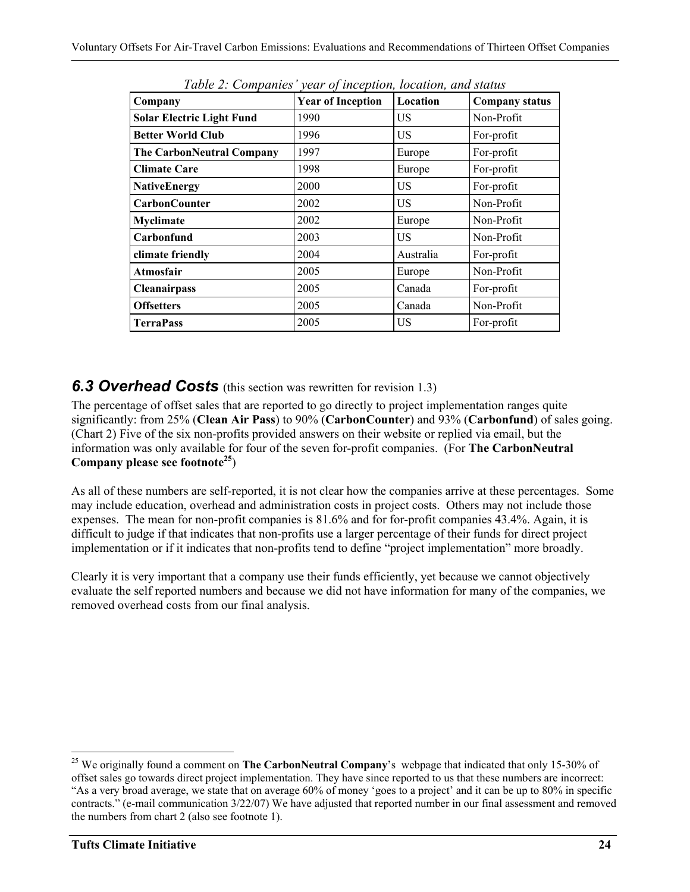*Table 2: Companies' year of inception, location, and status*

| Company | Year of Inception | Location | Company status |
| --- | --- | --- | --- |
| **Solar Electric Light Fund** | 1990 | US | Non-Profit |
| **Better World Club** | 1996 | US | For-profit |
| **The CarbonNeutral Company** | 1997 | Europe | For-profit |
| **Climate Care** | 1998 | Europe | For-profit |
| **NativeEnergy** | 2000 | US | For-profit |
| **CarbonCounter** | 2002 | US | Non-Profit |
| **Myclimate** | 2002 | Europe | Non-Profit |
| **Carbonfund** | 2003 | US | Non-Profit |
| **climate friendly** | 2004 | Australia | For-profit |
| **Atmosfair** | 2005 | Europe | Non-Profit |
| **Cleanairpass** | 2005 | Canada | For-profit |
| **Offsetters** | 2005 | Canada | Non-Profit |
| **TerraPass** | 2005 | US | For-profit |

## *6.3 Overhead Costs* (this section was rewritten for revision 1.3)

The percentage of offset sales that are reported to go directly to project implementation ranges quite significantly: from 25% (**Clean Air Pass**) to 90% (**CarbonCounter**) and 93% (**Carbonfund**) of sales going. (Chart 2) Five of the six non-profits provided answers on their website or replied via email, but the information was only available for four of the seven for-profit companies. (For **The CarbonNeutral Company please see footnote**[25])

As all of these numbers are self-reported, it is not clear how the companies arrive at these percentages. Some may include education, overhead and administration costs in project costs. Others may not include those expenses. The mean for non-profit companies is 81.6% and for for-profit companies 43.4%. Again, it is difficult to judge if that indicates that non-profits use a larger percentage of their funds for direct project implementation or if it indicates that non-profits tend to define "project implementation" more broadly.

Clearly it is very important that a company use their funds efficiently, yet because we cannot objectively evaluate the self reported numbers and because we did not have information for many of the companies, we removed overhead costs from our final analysis.

[25] We originally found a comment on **The CarbonNeutral Company**'s webpage that indicated that only 15-30% of offset sales go towards direct project implementation. They have since reported to us that these numbers are incorrect: "As a very broad average, we state that on average 60% of money 'goes to a project' and it can be up to 80% in specific contracts." (e-mail communication 3/22/07) We have adjusted that reported number in our final assessment and removed the numbers from chart 2 (also see footnote 1).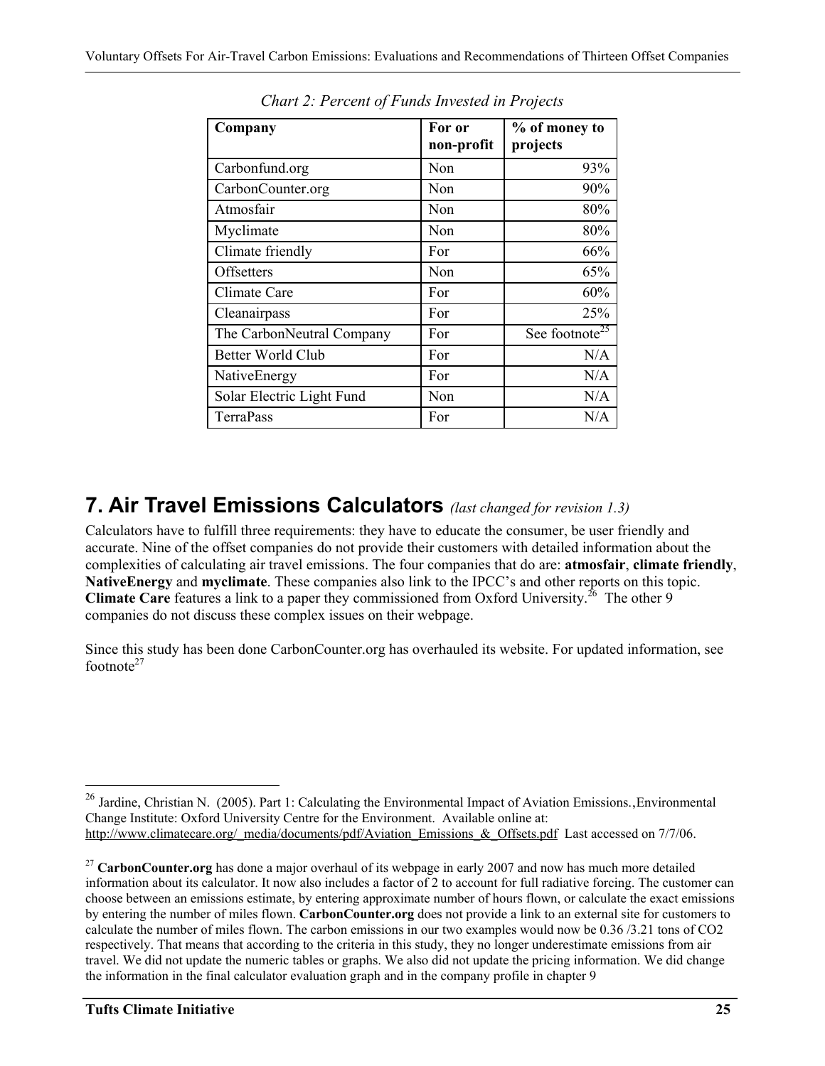*Chart 2: Percent of Funds Invested in Projects*

| Company | For or non-profit | % of money to projects |
|---|---|---|
| Carbonfund.org | Non | 93% |
| CarbonCounter.org | Non | 90% |
| Atmosfair | Non | 80% |
| Myclimate | Non | 80% |
| Climate friendly | For | 66% |
| Offsetters | Non | 65% |
| Climate Care | For | 60% |
| Cleanairpass | For | 25% |
| The CarbonNeutral Company | For | See footnote[25] |
| Better World Club | For | N/A |
| NativeEnergy | For | N/A |
| Solar Electric Light Fund | Non | N/A |
| TerraPass | For | N/A |

# 7. Air Travel Emissions Calculators *(last changed for revision 1.3)*

Calculators have to fulfill three requirements: they have to educate the consumer, be user friendly and accurate. Nine of the offset companies do not provide their customers with detailed information about the complexities of calculating air travel emissions. The four companies that do are: **atmosfair**, **climate friendly**, **NativeEnergy** and **myclimate**. These companies also link to the IPCC's and other reports on this topic. **Climate Care** features a link to a paper they commissioned from Oxford University.[26] The other 9 companies do not discuss these complex issues on their webpage.

Since this study has been done CarbonCounter.org has overhauled its website. For updated information, see footnote[27]

---

[26] Jardine, Christian N. (2005). Part 1: Calculating the Environmental Impact of Aviation Emissions.,Environmental Change Institute: Oxford University Centre for the Environment. Available online at: http://www.climatecare.org/_media/documents/pdf/Aviation_Emissions_&_Offsets.pdf Last accessed on 7/7/06.

[27] **CarbonCounter.org** has done a major overhaul of its webpage in early 2007 and now has much more detailed information about its calculator. It now also includes a factor of 2 to account for full radiative forcing. The customer can choose between an emissions estimate, by entering approximate number of hours flown, or calculate the exact emissions by entering the number of miles flown. **CarbonCounter.org** does not provide a link to an external site for customers to calculate the number of miles flown. The carbon emissions in our two examples would now be 0.36 /3.21 tons of CO2 respectively. That means that according to the criteria in this study, they no longer underestimate emissions from air travel. We did not update the numeric tables or graphs. We also did not update the pricing information. We did change the information in the final calculator evaluation graph and in the company profile in chapter 9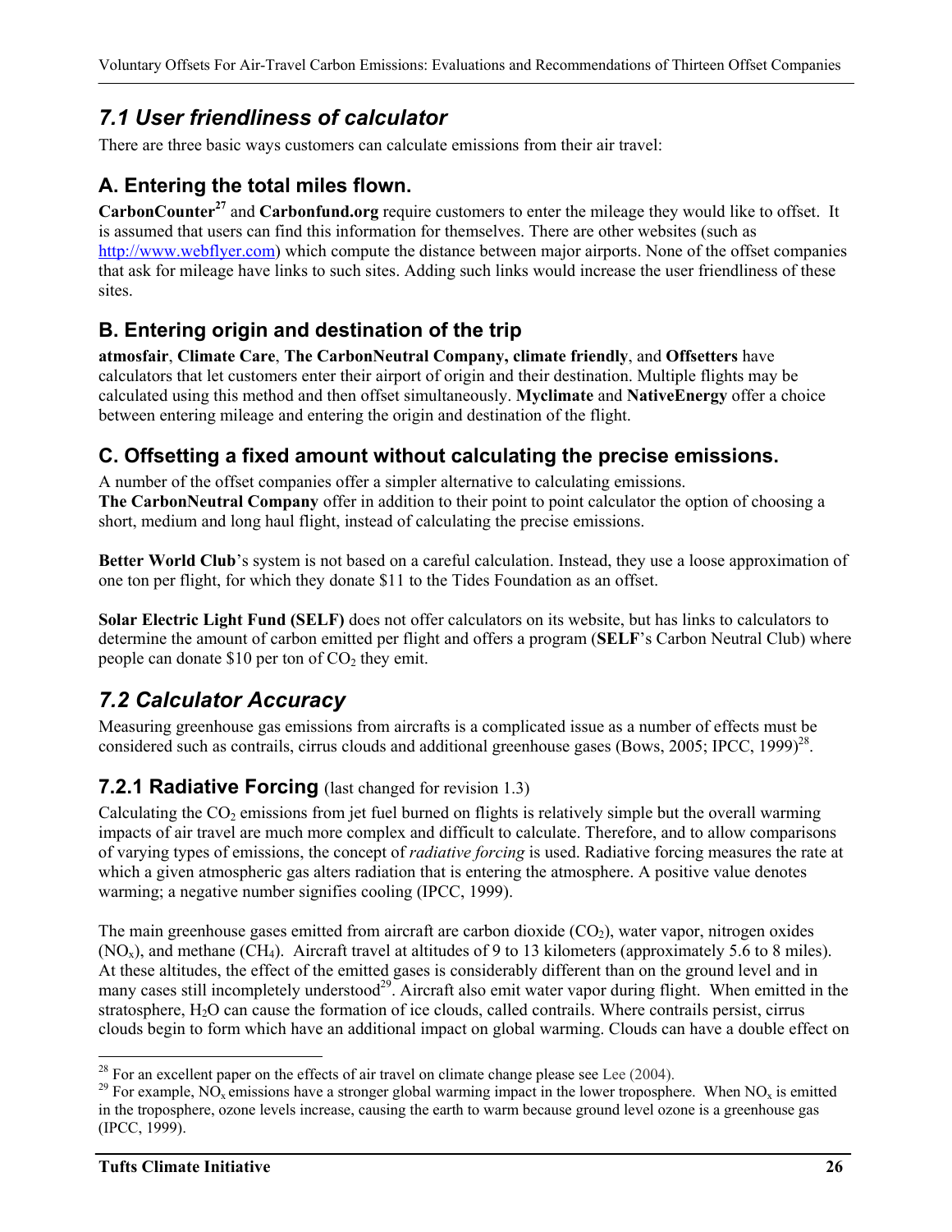## 7.1 User friendliness of calculator

There are three basic ways customers can calculate emissions from their air travel:

### A. Entering the total miles flown.

**CarbonCounter**[27] and **Carbonfund.org** require customers to enter the mileage they would like to offset. It is assumed that users can find this information for themselves. There are other websites (such as http://www.webflyer.com) which compute the distance between major airports. None of the offset companies that ask for mileage have links to such sites. Adding such links would increase the user friendliness of these sites.

### B. Entering origin and destination of the trip

**atmosfair**, **Climate Care**, **The CarbonNeutral Company, climate friendly**, and **Offsetters** have calculators that let customers enter their airport of origin and their destination. Multiple flights may be calculated using this method and then offset simultaneously. **Myclimate** and **NativeEnergy** offer a choice between entering mileage and entering the origin and destination of the flight.

### C. Offsetting a fixed amount without calculating the precise emissions.

A number of the offset companies offer a simpler alternative to calculating emissions.
**The CarbonNeutral Company** offer in addition to their point to point calculator the option of choosing a short, medium and long haul flight, instead of calculating the precise emissions.

**Better World Club**'s system is not based on a careful calculation. Instead, they use a loose approximation of one ton per flight, for which they donate $11 to the Tides Foundation as an offset.

**Solar Electric Light Fund (SELF)** does not offer calculators on its website, but has links to calculators to determine the amount of carbon emitted per flight and offers a program (**SELF**'s Carbon Neutral Club) where people can donate $10 per ton of $CO_2$ they emit.

## 7.2 Calculator Accuracy

Measuring greenhouse gas emissions from aircrafts is a complicated issue as a number of effects must be considered such as contrails, cirrus clouds and additional greenhouse gases (Bows, 2005; IPCC, 1999)[28].

### 7.2.1 Radiative Forcing (last changed for revision 1.3)

Calculating the $CO_2$ emissions from jet fuel burned on flights is relatively simple but the overall warming impacts of air travel are much more complex and difficult to calculate. Therefore, and to allow comparisons of varying types of emissions, the concept of *radiative forcing* is used. Radiative forcing measures the rate at which a given atmospheric gas alters radiation that is entering the atmosphere. A positive value denotes warming; a negative number signifies cooling (IPCC, 1999).

The main greenhouse gases emitted from aircraft are carbon dioxide ($CO_2$), water vapor, nitrogen oxides ($NO_x$), and methane ($CH_4$). Aircraft travel at altitudes of 9 to 13 kilometers (approximately 5.6 to 8 miles). At these altitudes, the effect of the emitted gases is considerably different than on the ground level and in many cases still incompletely understood[29]. Aircraft also emit water vapor during flight. When emitted in the stratosphere, $H_2O$ can cause the formation of ice clouds, called contrails. Where contrails persist, cirrus clouds begin to form which have an additional impact on global warming. Clouds can have a double effect on

---

[28] For an excellent paper on the effects of air travel on climate change please see Lee (2004).

[29] For example, $NO_x$ emissions have a stronger global warming impact in the lower troposphere. When $NO_x$ is emitted in the troposphere, ozone levels increase, causing the earth to warm because ground level ozone is a greenhouse gas (IPCC, 1999).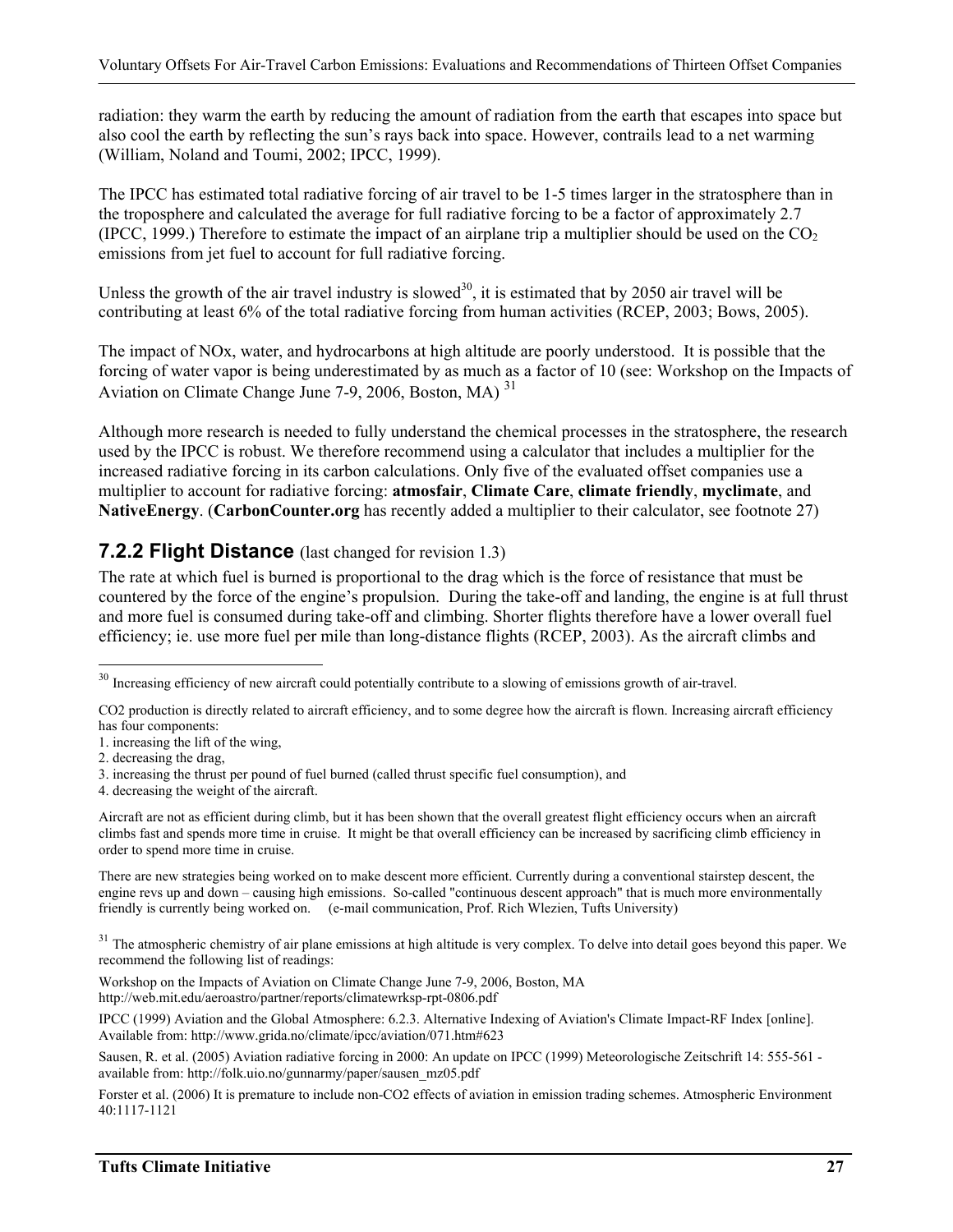radiation: they warm the earth by reducing the amount of radiation from the earth that escapes into space but also cool the earth by reflecting the sun's rays back into space. However, contrails lead to a net warming (William, Noland and Toumi, 2002; IPCC, 1999).

The IPCC has estimated total radiative forcing of air travel to be 1-5 times larger in the stratosphere than in the troposphere and calculated the average for full radiative forcing to be a factor of approximately 2.7 (IPCC, 1999.) Therefore to estimate the impact of an airplane trip a multiplier should be used on the $CO_2$ emissions from jet fuel to account for full radiative forcing.

Unless the growth of the air travel industry is slowed[30], it is estimated that by 2050 air travel will be contributing at least 6% of the total radiative forcing from human activities (RCEP, 2003; Bows, 2005).

The impact of NOx, water, and hydrocarbons at high altitude are poorly understood. It is possible that the forcing of water vapor is being underestimated by as much as a factor of 10 (see: Workshop on the Impacts of Aviation on Climate Change June 7-9, 2006, Boston, MA) [31]

Although more research is needed to fully understand the chemical processes in the stratosphere, the research used by the IPCC is robust. We therefore recommend using a calculator that includes a multiplier for the increased radiative forcing in its carbon calculations. Only five of the evaluated offset companies use a multiplier to account for radiative forcing: **atmosfair**, **Climate Care**, **climate friendly**, **myclimate**, and **NativeEnergy**. (**CarbonCounter.org** has recently added a multiplier to their calculator, see footnote 27)

### 7.2.2 Flight Distance (last changed for revision 1.3)

The rate at which fuel is burned is proportional to the drag which is the force of resistance that must be countered by the force of the engine's propulsion. During the take-off and landing, the engine is at full thrust and more fuel is consumed during take-off and climbing. Shorter flights therefore have a lower overall fuel efficiency; ie. use more fuel per mile than long-distance flights (RCEP, 2003). As the aircraft climbs and

---

[30] Increasing efficiency of new aircraft could potentially contribute to a slowing of emissions growth of air-travel.

CO2 production is directly related to aircraft efficiency, and to some degree how the aircraft is flown. Increasing aircraft efficiency has four components:

1. increasing the lift of the wing,
2. decreasing the drag,
3. increasing the thrust per pound of fuel burned (called thrust specific fuel consumption), and
4. decreasing the weight of the aircraft.

Aircraft are not as efficient during climb, but it has been shown that the overall greatest flight efficiency occurs when an aircraft climbs fast and spends more time in cruise. It might be that overall efficiency can be increased by sacrificing climb efficiency in order to spend more time in cruise.

There are new strategies being worked on to make descent more efficient. Currently during a conventional stairstep descent, the engine revs up and down – causing high emissions. So-called "continuous descent approach" that is much more environmentally friendly is currently being worked on. (e-mail communication, Prof. Rich Wlezien, Tufts University)

[31] The atmospheric chemistry of air plane emissions at high altitude is very complex. To delve into detail goes beyond this paper. We recommend the following list of readings:

Workshop on the Impacts of Aviation on Climate Change June 7-9, 2006, Boston, MA http://web.mit.edu/aeroastro/partner/reports/climatewrksp-rpt-0806.pdf

IPCC (1999) Aviation and the Global Atmosphere: 6.2.3. Alternative Indexing of Aviation's Climate Impact-RF Index [online]. Available from: http://www.grida.no/climate/ipcc/aviation/071.htm#623

Sausen, R. et al. (2005) Aviation radiative forcing in 2000: An update on IPCC (1999) Meteorologische Zeitschrift 14: 555-561 - available from: http://folk.uio.no/gunnarmy/paper/sausen_mz05.pdf

Forster et al. (2006) It is premature to include non-CO2 effects of aviation in emission trading schemes. Atmospheric Environment 40:1117-1121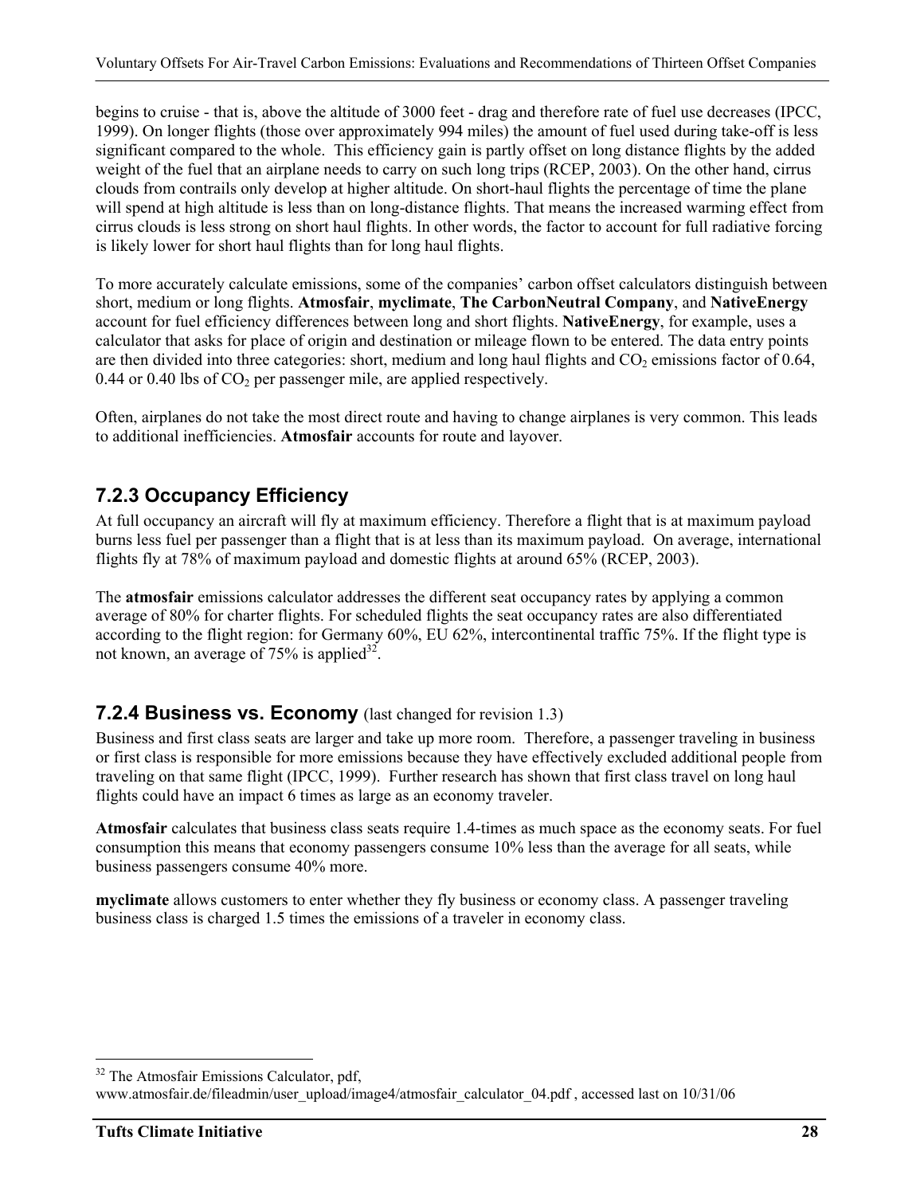begins to cruise - that is, above the altitude of 3000 feet - drag and therefore rate of fuel use decreases (IPCC, 1999). On longer flights (those over approximately 994 miles) the amount of fuel used during take-off is less significant compared to the whole. This efficiency gain is partly offset on long distance flights by the added weight of the fuel that an airplane needs to carry on such long trips (RCEP, 2003). On the other hand, cirrus clouds from contrails only develop at higher altitude. On short-haul flights the percentage of time the plane will spend at high altitude is less than on long-distance flights. That means the increased warming effect from cirrus clouds is less strong on short haul flights. In other words, the factor to account for full radiative forcing is likely lower for short haul flights than for long haul flights.

To more accurately calculate emissions, some of the companies' carbon offset calculators distinguish between short, medium or long flights. **Atmosfair**, **myclimate**, **The CarbonNeutral Company**, and **NativeEnergy** account for fuel efficiency differences between long and short flights. **NativeEnergy**, for example, uses a calculator that asks for place of origin and destination or mileage flown to be entered. The data entry points are then divided into three categories: short, medium and long haul flights and $CO_2$ emissions factor of 0.64, 0.44 or 0.40 lbs of $CO_2$ per passenger mile, are applied respectively.

Often, airplanes do not take the most direct route and having to change airplanes is very common. This leads to additional inefficiencies. **Atmosfair** accounts for route and layover.

### 7.2.3 Occupancy Efficiency

At full occupancy an aircraft will fly at maximum efficiency. Therefore a flight that is at maximum payload burns less fuel per passenger than a flight that is at less than its maximum payload. On average, international flights fly at 78% of maximum payload and domestic flights at around 65% (RCEP, 2003).

The **atmosfair** emissions calculator addresses the different seat occupancy rates by applying a common average of 80% for charter flights. For scheduled flights the seat occupancy rates are also differentiated according to the flight region: for Germany 60%, EU 62%, intercontinental traffic 75%. If the flight type is not known, an average of 75% is applied[32].

### 7.2.4 Business vs. Economy (last changed for revision 1.3)

Business and first class seats are larger and take up more room. Therefore, a passenger traveling in business or first class is responsible for more emissions because they have effectively excluded additional people from traveling on that same flight (IPCC, 1999). Further research has shown that first class travel on long haul flights could have an impact 6 times as large as an economy traveler.

**Atmosfair** calculates that business class seats require 1.4-times as much space as the economy seats. For fuel consumption this means that economy passengers consume 10% less than the average for all seats, while business passengers consume 40% more.

**myclimate** allows customers to enter whether they fly business or economy class. A passenger traveling business class is charged 1.5 times the emissions of a traveler in economy class.

[32] The Atmosfair Emissions Calculator, pdf, www.atmosfair.de/fileadmin/user_upload/image4/atmosfair_calculator_04.pdf , accessed last on 10/31/06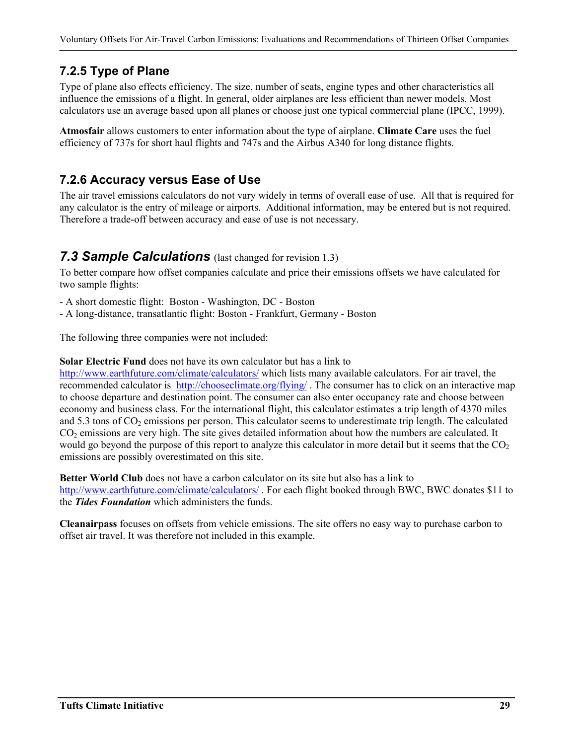### 7.2.5 Type of Plane

Type of plane also effects efficiency. The size, number of seats, engine types and other characteristics all influence the emissions of a flight. In general, older airplanes are less efficient than newer models. Most calculators use an average based upon all planes or choose just one typical commercial plane (IPCC, 1999).

**Atmosfair** allows customers to enter information about the type of airplane. **Climate Care** uses the fuel efficiency of 737s for short haul flights and 747s and the Airbus A340 for long distance flights.

### 7.2.6 Accuracy versus Ease of Use

The air travel emissions calculators do not vary widely in terms of overall ease of use. All that is required for any calculator is the entry of mileage or airports. Additional information, may be entered but is not required. Therefore a trade-off between accuracy and ease of use is not necessary.

## *7.3 Sample Calculations* (last changed for revision 1.3)

To better compare how offset companies calculate and price their emissions offsets we have calculated for two sample flights:

- A short domestic flight: Boston - Washington, DC - Boston
- A long-distance, transatlantic flight: Boston - Frankfurt, Germany - Boston

The following three companies were not included:

**Solar Electric Fund** does not have its own calculator but has a link to http://www.earthfuture.com/climate/calculators/ which lists many available calculators. For air travel, the recommended calculator is http://chooseclimate.org/flying/ . The consumer has to click on an interactive map to choose departure and destination point. The consumer can also enter occupancy rate and choose between economy and business class. For the international flight, this calculator estimates a trip length of 4370 miles and 5.3 tons of $CO_2$ emissions per person. This calculator seems to underestimate trip length. The calculated $CO_2$ emissions are very high. The site gives detailed information about how the numbers are calculated. It would go beyond the purpose of this report to analyze this calculator in more detail but it seems that the $CO_2$ emissions are possibly overestimated on this site.

**Better World Club** does not have a carbon calculator on its site but also has a link to http://www.earthfuture.com/climate/calculators/ . For each flight booked through BWC, BWC donates $11 to the ***Tides Foundation*** which administers the funds.

**Cleanairpass** focuses on offsets from vehicle emissions. The site offers no easy way to purchase carbon to offset air travel. It was therefore not included in this example.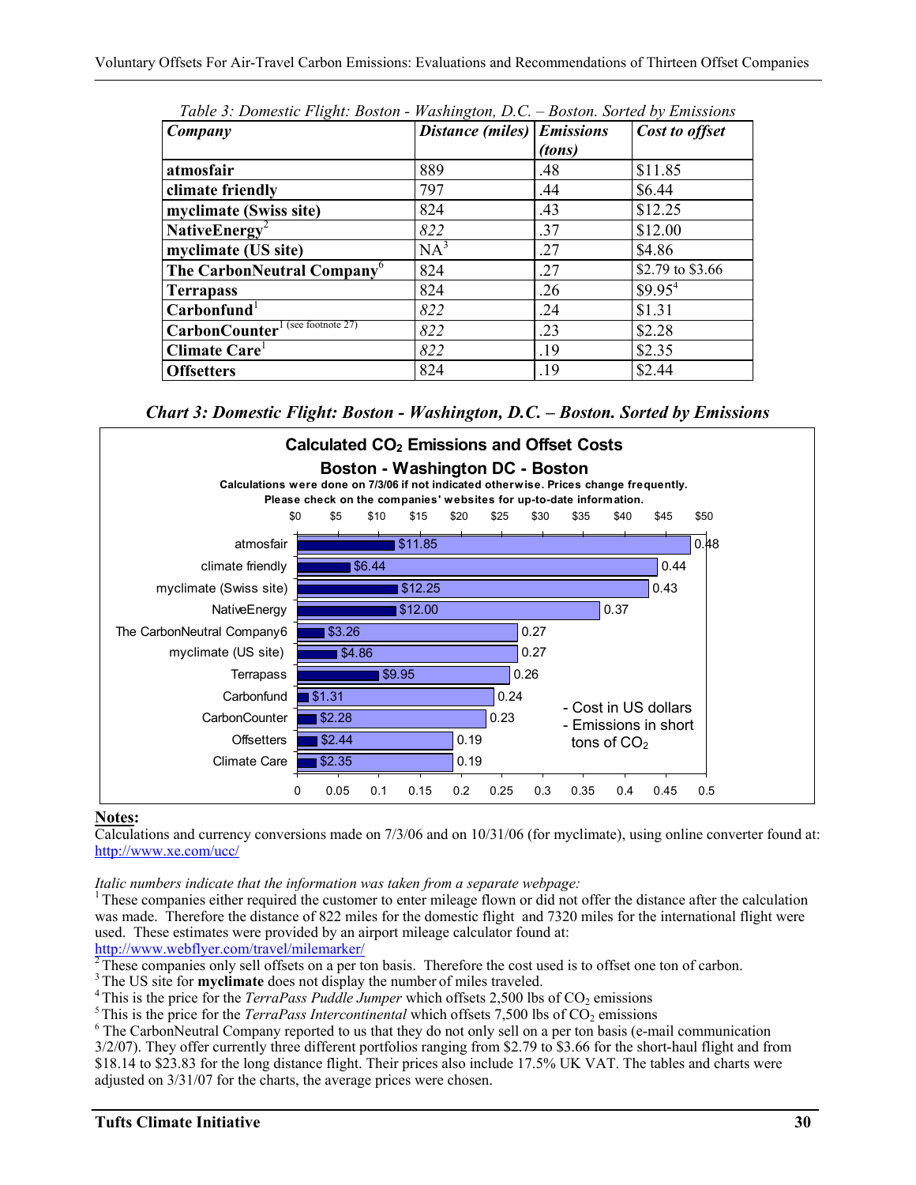*Table 3: Domestic Flight: Boston - Washington, D.C. – Boston. Sorted by Emissions*

| Company | Distance (miles) | Emissions (tons) | Cost to offset |
|---|---|---|---|
| **atmosfair** | 889 | .48 | $11.85 |
| **climate friendly** | 797 | .44 | $6.44 |
| **myclimate (Swiss site)** | 824 | .43 | $12.25 |
| **NativeEnergy**[2] | *822* | .37 | $12.00 |
| **myclimate (US site)** | NA[3] | .27 | $4.86 |
| **The CarbonNeutral Company**[6] | 824 | .27 | $2.79 to $3.66 |
| **Terrapass** | 824 | .26 | $9.95[4] |
| **Carbonfund**[1] | *822* | .24 | $1.31 |
| **CarbonCounter**[1 (see footnote 27)] | *822* | .23 | $2.28 |
| **Climate Care**[1] | *822* | .19 | $2.35 |
| **Offsetters** | 824 | .19 | $2.44 |

***Chart 3: Domestic Flight: Boston - Washington, D.C. – Boston. Sorted by Emissions***

Calculated $CO_2$ Emissions and Offset Costs

Boston - Washington DC - Boston

Calculations were done on 7/3/06 if not indicated otherwise. Prices change frequently.

Please check on the companies' websites for up-to-date information.

$0 $5 $10 $15 $20 $25 $30 $35 $40 $45 $50

atmosfair $11.85 0.48

climate friendly $6.44 0.44

myclimate (Swiss site) $12.25 0.43

NativeEnergy $12.00 0.37

The CarbonNeutral Company6 $3.26 0.27

myclimate (US site) $4.86 0.27

Terrapass $9.95 0.26

Carbonfund $1.31 0.24

CarbonCounter $2.28 0.23

Offsetters $2.44 0.19

Climate Care $2.35 0.19

0 0.05 0.1 0.15 0.2 0.25 0.3 0.35 0.4 0.45 0.5

- Cost in US dollars
- Emissions in short tons of $CO_2$

**Notes:**

Calculations and currency conversions made on 7/3/06 and on 10/31/06 (for myclimate), using online converter found at: http://www.xe.com/ucc/

*Italic numbers indicate that the information was taken from a separate webpage:*

[1] These companies either required the customer to enter mileage flown or did not offer the distance after the calculation was made. Therefore the distance of 822 miles for the domestic flight and 7320 miles for the international flight were used. These estimates were provided by an airport mileage calculator found at: http://www.webflyer.com/travel/milemarker/

[2] These companies only sell offsets on a per ton basis. Therefore the cost used is to offset one ton of carbon.

[3] The US site for **myclimate** does not display the number of miles traveled.

[4] This is the price for the *TerraPass Puddle Jumper* which offsets 2,500 lbs of $CO_2$ emissions

[5] This is the price for the *TerraPass Intercontinental* which offsets 7,500 lbs of $CO_2$ emissions

[6] The CarbonNeutral Company reported to us that they do not only sell on a per ton basis (e-mail communication 3/2/07). They offer currently three different portfolios ranging from $2.79 to $3.66 for the short-haul flight and from $18.14 to $23.83 for the long distance flight. Their prices also include 17.5% UK VAT. The tables and charts were adjusted on 3/31/07 for the charts, the average prices were chosen.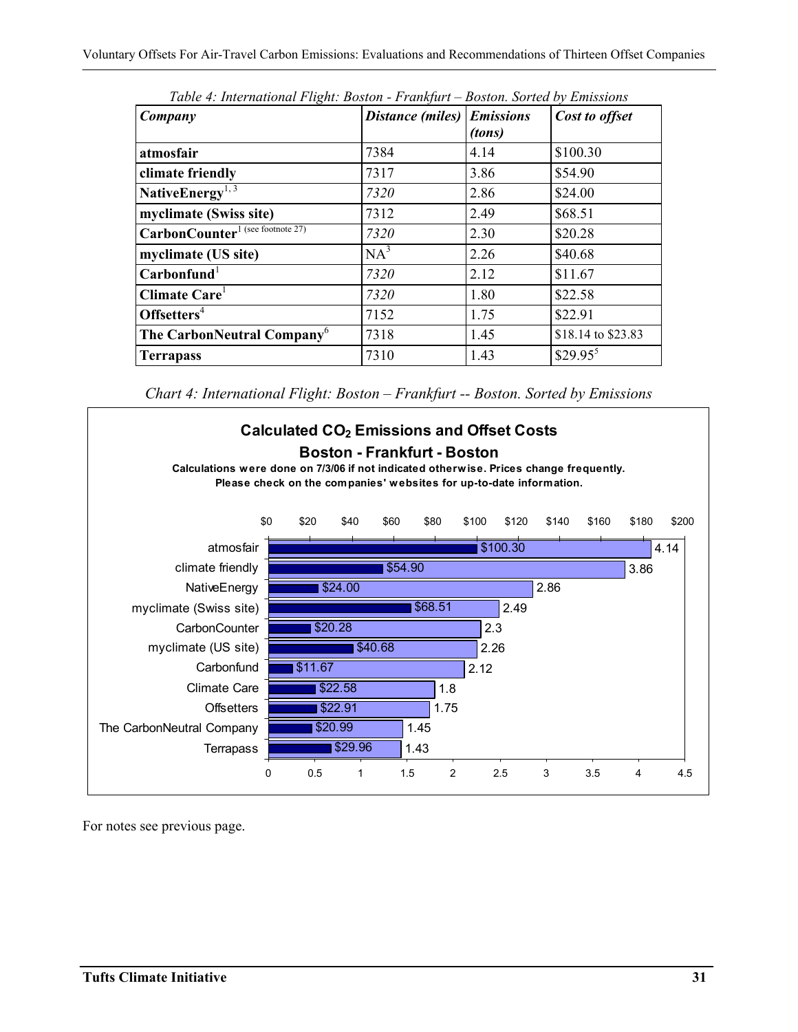*Table 4: International Flight: Boston - Frankfurt – Boston. Sorted by Emissions*

| ***Company*** | ***Distance (miles)*** | ***Emissions (tons)*** | ***Cost to offset*** |
|---|---|---|---|
| **atmosfair** | 7384 | 4.14 | $100.30 |
| **climate friendly** | 7317 | 3.86 | $54.90 |
| **NativeEnergy**[1, 3] | *7320* | 2.86 | $24.00 |
| **myclimate (Swiss site)** | 7312 | 2.49 | $68.51 |
| **CarbonCounter**[1 (see footnote 27)] | *7320* | 2.30 | $20.28 |
| **myclimate (US site)** | NA[3] | 2.26 | $40.68 |
| **Carbonfund**[1] | *7320* | 2.12 | $11.67 |
| **Climate Care**[1] | *7320* | 1.80 | $22.58 |
| **Offsetters**[4] | 7152 | 1.75 | $22.91 |
| **The CarbonNeutral Company**[6] | 7318 | 1.45 | $18.14 to $23.83 |
| **Terrapass** | 7310 | 1.43 | $29.95[5] |

*Chart 4: International Flight: Boston – Frankfurt -- Boston. Sorted by Emissions*

**Calculated $CO_2$ Emissions and Offset Costs**

**Boston - Frankfurt - Boston**

**Calculations were done on 7/3/06 if not indicated otherwise. Prices change frequently.**
**Please check on the companies' websites for up-to-date information.**

$0 $20 $40 $60 $80 $100 $120 $140 $160 $180 $200

atmosfair $100.30 4.14
climate friendly $54.90 3.86
NativeEnergy $24.00 2.86
myclimate (Swiss site) $68.51 2.49
CarbonCounter $20.28 2.3
myclimate (US site) $40.68 2.26
Carbonfund $11.67 2.12
Climate Care $22.58 1.8
Offsetters $22.91 1.75
The CarbonNeutral Company $20.99 1.45
Terrapass $29.96 1.43

0 0.5 1 1.5 2 2.5 3 3.5 4 4.5

For notes see previous page.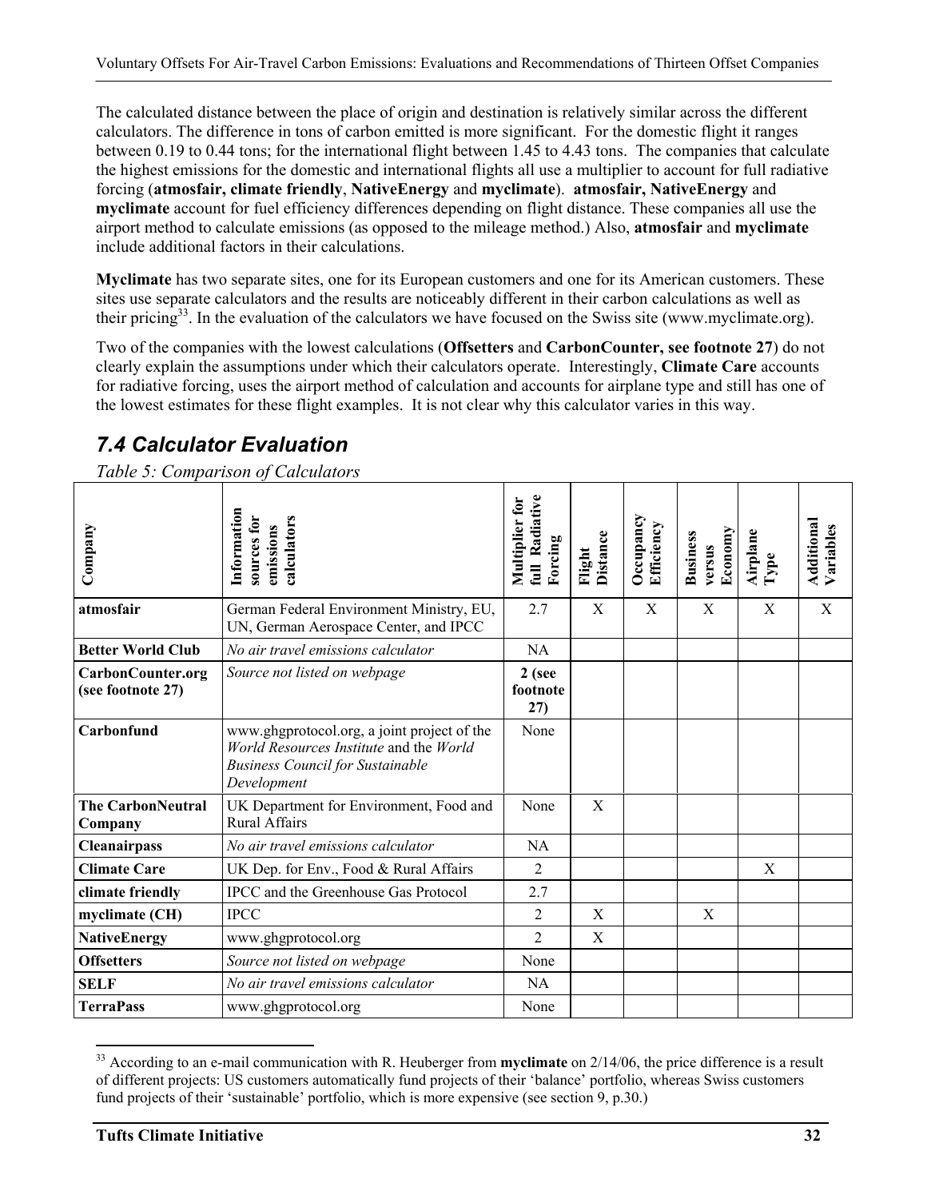The calculated distance between the place of origin and destination is relatively similar across the different calculators. The difference in tons of carbon emitted is more significant. For the domestic flight it ranges between 0.19 to 0.44 tons; for the international flight between 1.45 to 4.43 tons. The companies that calculate the highest emissions for the domestic and international flights all use a multiplier to account for full radiative forcing (**atmosfair, climate friendly**, **NativeEnergy** and **myclimate**). **atmosfair, NativeEnergy** and **myclimate** account for fuel efficiency differences depending on flight distance. These companies all use the airport method to calculate emissions (as opposed to the mileage method.) Also, **atmosfair** and **myclimate** include additional factors in their calculations.

**Myclimate** has two separate sites, one for its European customers and one for its American customers. These sites use separate calculators and the results are noticeably different in their carbon calculations as well as their pricing[33]. In the evaluation of the calculators we have focused on the Swiss site (www.myclimate.org).

Two of the companies with the lowest calculations (**Offsetters** and **CarbonCounter, see footnote 27**) do not clearly explain the assumptions under which their calculators operate. Interestingly, **Climate Care** accounts for radiative forcing, uses the airport method of calculation and accounts for airplane type and still has one of the lowest estimates for these flight examples. It is not clear why this calculator varies in this way.

## 7.4 Calculator Evaluation

*Table 5: Comparison of Calculators*

| Company | Information sources for emissions calculators | Multiplier for full Radiative Forcing | Flight Distance | Occupancy Efficiency | Business versus Economy | Airplane Type | Additional Variables |
|---|---|---|---|---|---|---|---|
| **atmosfair** | German Federal Environment Ministry, EU, UN, German Aerospace Center, and IPCC | 2.7 | X | X | X | X | X |
| **Better World Club** | *No air travel emissions calculator* | NA | | | | | |
| **CarbonCounter.org (see footnote 27)** | *Source not listed on webpage* | **2 (see footnote 27)** | | | | | |
| **Carbonfund** | www.ghgprotocol.org, a joint project of the *World Resources Institute* and the *World Business Council for Sustainable Development* | None | | | | | |
| **The CarbonNeutral Company** | UK Department for Environment, Food and Rural Affairs | None | X | | | | |
| **Cleanairpass** | *No air travel emissions calculator* | NA | | | | | |
| **Climate Care** | UK Dep. for Env., Food & Rural Affairs | 2 | | | | X | |
| **climate friendly** | IPCC and the Greenhouse Gas Protocol | 2.7 | | | | | |
| **myclimate (CH)** | IPCC | 2 | X | | X | | |
| **NativeEnergy** | www.ghgprotocol.org | 2 | X | | | | |
| **Offsetters** | *Source not listed on webpage* | None | | | | | |
| **SELF** | *No air travel emissions calculator* | NA | | | | | |
| **TerraPass** | www.ghgprotocol.org | None | | | | | |

[33] According to an e-mail communication with R. Heuberger from **myclimate** on 2/14/06, the price difference is a result of different projects: US customers automatically fund projects of their 'balance' portfolio, whereas Swiss customers fund projects of their 'sustainable' portfolio, which is more expensive (see section 9, p.30.)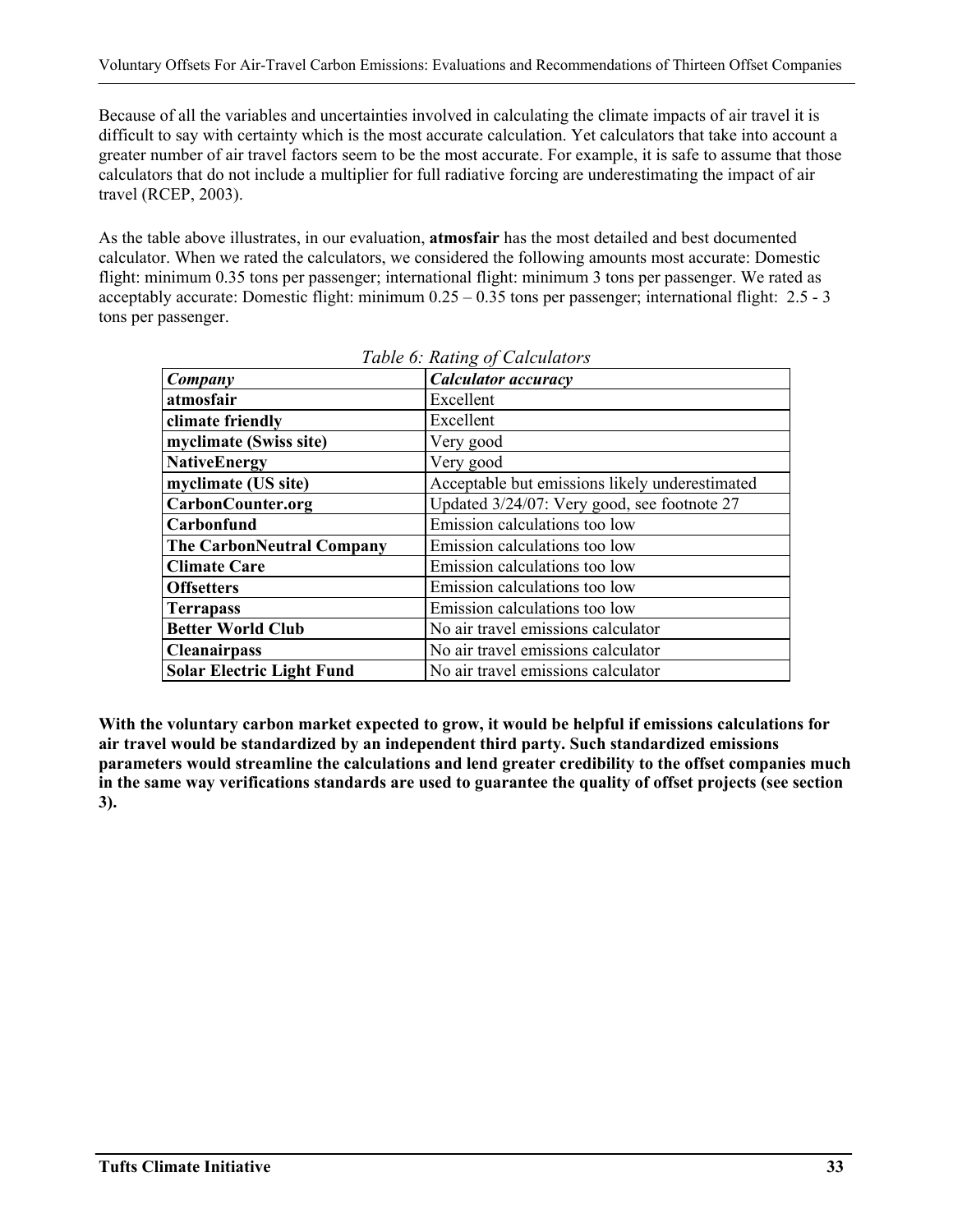Because of all the variables and uncertainties involved in calculating the climate impacts of air travel it is difficult to say with certainty which is the most accurate calculation. Yet calculators that take into account a greater number of air travel factors seem to be the most accurate. For example, it is safe to assume that those calculators that do not include a multiplier for full radiative forcing are underestimating the impact of air travel (RCEP, 2003).

As the table above illustrates, in our evaluation, **atmosfair** has the most detailed and best documented calculator. When we rated the calculators, we considered the following amounts most accurate: Domestic flight: minimum 0.35 tons per passenger; international flight: minimum 3 tons per passenger. We rated as acceptably accurate: Domestic flight: minimum 0.25 – 0.35 tons per passenger; international flight: 2.5 - 3 tons per passenger.

*Table 6: Rating of Calculators*

| ***Company*** | ***Calculator accuracy*** |
|---|---|
| **atmosfair** | Excellent |
| **climate friendly** | Excellent |
| **myclimate (Swiss site)** | Very good |
| **NativeEnergy** | Very good |
| **myclimate (US site)** | Acceptable but emissions likely underestimated |
| **CarbonCounter.org** | Updated 3/24/07: Very good, see footnote 27 |
| **Carbonfund** | Emission calculations too low |
| **The CarbonNeutral Company** | Emission calculations too low |
| **Climate Care** | Emission calculations too low |
| **Offsetters** | Emission calculations too low |
| **Terrapass** | Emission calculations too low |
| **Better World Club** | No air travel emissions calculator |
| **Cleanairpass** | No air travel emissions calculator |
| **Solar Electric Light Fund** | No air travel emissions calculator |

**With the voluntary carbon market expected to grow, it would be helpful if emissions calculations for air travel would be standardized by an independent third party. Such standardized emissions parameters would streamline the calculations and lend greater credibility to the offset companies much in the same way verifications standards are used to guarantee the quality of offset projects (see section 3).**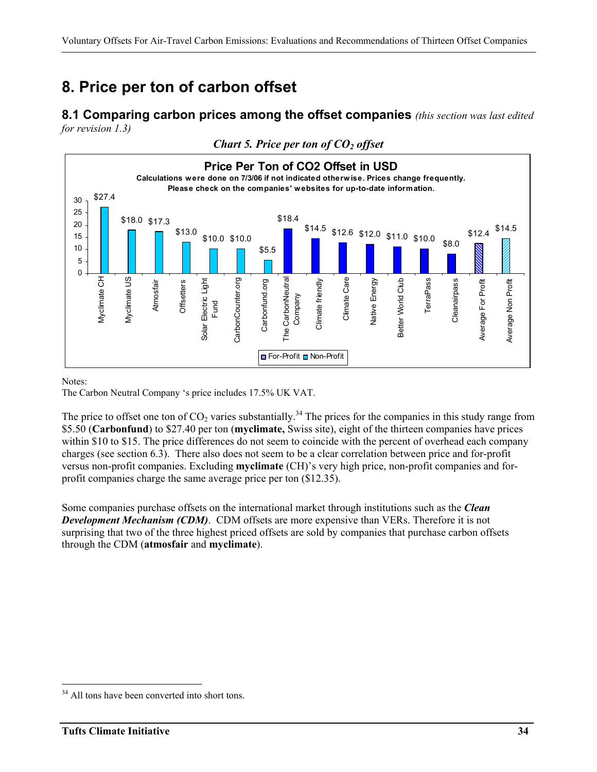# 8. Price per ton of carbon offset

## 8.1 Comparing carbon prices among the offset companies *(this section was last edited for revision 1.3)*

*Chart 5. Price per ton of $CO_2$ offset*

Price Per Ton of CO2 Offset in USD

Calculations were done on 7/3/06 if not indicated otherwise. Prices change frequently. Please check on the companies' websites for up-to-date information.

30
25
20
15
10
5
0

$27.4 $18.0 $17.3 $13.0 $10.0 $10.0 $5.5 $18.4 $14.5 $12.6 $12.0 $11.0 $10.0 $8.0 $12.4 $14.5

Myclimate CH
Myclimate US
Atmosfair
Offsetters
Solar Electric Light Fund
CarbonCounter.org
Carbonfund.org
The CarbonNeutral Company
Climate friendly
Climate Care
Native Energy
Better World Club
TerraPass
Cleanairpass
Average For Profit
Average Non Profit

For-Profit  Non-Profit

Notes:

The Carbon Neutral Company 's price includes 17.5% UK VAT.

The price to offset one ton of $CO_2$ varies substantially.[34] The prices for the companies in this study range from \$5.50 (**Carbonfund**) to \$27.40 per ton (**myclimate,** Swiss site), eight of the thirteen companies have prices within \$10 to \$15. The price differences do not seem to coincide with the percent of overhead each company charges (see section 6.3). There also does not seem to be a clear correlation between price and for-profit versus non-profit companies. Excluding **myclimate** (CH)'s very high price, non-profit companies and for-profit companies charge the same average price per ton (\$12.35).

Some companies purchase offsets on the international market through institutions such as the ***Clean Development Mechanism (CDM)***. CDM offsets are more expensive than VERs. Therefore it is not surprising that two of the three highest priced offsets are sold by companies that purchase carbon offsets through the CDM (**atmosfair** and **myclimate**).

[34] All tons have been converted into short tons.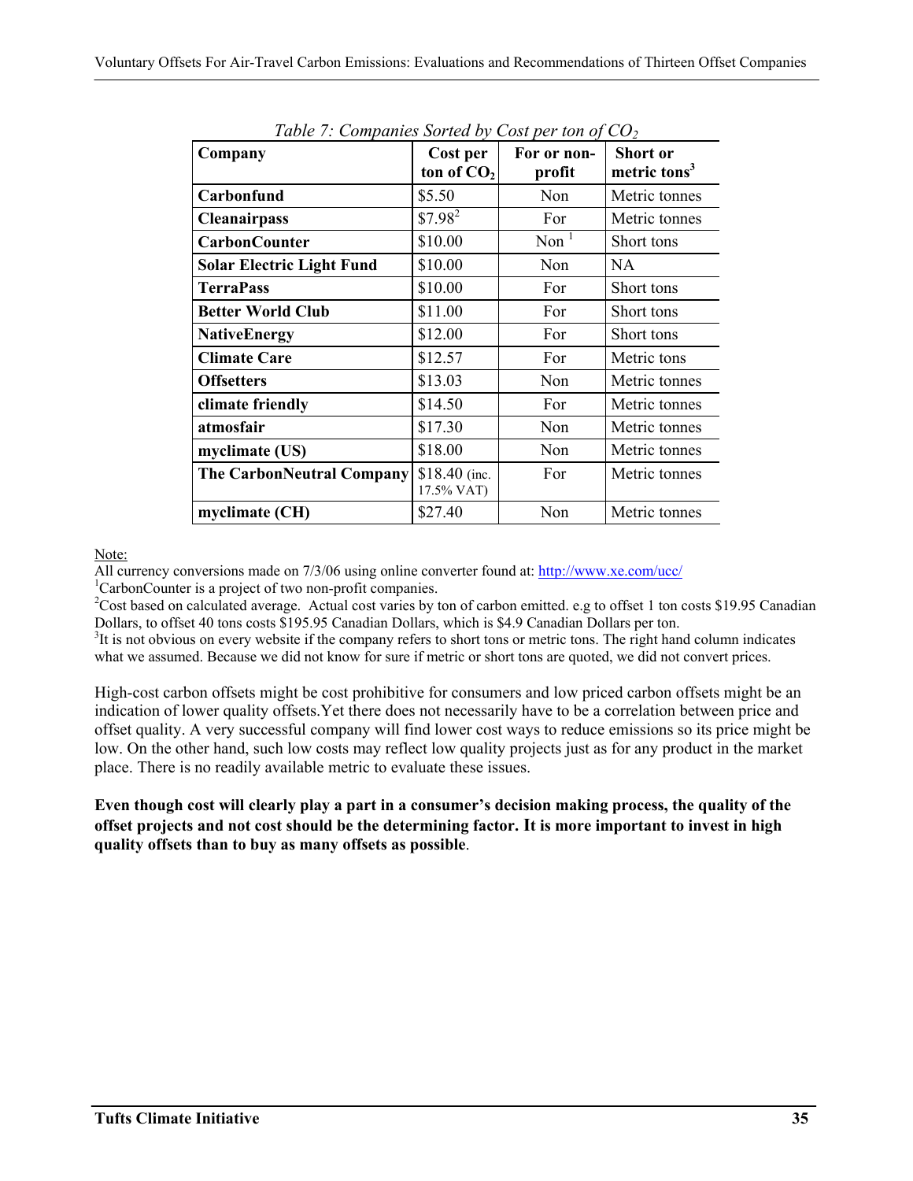*Table 7: Companies Sorted by Cost per ton of $CO_2$*

| Company | Cost per ton of $CO_2$ | For or non-profit | Short or metric tons[3] |
|---|---|---|---|
| **Carbonfund** | $5.50 | Non | Metric tonnes |
| **Cleanairpass** | $7.98[2] | For | Metric tonnes |
| **CarbonCounter** | $10.00 | Non [1] | Short tons |
| **Solar Electric Light Fund** | $10.00 | Non | NA |
| **TerraPass** | $10.00 | For | Short tons |
| **Better World Club** | $11.00 | For | Short tons |
| **NativeEnergy** | $12.00 | For | Short tons |
| **Climate Care** | $12.57 | For | Metric tons |
| **Offsetters** | $13.03 | Non | Metric tonnes |
| **climate friendly** | $14.50 | For | Metric tonnes |
| **atmosfair** | $17.30 | Non | Metric tonnes |
| **myclimate (US)** | $18.00 | Non | Metric tonnes |
| **The CarbonNeutral Company** | $18.40 (inc. 17.5% VAT) | For | Metric tonnes |
| **myclimate (CH)** | $27.40 | Non | Metric tonnes |

Note:
All currency conversions made on 7/3/06 using online converter found at: http://www.xe.com/ucc/
[1]CarbonCounter is a project of two non-profit companies.
[2]Cost based on calculated average. Actual cost varies by ton of carbon emitted. e.g to offset 1 ton costs $19.95 Canadian Dollars, to offset 40 tons costs $195.95 Canadian Dollars, which is $4.9 Canadian Dollars per ton.
[3]It is not obvious on every website if the company refers to short tons or metric tons. The right hand column indicates what we assumed. Because we did not know for sure if metric or short tons are quoted, we did not convert prices.

High-cost carbon offsets might be cost prohibitive for consumers and low priced carbon offsets might be an indication of lower quality offsets.Yet there does not necessarily have to be a correlation between price and offset quality. A very successful company will find lower cost ways to reduce emissions so its price might be low. On the other hand, such low costs may reflect low quality projects just as for any product in the market place. There is no readily available metric to evaluate these issues.

**Even though cost will clearly play a part in a consumer's decision making process, the quality of the offset projects and not cost should be the determining factor. It is more important to invest in high quality offsets than to buy as many offsets as possible**.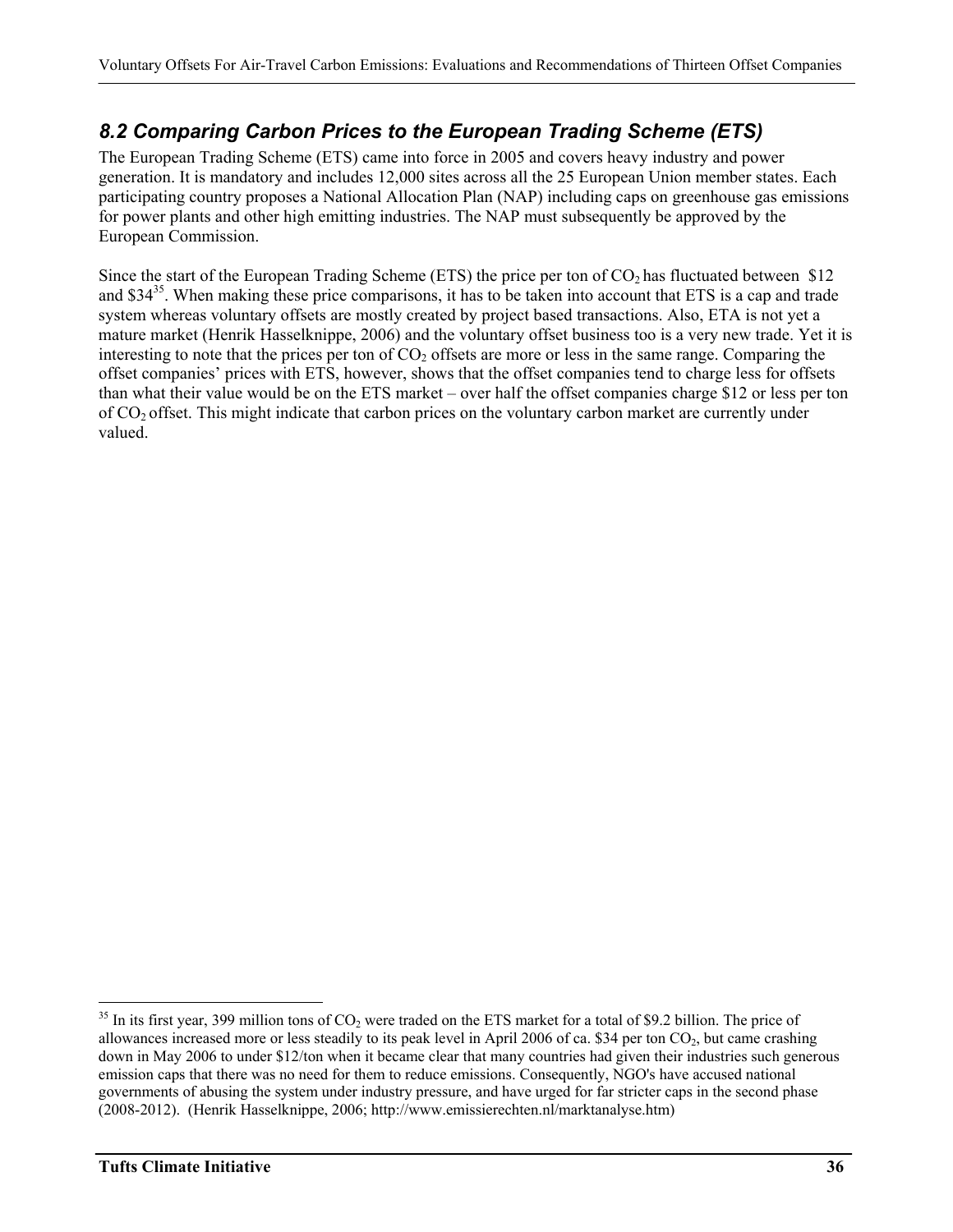## *8.2 Comparing Carbon Prices to the European Trading Scheme (ETS)*

The European Trading Scheme (ETS) came into force in 2005 and covers heavy industry and power generation. It is mandatory and includes 12,000 sites across all the 25 European Union member states. Each participating country proposes a National Allocation Plan (NAP) including caps on greenhouse gas emissions for power plants and other high emitting industries. The NAP must subsequently be approved by the European Commission.

Since the start of the European Trading Scheme (ETS) the price per ton of $CO_2$ has fluctuated between $12 and $34[35]. When making these price comparisons, it has to be taken into account that ETS is a cap and trade system whereas voluntary offsets are mostly created by project based transactions. Also, ETA is not yet a mature market (Henrik Hasselknippe, 2006) and the voluntary offset business too is a very new trade. Yet it is interesting to note that the prices per ton of $CO_2$ offsets are more or less in the same range. Comparing the offset companies' prices with ETS, however, shows that the offset companies tend to charge less for offsets than what their value would be on the ETS market – over half the offset companies charge $12 or less per ton of $CO_2$ offset. This might indicate that carbon prices on the voluntary carbon market are currently under valued.

[35] In its first year, 399 million tons of $CO_2$ were traded on the ETS market for a total of $9.2 billion. The price of allowances increased more or less steadily to its peak level in April 2006 of ca. $34 per ton $CO_2$, but came crashing down in May 2006 to under $12/ton when it became clear that many countries had given their industries such generous emission caps that there was no need for them to reduce emissions. Consequently, NGO's have accused national governments of abusing the system under industry pressure, and have urged for far stricter caps in the second phase (2008-2012). (Henrik Hasselknippe, 2006; http://www.emissierechten.nl/marktanalyse.htm)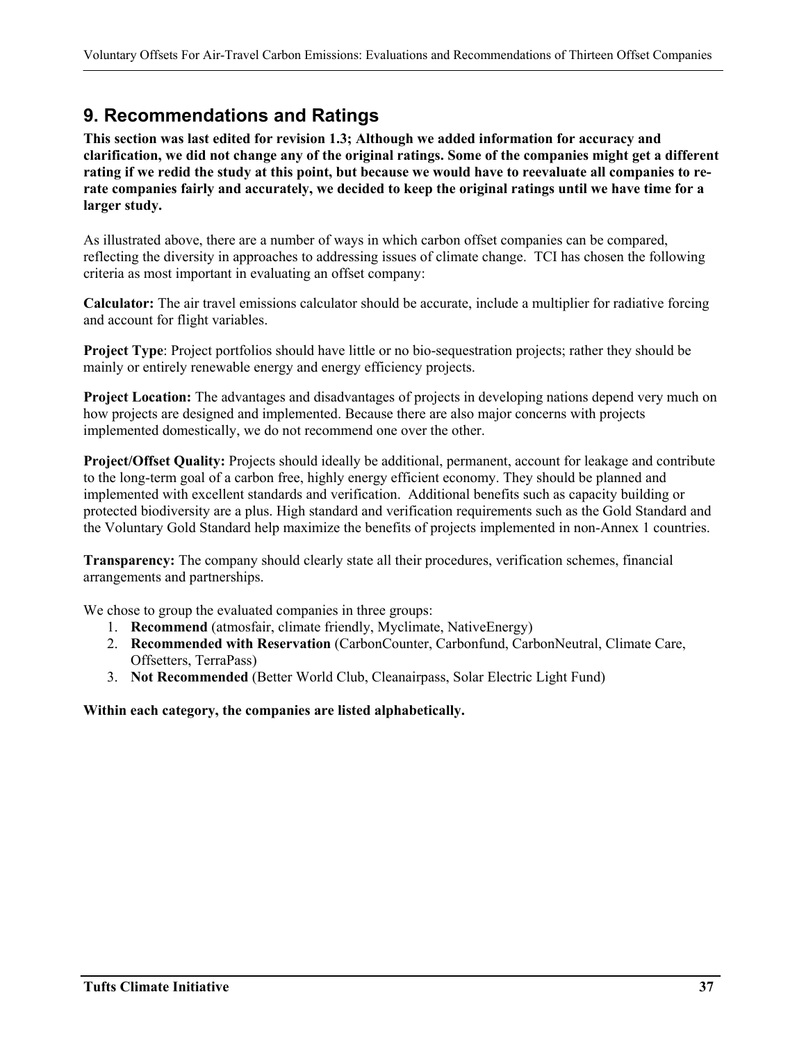## 9. Recommendations and Ratings

**This section was last edited for revision 1.3; Although we added information for accuracy and clarification, we did not change any of the original ratings. Some of the companies might get a different rating if we redid the study at this point, but because we would have to reevaluate all companies to re-rate companies fairly and accurately, we decided to keep the original ratings until we have time for a larger study.**

As illustrated above, there are a number of ways in which carbon offset companies can be compared, reflecting the diversity in approaches to addressing issues of climate change. TCI has chosen the following criteria as most important in evaluating an offset company:

**Calculator:** The air travel emissions calculator should be accurate, include a multiplier for radiative forcing and account for flight variables.

**Project Type**: Project portfolios should have little or no bio-sequestration projects; rather they should be mainly or entirely renewable energy and energy efficiency projects.

**Project Location:** The advantages and disadvantages of projects in developing nations depend very much on how projects are designed and implemented. Because there are also major concerns with projects implemented domestically, we do not recommend one over the other.

**Project/Offset Quality:** Projects should ideally be additional, permanent, account for leakage and contribute to the long-term goal of a carbon free, highly energy efficient economy. They should be planned and implemented with excellent standards and verification. Additional benefits such as capacity building or protected biodiversity are a plus. High standard and verification requirements such as the Gold Standard and the Voluntary Gold Standard help maximize the benefits of projects implemented in non-Annex 1 countries.

**Transparency:** The company should clearly state all their procedures, verification schemes, financial arrangements and partnerships.

We chose to group the evaluated companies in three groups:

1. **Recommend** (atmosfair, climate friendly, Myclimate, NativeEnergy)
2. **Recommended with Reservation** (CarbonCounter, Carbonfund, CarbonNeutral, Climate Care, Offsetters, TerraPass)
3. **Not Recommended** (Better World Club, Cleanairpass, Solar Electric Light Fund)

**Within each category, the companies are listed alphabetically.**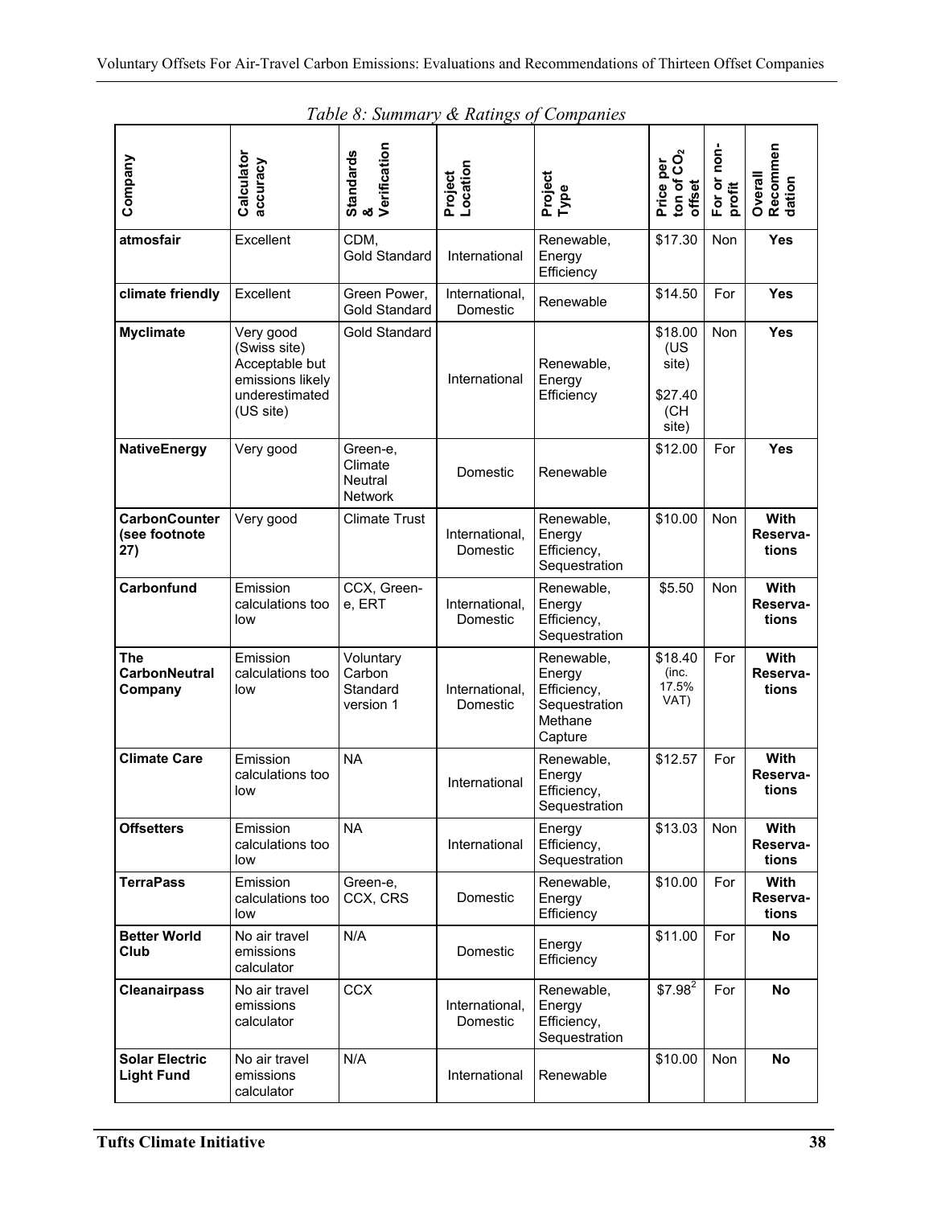*Table 8: Summary & Ratings of Companies*

| Company | Calculator accuracy | Standards & Verification | Project Location | Project Type | Price per ton of $CO_2$ offset | For or non-profit | Overall Recommendation |
|---|---|---|---|---|---|---|---|
| **atmosfair** | Excellent | CDM, Gold Standard | International | Renewable, Energy Efficiency | $17.30 | Non | **Yes** |
| **climate friendly** | Excellent | Green Power, Gold Standard | International, Domestic | Renewable | $14.50 | For | **Yes** |
| **Myclimate** | Very good (Swiss site) Acceptable but emissions likely underestimated (US site) | Gold Standard | International | Renewable, Energy Efficiency | $18.00 (US site) $27.40 (CH site) | Non | **Yes** |
| **NativeEnergy** | Very good | Green-e, Climate Neutral Network | Domestic | Renewable | $12.00 | For | **Yes** |
| **CarbonCounter (see footnote 27)** | Very good | Climate Trust | International, Domestic | Renewable, Energy Efficiency, Sequestration | $10.00 | Non | **With Reservations** |
| **Carbonfund** | Emission calculations too low | CCX, Green-e, ERT | International, Domestic | Renewable, Energy Efficiency, Sequestration | $5.50 | Non | **With Reservations** |
| **The CarbonNeutral Company** | Emission calculations too low | Voluntary Carbon Standard version 1 | International, Domestic | Renewable, Energy Efficiency, Sequestration Methane Capture | $18.40 (inc. 17.5% VAT) | For | **With Reservations** |
| **Climate Care** | Emission calculations too low | NA | International | Renewable, Energy Efficiency, Sequestration | $12.57 | For | **With Reservations** |
| **Offsetters** | Emission calculations too low | NA | International | Energy Efficiency, Sequestration | $13.03 | Non | **With Reservations** |
| **TerraPass** | Emission calculations too low | Green-e, CCX, CRS | Domestic | Renewable, Energy Efficiency | $10.00 | For | **With Reservations** |
| **Better World Club** | No air travel emissions calculator | N/A | Domestic | Energy Efficiency | $11.00 | For | **No** |
| **Cleanairpass** | No air travel emissions calculator | CCX | International, Domestic | Renewable, Energy Efficiency, Sequestration | $7.98[2] | For | **No** |
| **Solar Electric Light Fund** | No air travel emissions calculator | N/A | International | Renewable | $10.00 | Non | **No** |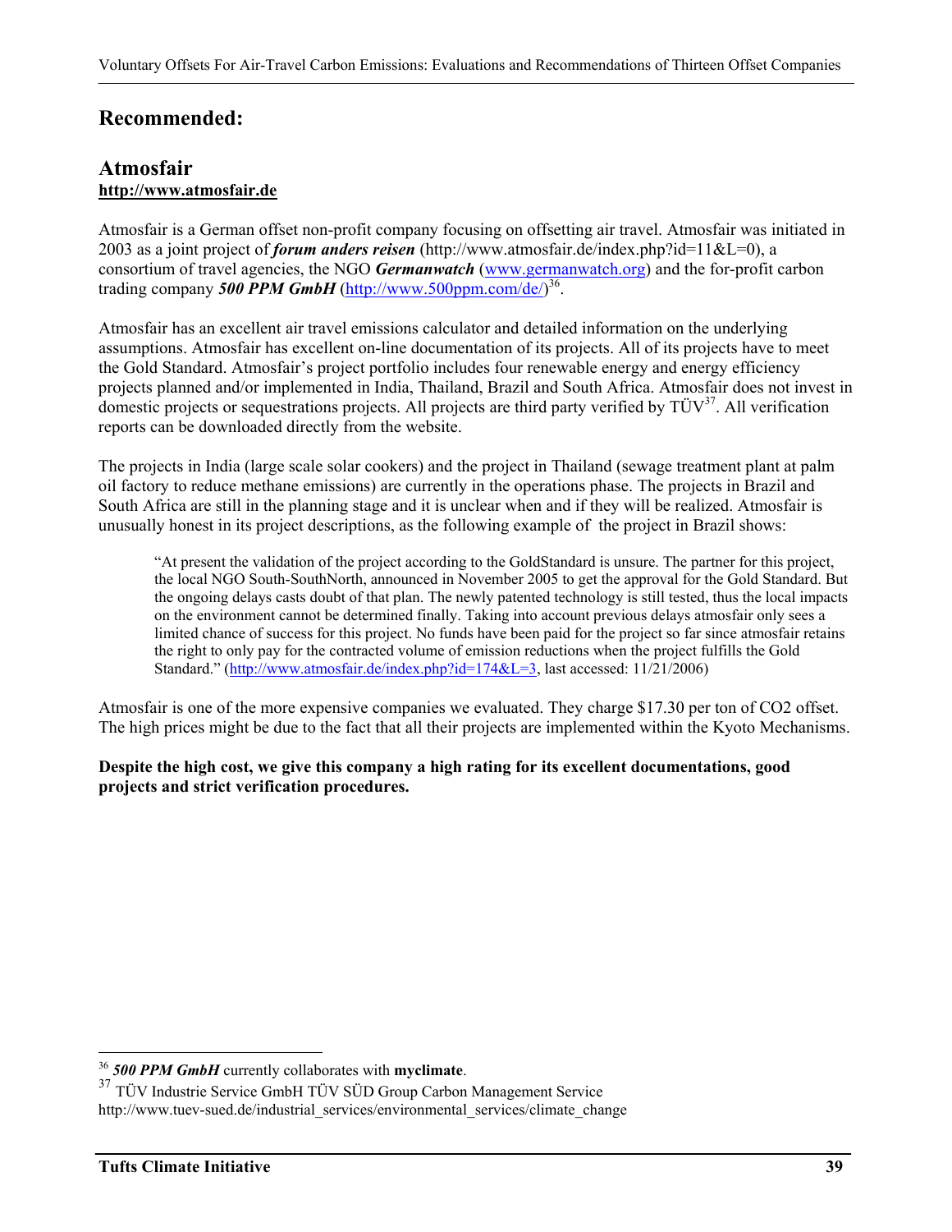## Recommended:

### Atmosfair

**http://www.atmosfair.de**

Atmosfair is a German offset non-profit company focusing on offsetting air travel. Atmosfair was initiated in 2003 as a joint project of ***forum anders reisen*** (http://www.atmosfair.de/index.php?id=11&L=0), a consortium of travel agencies, the NGO ***Germanwatch*** (www.germanwatch.org) and the for-profit carbon trading company ***500 PPM GmbH*** (http://www.500ppm.com/de/)[36].

Atmosfair has an excellent air travel emissions calculator and detailed information on the underlying assumptions. Atmosfair has excellent on-line documentation of its projects. All of its projects have to meet the Gold Standard. Atmosfair's project portfolio includes four renewable energy and energy efficiency projects planned and/or implemented in India, Thailand, Brazil and South Africa. Atmosfair does not invest in domestic projects or sequestrations projects. All projects are third party verified by TÜV[37]. All verification reports can be downloaded directly from the website.

The projects in India (large scale solar cookers) and the project in Thailand (sewage treatment plant at palm oil factory to reduce methane emissions) are currently in the operations phase. The projects in Brazil and South Africa are still in the planning stage and it is unclear when and if they will be realized. Atmosfair is unusually honest in its project descriptions, as the following example of the project in Brazil shows:

> "At present the validation of the project according to the GoldStandard is unsure. The partner for this project, the local NGO South-SouthNorth, announced in November 2005 to get the approval for the Gold Standard. But the ongoing delays casts doubt of that plan. The newly patented technology is still tested, thus the local impacts on the environment cannot be determined finally. Taking into account previous delays atmosfair only sees a limited chance of success for this project. No funds have been paid for the project so far since atmosfair retains the right to only pay for the contracted volume of emission reductions when the project fulfills the Gold Standard." (http://www.atmosfair.de/index.php?id=174&L=3, last accessed: 11/21/2006)

Atmosfair is one of the more expensive companies we evaluated. They charge $17.30 per ton of CO2 offset. The high prices might be due to the fact that all their projects are implemented within the Kyoto Mechanisms.

**Despite the high cost, we give this company a high rating for its excellent documentations, good projects and strict verification procedures.**

---

[36] ***500 PPM GmbH*** currently collaborates with **myclimate**.

[37] TÜV Industrie Service GmbH TÜV SÜD Group Carbon Management Service http://www.tuev-sued.de/industrial_services/environmental_services/climate_change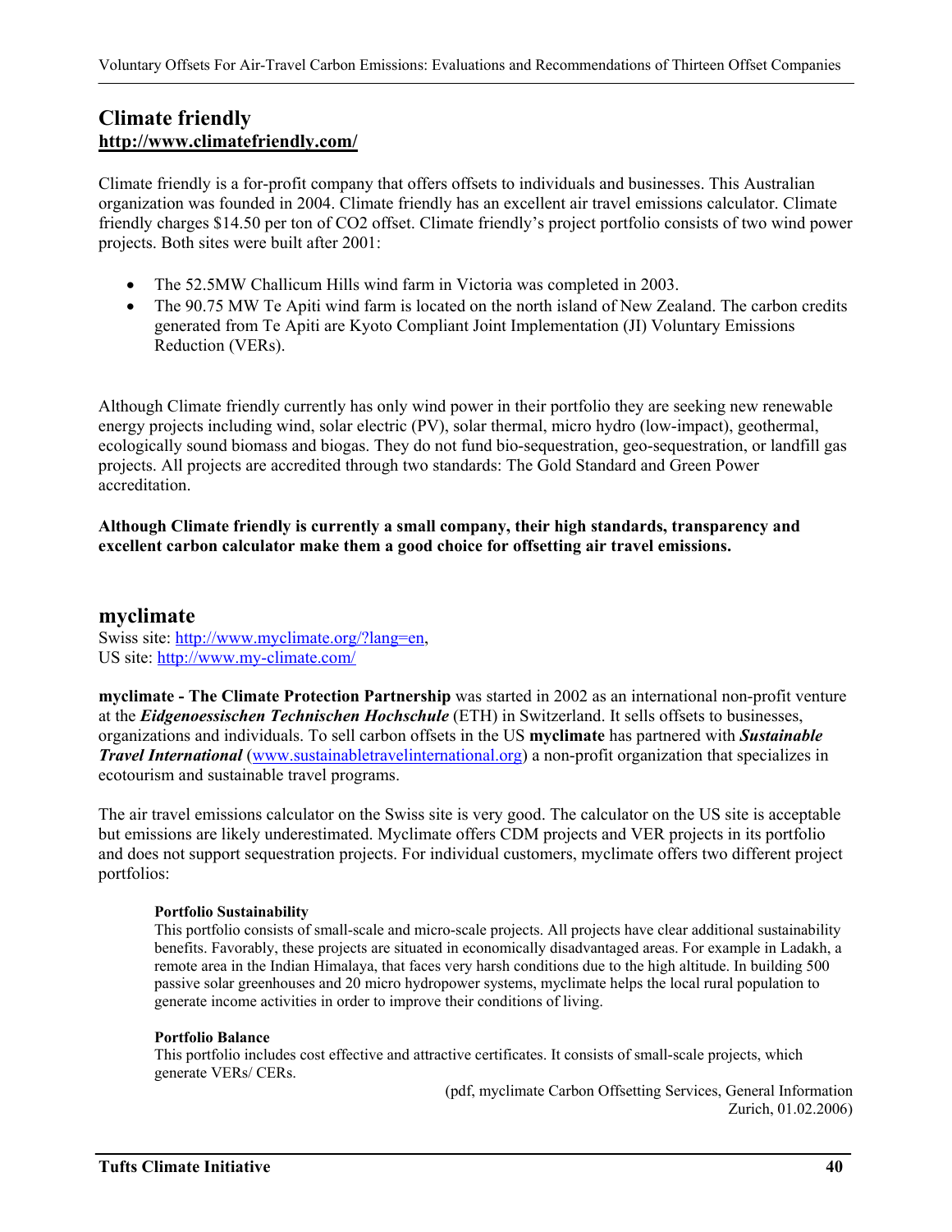## Climate friendly

**http://www.climatefriendly.com/**

Climate friendly is a for-profit company that offers offsets to individuals and businesses. This Australian organization was founded in 2004. Climate friendly has an excellent air travel emissions calculator. Climate friendly charges $14.50 per ton of $CO_2$ offset. Climate friendly's project portfolio consists of two wind power projects. Both sites were built after 2001:

- The 52.5MW Challicum Hills wind farm in Victoria was completed in 2003.
- The 90.75 MW Te Apiti wind farm is located on the north island of New Zealand. The carbon credits generated from Te Apiti are Kyoto Compliant Joint Implementation (JI) Voluntary Emissions Reduction (VERs).

Although Climate friendly currently has only wind power in their portfolio they are seeking new renewable energy projects including wind, solar electric (PV), solar thermal, micro hydro (low-impact), geothermal, ecologically sound biomass and biogas. They do not fund bio-sequestration, geo-sequestration, or landfill gas projects. All projects are accredited through two standards: The Gold Standard and Green Power accreditation.

**Although Climate friendly is currently a small company, their high standards, transparency and excellent carbon calculator make them a good choice for offsetting air travel emissions.**

## myclimate

Swiss site: http://www.myclimate.org/?lang=en,
US site: http://www.my-climate.com/

**myclimate - The Climate Protection Partnership** was started in 2002 as an international non-profit venture at the ***Eidgenoessischen Technischen Hochschule*** (ETH) in Switzerland. It sells offsets to businesses, organizations and individuals. To sell carbon offsets in the US **myclimate** has partnered with ***Sustainable Travel International*** (www.sustainabletravelinternational.org) a non-profit organization that specializes in ecotourism and sustainable travel programs.

The air travel emissions calculator on the Swiss site is very good. The calculator on the US site is acceptable but emissions are likely underestimated. Myclimate offers CDM projects and VER projects in its portfolio and does not support sequestration projects. For individual customers, myclimate offers two different project portfolios:

> **Portfolio Sustainability**
> This portfolio consists of small-scale and micro-scale projects. All projects have clear additional sustainability benefits. Favorably, these projects are situated in economically disadvantaged areas. For example in Ladakh, a remote area in the Indian Himalaya, that faces very harsh conditions due to the high altitude. In building 500 passive solar greenhouses and 20 micro hydropower systems, myclimate helps the local rural population to generate income activities in order to improve their conditions of living.
>
> **Portfolio Balance**
> This portfolio includes cost effective and attractive certificates. It consists of small-scale projects, which generate VERs/ CERs.
>
> (pdf, myclimate Carbon Offsetting Services, General Information Zurich, 01.02.2006)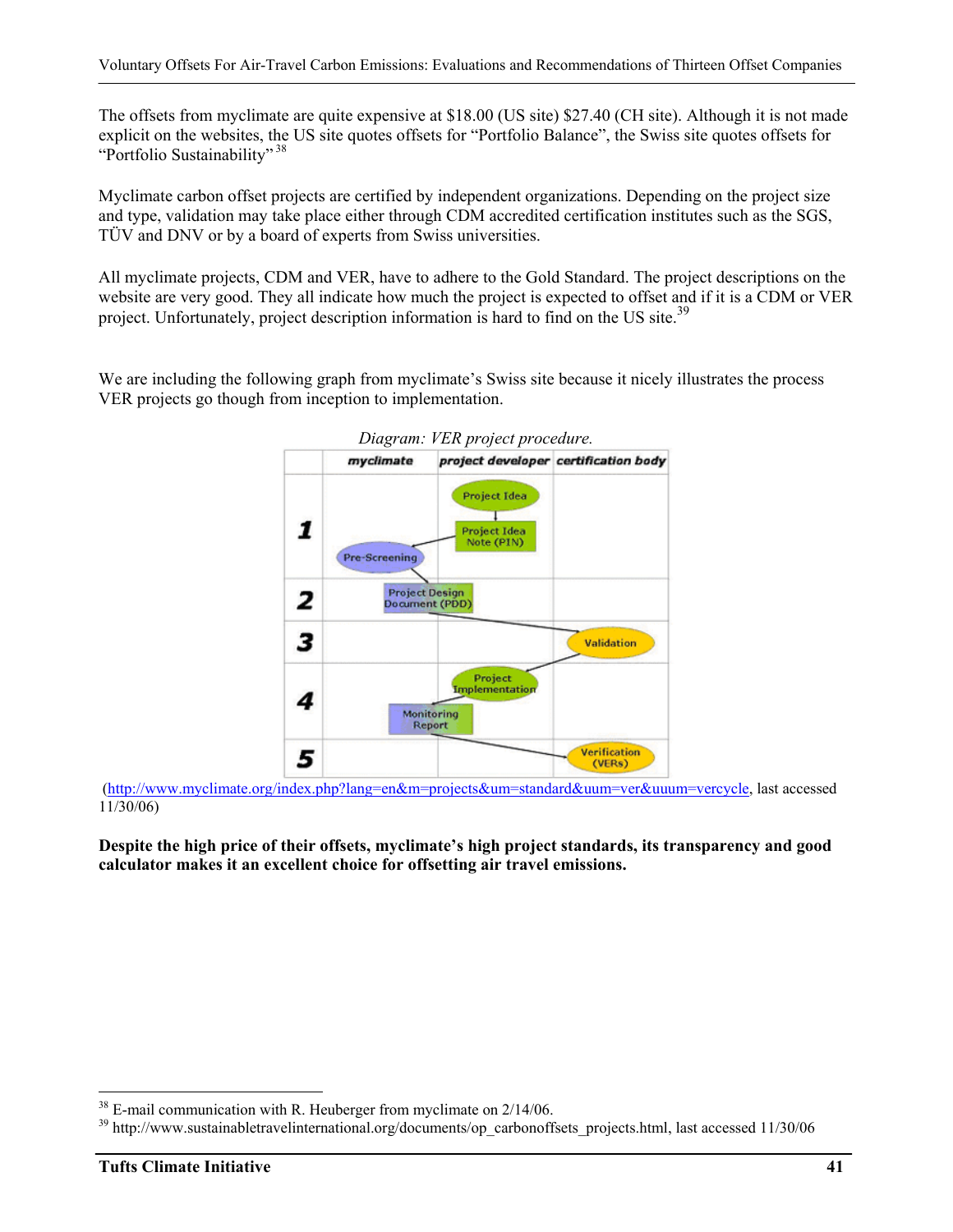The offsets from myclimate are quite expensive at $18.00 (US site) $27.40 (CH site). Although it is not made explicit on the websites, the US site quotes offsets for "Portfolio Balance", the Swiss site quotes offsets for "Portfolio Sustainability"[38]

Myclimate carbon offset projects are certified by independent organizations. Depending on the project size and type, validation may take place either through CDM accredited certification institutes such as the SGS, TÜV and DNV or by a board of experts from Swiss universities.

All myclimate projects, CDM and VER, have to adhere to the Gold Standard. The project descriptions on the website are very good. They all indicate how much the project is expected to offset and if it is a CDM or VER project. Unfortunately, project description information is hard to find on the US site.[39]

We are including the following graph from myclimate's Swiss site because it nicely illustrates the process VER projects go though from inception to implementation.

*Diagram: VER project procedure.*

myclimate
project developer
certification body
1
Project Idea
Project Idea Note (PIN)
Pre-Screening
2
Project Design Document (PDD)
3
Validation
4
Project Implementation
Monitoring Report
5
Verification (VERs)

(http://www.myclimate.org/index.php?lang=en&m=projects&um=standard&uum=ver&uuum=vercycle, last accessed 11/30/06)

**Despite the high price of their offsets, myclimate's high project standards, its transparency and good calculator makes it an excellent choice for offsetting air travel emissions.**

---

[38] E-mail communication with R. Heuberger from myclimate on 2/14/06.

[39] http://www.sustainabletravelinternational.org/documents/op_carbonoffsets_projects.html, last accessed 11/30/06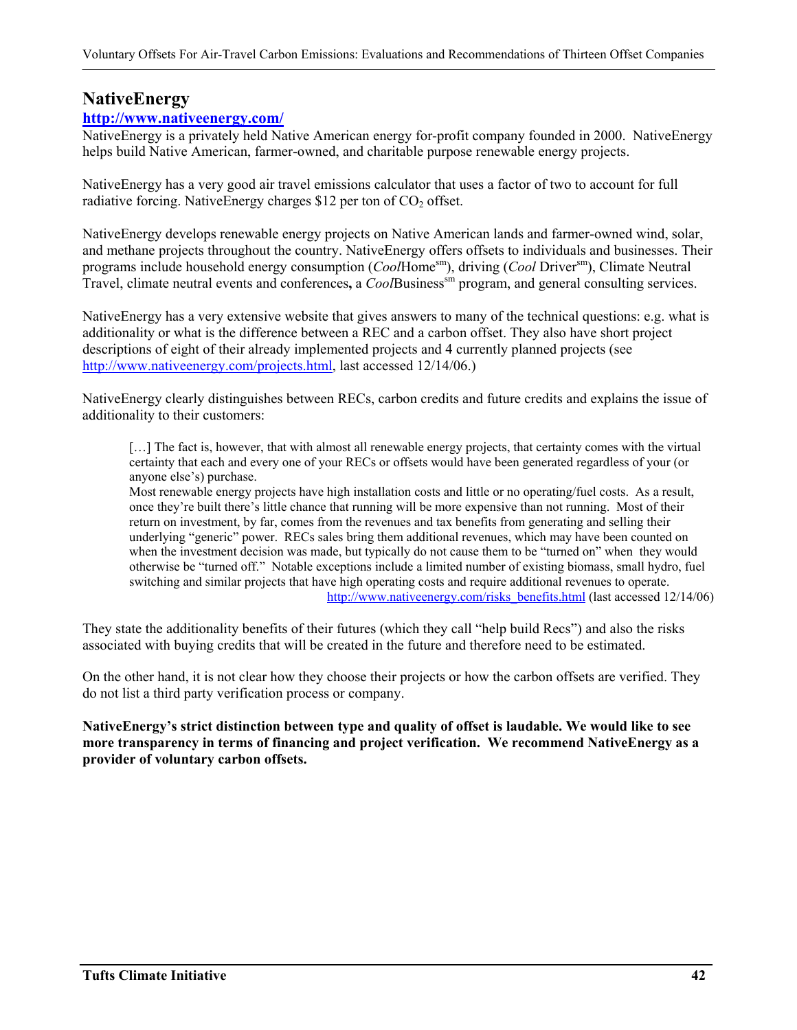## NativeEnergy

**http://www.nativeenergy.com/**

NativeEnergy is a privately held Native American energy for-profit company founded in 2000. NativeEnergy helps build Native American, farmer-owned, and charitable purpose renewable energy projects.

NativeEnergy has a very good air travel emissions calculator that uses a factor of two to account for full radiative forcing. NativeEnergy charges $12 per ton of $CO_2$ offset.

NativeEnergy develops renewable energy projects on Native American lands and farmer-owned wind, solar, and methane projects throughout the country. NativeEnergy offers offsets to individuals and businesses. Their programs include household energy consumption (*Cool*Home[sm]), driving (*Cool* Driver[sm]), Climate Neutral Travel, climate neutral events and conferences**,** a *Cool*Business[sm] program, and general consulting services.

NativeEnergy has a very extensive website that gives answers to many of the technical questions: e.g. what is additionality or what is the difference between a REC and a carbon offset. They also have short project descriptions of eight of their already implemented projects and 4 currently planned projects (see http://www.nativeenergy.com/projects.html, last accessed 12/14/06.)

NativeEnergy clearly distinguishes between RECs, carbon credits and future credits and explains the issue of additionality to their customers:

> […] The fact is, however, that with almost all renewable energy projects, that certainty comes with the virtual certainty that each and every one of your RECs or offsets would have been generated regardless of your (or anyone else's) purchase.
> Most renewable energy projects have high installation costs and little or no operating/fuel costs. As a result, once they're built there's little chance that running will be more expensive than not running. Most of their return on investment, by far, comes from the revenues and tax benefits from generating and selling their underlying "generic" power. RECs sales bring them additional revenues, which may have been counted on when the investment decision was made, but typically do not cause them to be "turned on" when they would otherwise be "turned off." Notable exceptions include a limited number of existing biomass, small hydro, fuel switching and similar projects that have high operating costs and require additional revenues to operate.
> http://www.nativeenergy.com/risks_benefits.html (last accessed 12/14/06)

They state the additionality benefits of their futures (which they call "help build Recs") and also the risks associated with buying credits that will be created in the future and therefore need to be estimated.

On the other hand, it is not clear how they choose their projects or how the carbon offsets are verified. They do not list a third party verification process or company.

**NativeEnergy's strict distinction between type and quality of offset is laudable. We would like to see more transparency in terms of financing and project verification. We recommend NativeEnergy as a provider of voluntary carbon offsets.**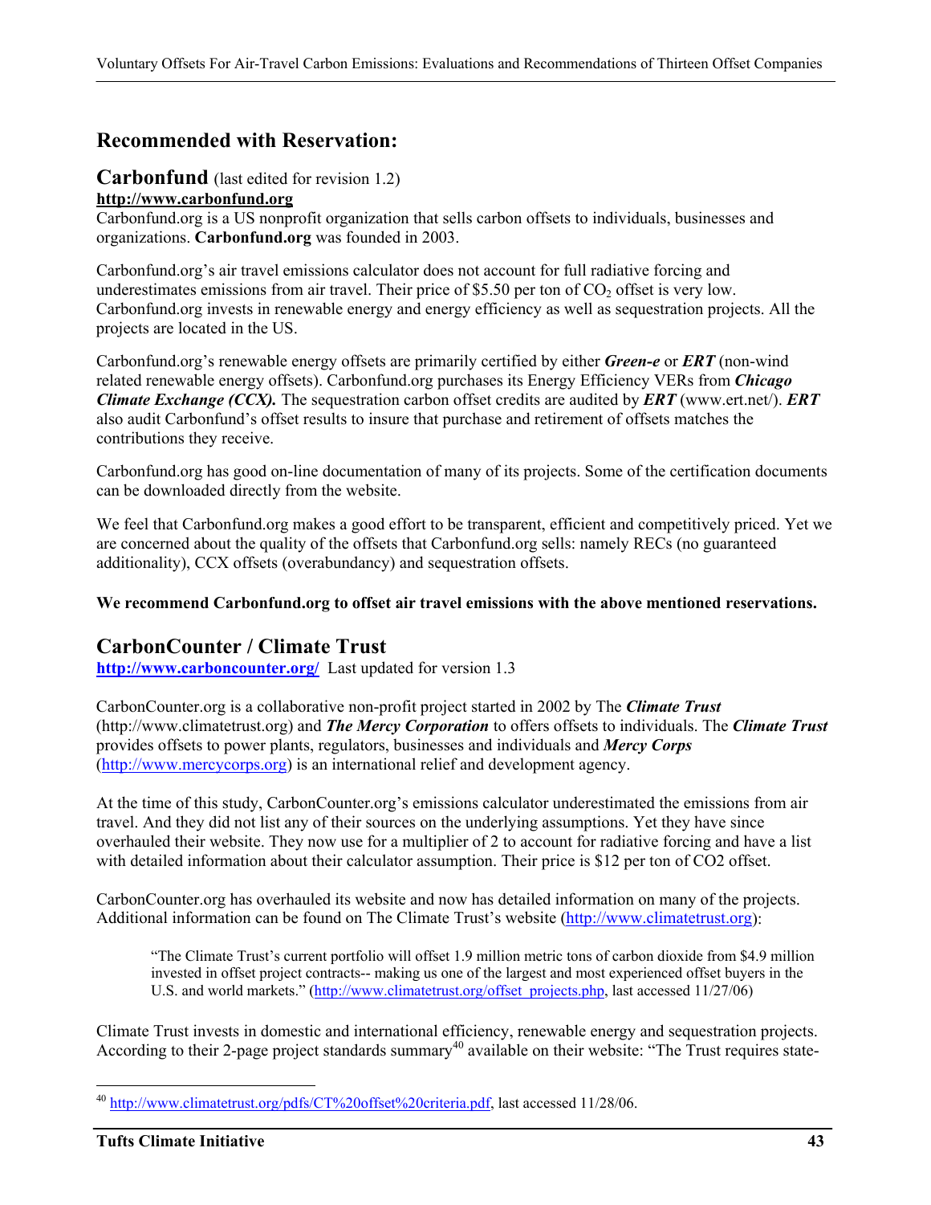## Recommended with Reservation:

### Carbonfund (last edited for revision 1.2)

**http://www.carbonfund.org**

Carbonfund.org is a US nonprofit organization that sells carbon offsets to individuals, businesses and organizations. **Carbonfund.org** was founded in 2003.

Carbonfund.org's air travel emissions calculator does not account for full radiative forcing and underestimates emissions from air travel. Their price of $5.50 per ton of $CO_2$ offset is very low. Carbonfund.org invests in renewable energy and energy efficiency as well as sequestration projects. All the projects are located in the US.

Carbonfund.org's renewable energy offsets are primarily certified by either ***Green-e*** or ***ERT*** (non-wind related renewable energy offsets). Carbonfund.org purchases its Energy Efficiency VERs from ***Chicago Climate Exchange (CCX).*** The sequestration carbon offset credits are audited by ***ERT*** (www.ert.net/). ***ERT*** also audit Carbonfund's offset results to insure that purchase and retirement of offsets matches the contributions they receive.

Carbonfund.org has good on-line documentation of many of its projects. Some of the certification documents can be downloaded directly from the website.

We feel that Carbonfund.org makes a good effort to be transparent, efficient and competitively priced. Yet we are concerned about the quality of the offsets that Carbonfund.org sells: namely RECs (no guaranteed additionality), CCX offsets (overabundancy) and sequestration offsets.

**We recommend Carbonfund.org to offset air travel emissions with the above mentioned reservations.**

### CarbonCounter / Climate Trust

**http://www.carboncounter.org/** Last updated for version 1.3

CarbonCounter.org is a collaborative non-profit project started in 2002 by The ***Climate Trust*** (http://www.climatetrust.org) and ***The Mercy Corporation*** to offers offsets to individuals. The ***Climate Trust*** provides offsets to power plants, regulators, businesses and individuals and ***Mercy Corps*** (http://www.mercycorps.org) is an international relief and development agency.

At the time of this study, CarbonCounter.org's emissions calculator underestimated the emissions from air travel. And they did not list any of their sources on the underlying assumptions. Yet they have since overhauled their website. They now use for a multiplier of 2 to account for radiative forcing and have a list with detailed information about their calculator assumption. Their price is $12 per ton of CO2 offset.

CarbonCounter.org has overhauled its website and now has detailed information on many of the projects. Additional information can be found on The Climate Trust's website (http://www.climatetrust.org):

> "The Climate Trust's current portfolio will offset 1.9 million metric tons of carbon dioxide from $4.9 million invested in offset project contracts-- making us one of the largest and most experienced offset buyers in the U.S. and world markets." (http://www.climatetrust.org/offset_projects.php, last accessed 11/27/06)

Climate Trust invests in domestic and international efficiency, renewable energy and sequestration projects. According to their 2-page project standards summary[40] available on their website: "The Trust requires state-

[40] http://www.climatetrust.org/pdfs/CT%20offset%20criteria.pdf, last accessed 11/28/06.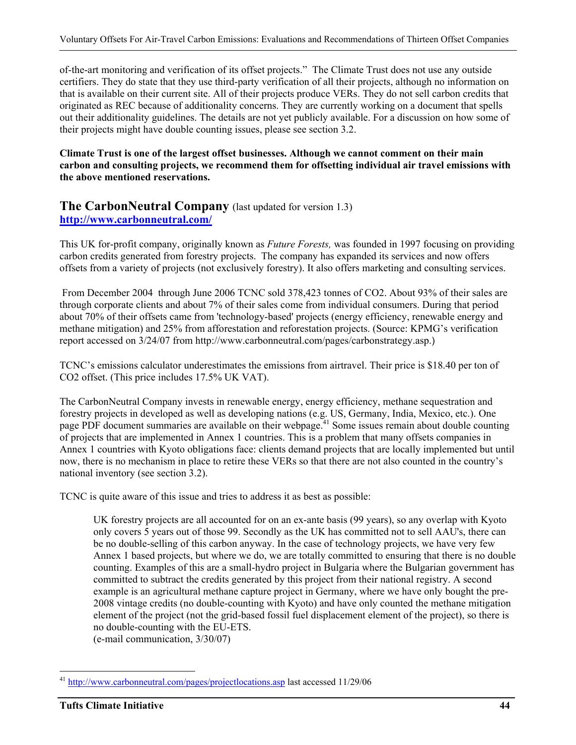of-the-art monitoring and verification of its offset projects." The Climate Trust does not use any outside certifiers. They do state that they use third-party verification of all their projects, although no information on that is available on their current site. All of their projects produce VERs. They do not sell carbon credits that originated as REC because of additionality concerns. They are currently working on a document that spells out their additionality guidelines. The details are not yet publicly available. For a discussion on how some of their projects might have double counting issues, please see section 3.2.

**Climate Trust is one of the largest offset businesses. Although we cannot comment on their main carbon and consulting projects, we recommend them for offsetting individual air travel emissions with the above mentioned reservations.**

## The CarbonNeutral Company (last updated for version 1.3)

**http://www.carbonneutral.com/**

This UK for-profit company, originally known as *Future Forests,* was founded in 1997 focusing on providing carbon credits generated from forestry projects. The company has expanded its services and now offers offsets from a variety of projects (not exclusively forestry). It also offers marketing and consulting services.

From December 2004 through June 2006 TCNC sold 378,423 tonnes of CO2. About 93% of their sales are through corporate clients and about 7% of their sales come from individual consumers. During that period about 70% of their offsets came from 'technology-based' projects (energy efficiency, renewable energy and methane mitigation) and 25% from afforestation and reforestation projects. (Source: KPMG's verification report accessed on 3/24/07 from http://www.carbonneutral.com/pages/carbonstrategy.asp.)

TCNC's emissions calculator underestimates the emissions from airtravel. Their price is $18.40 per ton of CO2 offset. (This price includes 17.5% UK VAT).

The CarbonNeutral Company invests in renewable energy, energy efficiency, methane sequestration and forestry projects in developed as well as developing nations (e.g. US, Germany, India, Mexico, etc.). One page PDF document summaries are available on their webpage.[41] Some issues remain about double counting of projects that are implemented in Annex 1 countries. This is a problem that many offsets companies in Annex 1 countries with Kyoto obligations face: clients demand projects that are locally implemented but until now, there is no mechanism in place to retire these VERs so that there are not also counted in the country's national inventory (see section 3.2).

TCNC is quite aware of this issue and tries to address it as best as possible:

> UK forestry projects are all accounted for on an ex-ante basis (99 years), so any overlap with Kyoto only covers 5 years out of those 99. Secondly as the UK has committed not to sell AAU's, there can be no double-selling of this carbon anyway. In the case of technology projects, we have very few Annex 1 based projects, but where we do, we are totally committed to ensuring that there is no double counting. Examples of this are a small-hydro project in Bulgaria where the Bulgarian government has committed to subtract the credits generated by this project from their national registry. A second example is an agricultural methane capture project in Germany, where we have only bought the pre-2008 vintage credits (no double-counting with Kyoto) and have only counted the methane mitigation element of the project (not the grid-based fossil fuel displacement element of the project), so there is no double-counting with the EU-ETS.
> (e-mail communication, 3/30/07)

[41] http://www.carbonneutral.com/pages/projectlocations.asp last accessed 11/29/06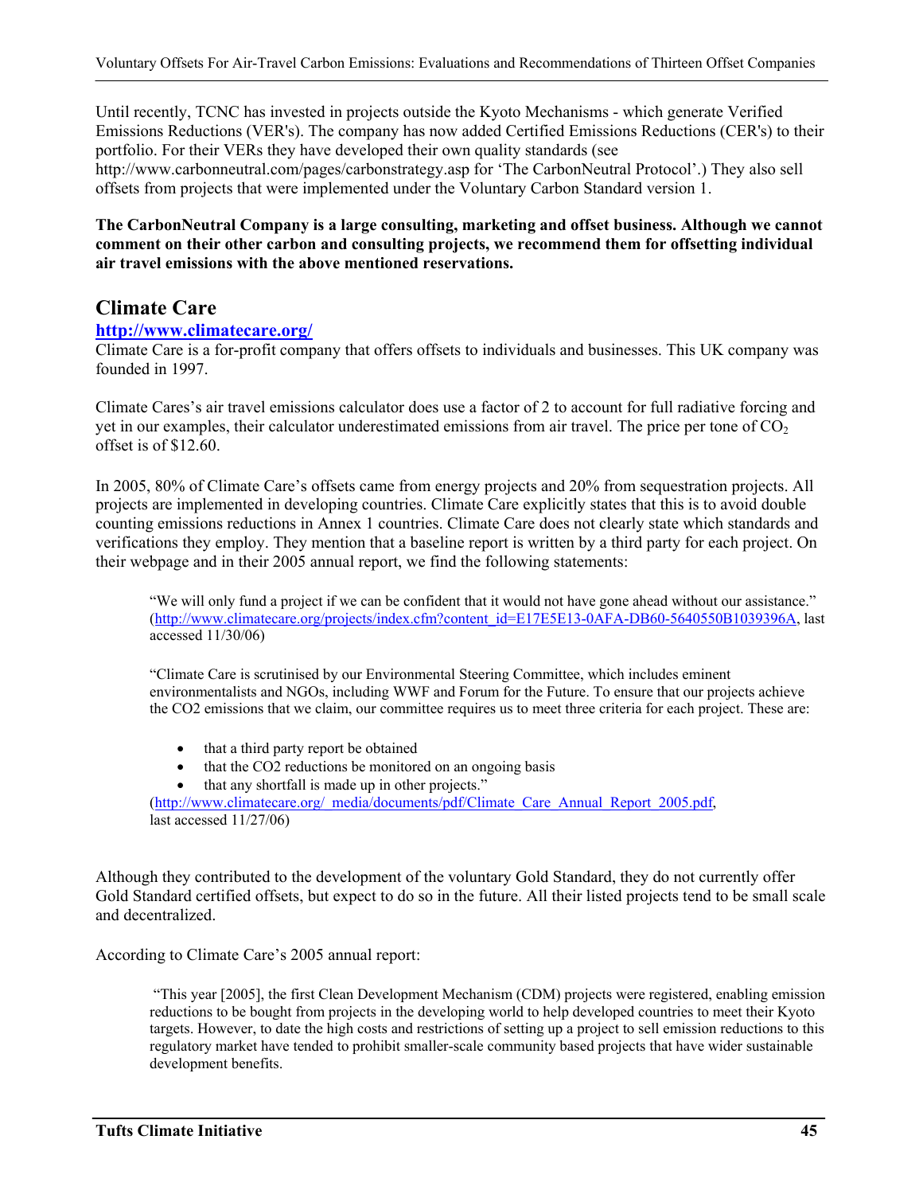Until recently, TCNC has invested in projects outside the Kyoto Mechanisms - which generate Verified Emissions Reductions (VER's). The company has now added Certified Emissions Reductions (CER's) to their portfolio. For their VERs they have developed their own quality standards (see http://www.carbonneutral.com/pages/carbonstrategy.asp for 'The CarbonNeutral Protocol'.) They also sell offsets from projects that were implemented under the Voluntary Carbon Standard version 1.

**The CarbonNeutral Company is a large consulting, marketing and offset business. Although we cannot comment on their other carbon and consulting projects, we recommend them for offsetting individual air travel emissions with the above mentioned reservations.**

## Climate Care

**http://www.climatecare.org/**

Climate Care is a for-profit company that offers offsets to individuals and businesses. This UK company was founded in 1997.

Climate Cares's air travel emissions calculator does use a factor of 2 to account for full radiative forcing and yet in our examples, their calculator underestimated emissions from air travel. The price per tone of $CO_2$ offset is of $12.60.

In 2005, 80% of Climate Care's offsets came from energy projects and 20% from sequestration projects. All projects are implemented in developing countries. Climate Care explicitly states that this is to avoid double counting emissions reductions in Annex 1 countries. Climate Care does not clearly state which standards and verifications they employ. They mention that a baseline report is written by a third party for each project. On their webpage and in their 2005 annual report, we find the following statements:

> "We will only fund a project if we can be confident that it would not have gone ahead without our assistance." (http://www.climatecare.org/projects/index.cfm?content_id=E17E5E13-0AFA-DB60-5640550B1039396A, last accessed 11/30/06)

> "Climate Care is scrutinised by our Environmental Steering Committee, which includes eminent environmentalists and NGOs, including WWF and Forum for the Future. To ensure that our projects achieve the CO2 emissions that we claim, our committee requires us to meet three criteria for each project. These are:
>
> - that a third party report be obtained
> - that the CO2 reductions be monitored on an ongoing basis
> - that any shortfall is made up in other projects."
>
> (http://www.climatecare.org/_media/documents/pdf/Climate_Care_Annual_Report_2005.pdf, last accessed 11/27/06)

Although they contributed to the development of the voluntary Gold Standard, they do not currently offer Gold Standard certified offsets, but expect to do so in the future. All their listed projects tend to be small scale and decentralized.

According to Climate Care's 2005 annual report:

> "This year [2005], the first Clean Development Mechanism (CDM) projects were registered, enabling emission reductions to be bought from projects in the developing world to help developed countries to meet their Kyoto targets. However, to date the high costs and restrictions of setting up a project to sell emission reductions to this regulatory market have tended to prohibit smaller-scale community based projects that have wider sustainable development benefits.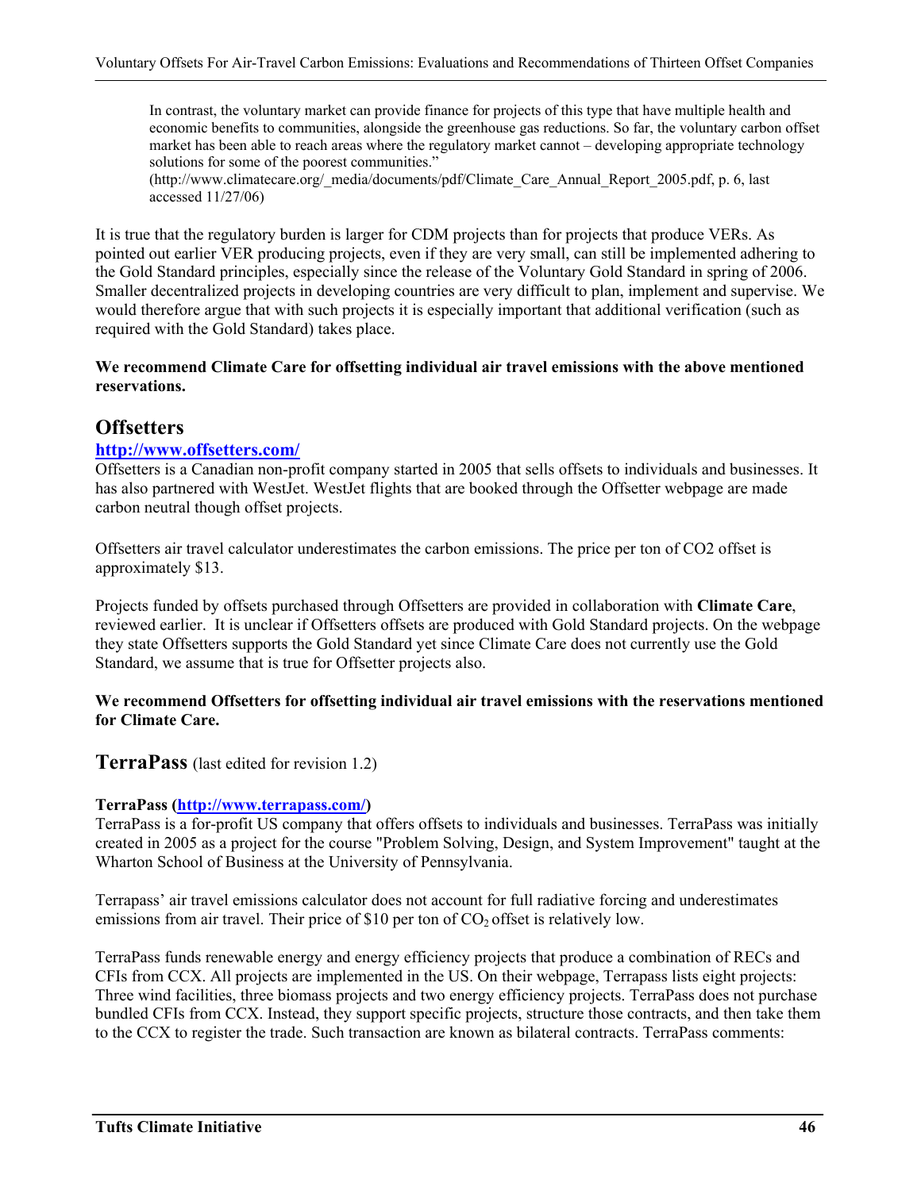> In contrast, the voluntary market can provide finance for projects of this type that have multiple health and economic benefits to communities, alongside the greenhouse gas reductions. So far, the voluntary carbon offset market has been able to reach areas where the regulatory market cannot – developing appropriate technology solutions for some of the poorest communities."
> (http://www.climatecare.org/_media/documents/pdf/Climate_Care_Annual_Report_2005.pdf, p. 6, last accessed 11/27/06)

It is true that the regulatory burden is larger for CDM projects than for projects that produce VERs. As pointed out earlier VER producing projects, even if they are very small, can still be implemented adhering to the Gold Standard principles, especially since the release of the Voluntary Gold Standard in spring of 2006. Smaller decentralized projects in developing countries are very difficult to plan, implement and supervise. We would therefore argue that with such projects it is especially important that additional verification (such as required with the Gold Standard) takes place.

**We recommend Climate Care for offsetting individual air travel emissions with the above mentioned reservations.**

## Offsetters

**[http://www.offsetters.com/](http://www.offsetters.com/)**

Offsetters is a Canadian non-profit company started in 2005 that sells offsets to individuals and businesses. It has also partnered with WestJet. WestJet flights that are booked through the Offsetter webpage are made carbon neutral though offset projects.

Offsetters air travel calculator underestimates the carbon emissions. The price per ton of CO2 offset is approximately $13.

Projects funded by offsets purchased through Offsetters are provided in collaboration with **Climate Care**, reviewed earlier. It is unclear if Offsetters offsets are produced with Gold Standard projects. On the webpage they state Offsetters supports the Gold Standard yet since Climate Care does not currently use the Gold Standard, we assume that is true for Offsetter projects also.

**We recommend Offsetters for offsetting individual air travel emissions with the reservations mentioned for Climate Care.**

## TerraPass (last edited for revision 1.2)

**TerraPass ([http://www.terrapass.com/](http://www.terrapass.com/))**

TerraPass is a for-profit US company that offers offsets to individuals and businesses. TerraPass was initially created in 2005 as a project for the course "Problem Solving, Design, and System Improvement" taught at the Wharton School of Business at the University of Pennsylvania.

Terrapass' air travel emissions calculator does not account for full radiative forcing and underestimates emissions from air travel. Their price of $10 per ton of $CO_2$ offset is relatively low.

TerraPass funds renewable energy and energy efficiency projects that produce a combination of RECs and CFIs from CCX. All projects are implemented in the US. On their webpage, Terrapass lists eight projects: Three wind facilities, three biomass projects and two energy efficiency projects. TerraPass does not purchase bundled CFIs from CCX. Instead, they support specific projects, structure those contracts, and then take them to the CCX to register the trade. Such transaction are known as bilateral contracts. TerraPass comments: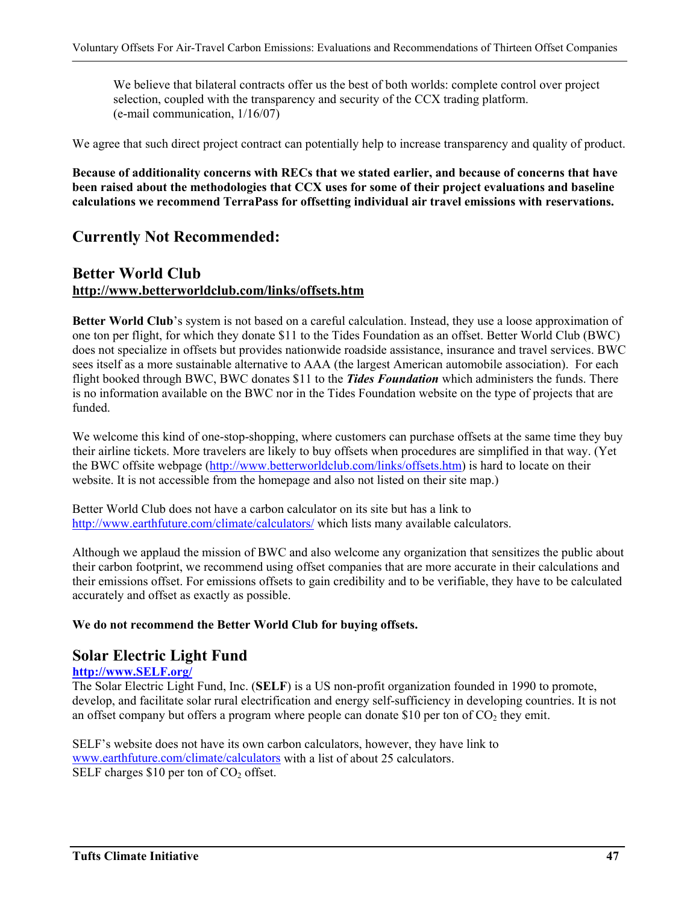We believe that bilateral contracts offer us the best of both worlds: complete control over project selection, coupled with the transparency and security of the CCX trading platform.
(e-mail communication, 1/16/07)

We agree that such direct project contract can potentially help to increase transparency and quality of product.

**Because of additionality concerns with RECs that we stated earlier, and because of concerns that have been raised about the methodologies that CCX uses for some of their project evaluations and baseline calculations we recommend TerraPass for offsetting individual air travel emissions with reservations.**

## Currently Not Recommended:

## Better World Club

**http://www.betterworldclub.com/links/offsets.htm**

**Better World Club**'s system is not based on a careful calculation. Instead, they use a loose approximation of one ton per flight, for which they donate $11 to the Tides Foundation as an offset. Better World Club (BWC) does not specialize in offsets but provides nationwide roadside assistance, insurance and travel services. BWC sees itself as a more sustainable alternative to AAA (the largest American automobile association). For each flight booked through BWC, BWC donates $11 to the ***Tides Foundation*** which administers the funds. There is no information available on the BWC nor in the Tides Foundation website on the type of projects that are funded.

We welcome this kind of one-stop-shopping, where customers can purchase offsets at the same time they buy their airline tickets. More travelers are likely to buy offsets when procedures are simplified in that way. (Yet the BWC offsite webpage (http://www.betterworldclub.com/links/offsets.htm) is hard to locate on their website. It is not accessible from the homepage and also not listed on their site map.)

Better World Club does not have a carbon calculator on its site but has a link to http://www.earthfuture.com/climate/calculators/ which lists many available calculators.

Although we applaud the mission of BWC and also welcome any organization that sensitizes the public about their carbon footprint, we recommend using offset companies that are more accurate in their calculations and their emissions offset. For emissions offsets to gain credibility and to be verifiable, they have to be calculated accurately and offset as exactly as possible.

**We do not recommend the Better World Club for buying offsets.**

## Solar Electric Light Fund

**http://www.SELF.org/**

The Solar Electric Light Fund, Inc. (**SELF**) is a US non-profit organization founded in 1990 to promote, develop, and facilitate solar rural electrification and energy self-sufficiency in developing countries. It is not an offset company but offers a program where people can donate $10 per ton of $CO_2$ they emit.

SELF's website does not have its own carbon calculators, however, they have link to www.earthfuture.com/climate/calculators with a list of about 25 calculators.
SELF charges $10 per ton of $CO_2$ offset.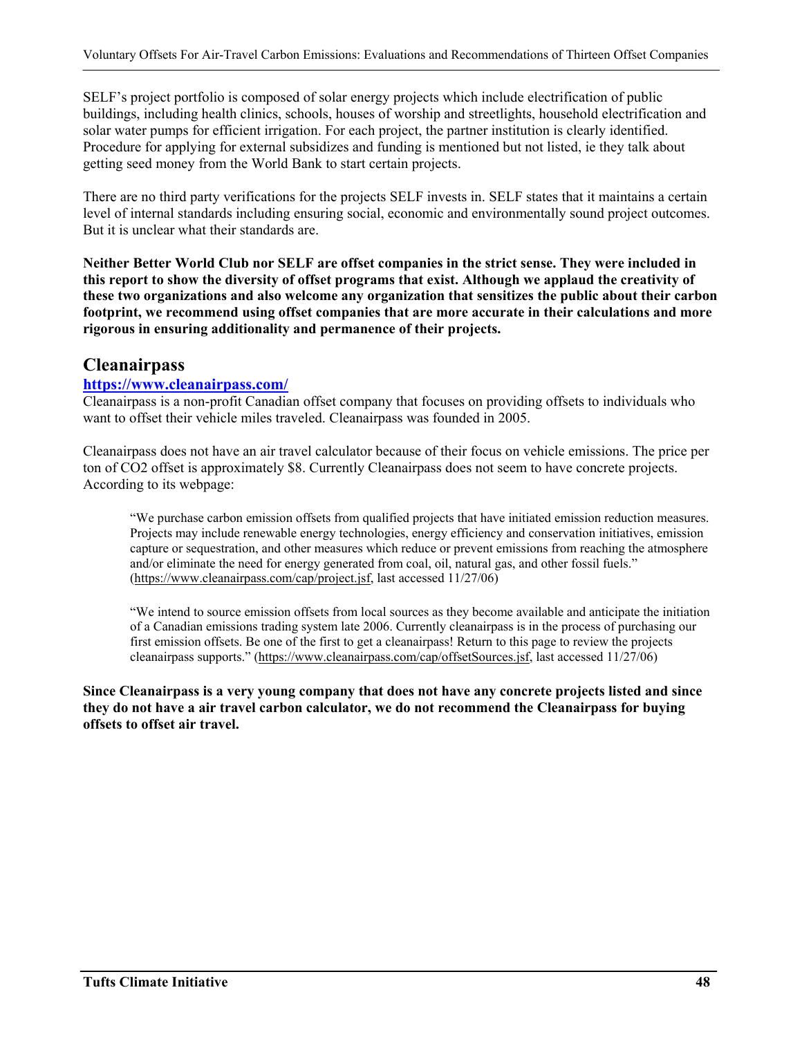SELF's project portfolio is composed of solar energy projects which include electrification of public buildings, including health clinics, schools, houses of worship and streetlights, household electrification and solar water pumps for efficient irrigation. For each project, the partner institution is clearly identified. Procedure for applying for external subsidizes and funding is mentioned but not listed, ie they talk about getting seed money from the World Bank to start certain projects.

There are no third party verifications for the projects SELF invests in. SELF states that it maintains a certain level of internal standards including ensuring social, economic and environmentally sound project outcomes. But it is unclear what their standards are.

**Neither Better World Club nor SELF are offset companies in the strict sense. They were included in this report to show the diversity of offset programs that exist. Although we applaud the creativity of these two organizations and also welcome any organization that sensitizes the public about their carbon footprint, we recommend using offset companies that are more accurate in their calculations and more rigorous in ensuring additionality and permanence of their projects.**

## Cleanairpass

**https://www.cleanairpass.com/**

Cleanairpass is a non-profit Canadian offset company that focuses on providing offsets to individuals who want to offset their vehicle miles traveled. Cleanairpass was founded in 2005.

Cleanairpass does not have an air travel calculator because of their focus on vehicle emissions. The price per ton of $CO_2$ offset is approximately $8. Currently Cleanairpass does not seem to have concrete projects. According to its webpage:

> "We purchase carbon emission offsets from qualified projects that have initiated emission reduction measures. Projects may include renewable energy technologies, energy efficiency and conservation initiatives, emission capture or sequestration, and other measures which reduce or prevent emissions from reaching the atmosphere and/or eliminate the need for energy generated from coal, oil, natural gas, and other fossil fuels." (https://www.cleanairpass.com/cap/project.jsf, last accessed 11/27/06)
>
> "We intend to source emission offsets from local sources as they become available and anticipate the initiation of a Canadian emissions trading system late 2006. Currently cleanairpass is in the process of purchasing our first emission offsets. Be one of the first to get a cleanairpass! Return to this page to review the projects cleanairpass supports." (https://www.cleanairpass.com/cap/offsetSources.jsf, last accessed 11/27/06)

**Since Cleanairpass is a very young company that does not have any concrete projects listed and since they do not have a air travel carbon calculator, we do not recommend the Cleanairpass for buying offsets to offset air travel.**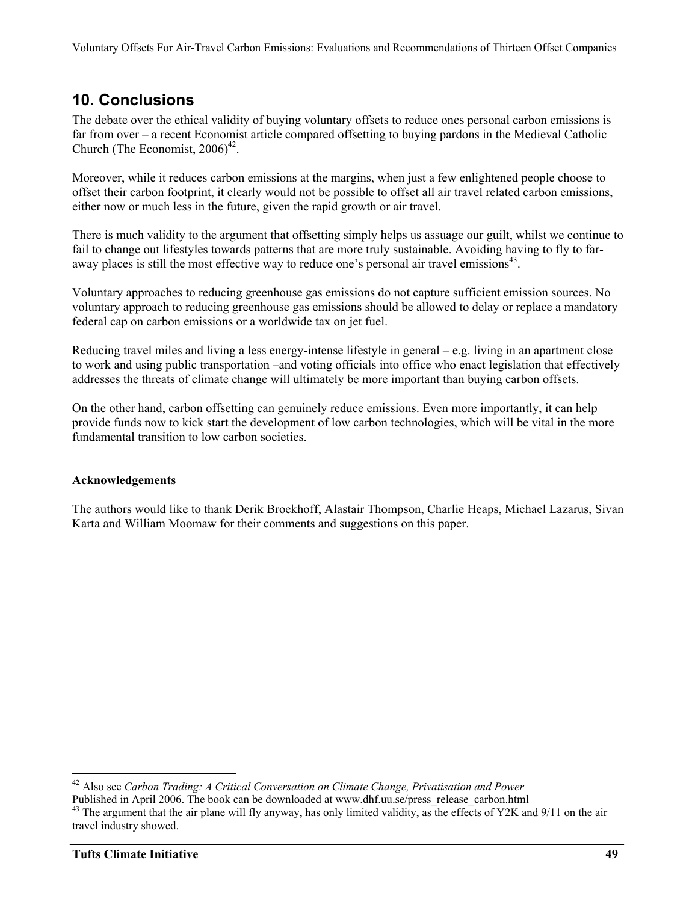## 10. Conclusions

The debate over the ethical validity of buying voluntary offsets to reduce ones personal carbon emissions is far from over – a recent Economist article compared offsetting to buying pardons in the Medieval Catholic Church (The Economist, 2006)[42].

Moreover, while it reduces carbon emissions at the margins, when just a few enlightened people choose to offset their carbon footprint, it clearly would not be possible to offset all air travel related carbon emissions, either now or much less in the future, given the rapid growth or air travel.

There is much validity to the argument that offsetting simply helps us assuage our guilt, whilst we continue to fail to change out lifestyles towards patterns that are more truly sustainable. Avoiding having to fly to far-away places is still the most effective way to reduce one's personal air travel emissions[43].

Voluntary approaches to reducing greenhouse gas emissions do not capture sufficient emission sources. No voluntary approach to reducing greenhouse gas emissions should be allowed to delay or replace a mandatory federal cap on carbon emissions or a worldwide tax on jet fuel.

Reducing travel miles and living a less energy-intense lifestyle in general – e.g. living in an apartment close to work and using public transportation –and voting officials into office who enact legislation that effectively addresses the threats of climate change will ultimately be more important than buying carbon offsets.

On the other hand, carbon offsetting can genuinely reduce emissions. Even more importantly, it can help provide funds now to kick start the development of low carbon technologies, which will be vital in the more fundamental transition to low carbon societies.

**Acknowledgements**

The authors would like to thank Derik Broekhoff, Alastair Thompson, Charlie Heaps, Michael Lazarus, Sivan Karta and William Moomaw for their comments and suggestions on this paper.

---

[42] Also see *Carbon Trading: A Critical Conversation on Climate Change, Privatisation and Power* Published in April 2006. The book can be downloaded at www.dhf.uu.se/press_release_carbon.html

[43] The argument that the air plane will fly anyway, has only limited validity, as the effects of Y2K and 9/11 on the air travel industry showed.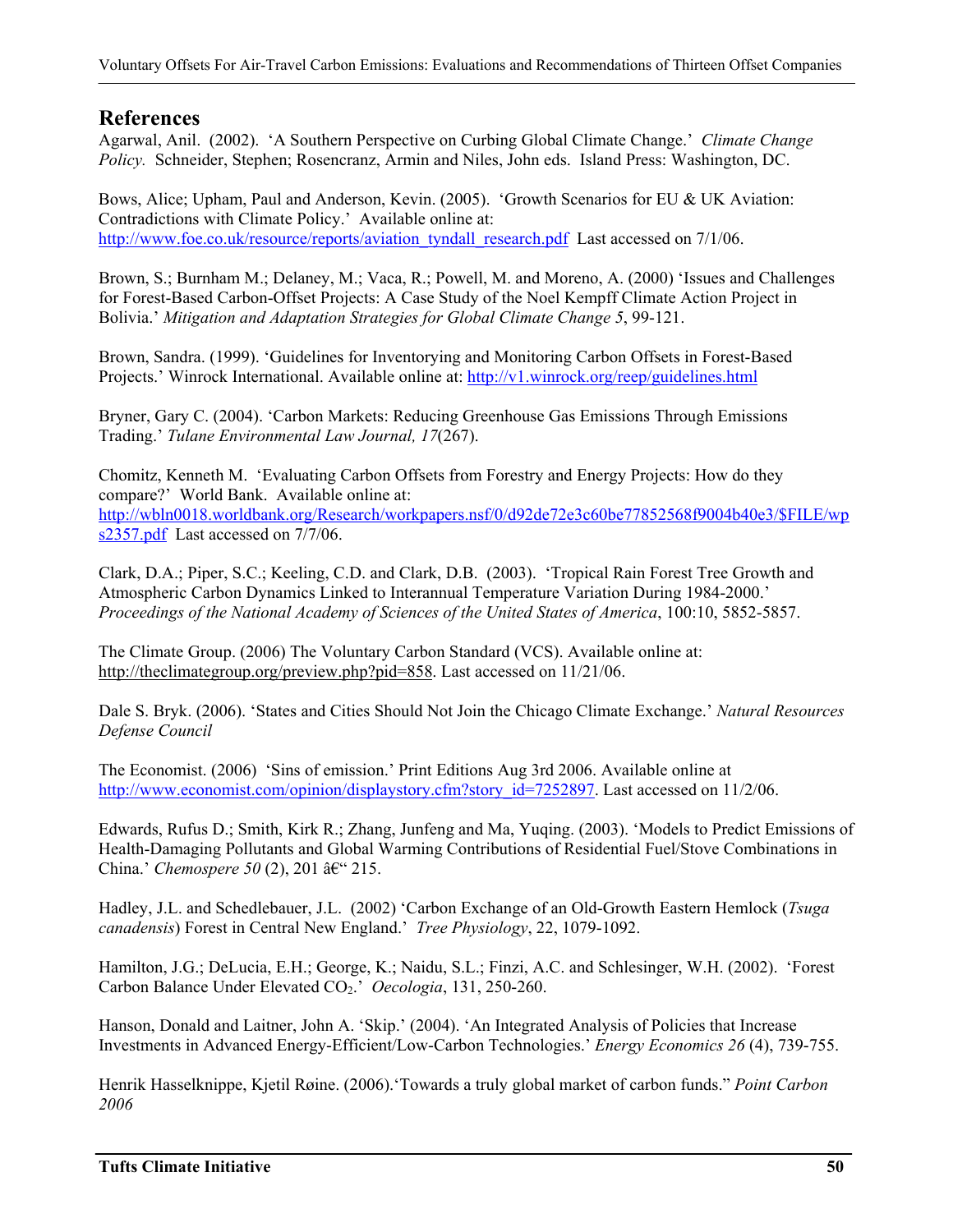## References

Agarwal, Anil. (2002). 'A Southern Perspective on Curbing Global Climate Change.' *Climate Change Policy.* Schneider, Stephen; Rosencranz, Armin and Niles, John eds. Island Press: Washington, DC.

Bows, Alice; Upham, Paul and Anderson, Kevin. (2005). 'Growth Scenarios for EU & UK Aviation: Contradictions with Climate Policy.' Available online at: http://www.foe.co.uk/resource/reports/aviation_tyndall_research.pdf Last accessed on 7/1/06.

Brown, S.; Burnham M.; Delaney, M.; Vaca, R.; Powell, M. and Moreno, A. (2000) 'Issues and Challenges for Forest-Based Carbon-Offset Projects: A Case Study of the Noel Kempff Climate Action Project in Bolivia.' *Mitigation and Adaptation Strategies for Global Climate Change 5*, 99-121.

Brown, Sandra. (1999). 'Guidelines for Inventorying and Monitoring Carbon Offsets in Forest-Based Projects.' Winrock International. Available online at: http://v1.winrock.org/reep/guidelines.html

Bryner, Gary C. (2004). 'Carbon Markets: Reducing Greenhouse Gas Emissions Through Emissions Trading.' *Tulane Environmental Law Journal, 17*(267).

Chomitz, Kenneth M. 'Evaluating Carbon Offsets from Forestry and Energy Projects: How do they compare?' World Bank. Available online at: http://wbln0018.worldbank.org/Research/workpapers.nsf/0/d92de72e3c60be77852568f9004b40e3/$FILE/wps2357.pdf Last accessed on 7/7/06.

Clark, D.A.; Piper, S.C.; Keeling, C.D. and Clark, D.B. (2003). 'Tropical Rain Forest Tree Growth and Atmospheric Carbon Dynamics Linked to Interannual Temperature Variation During 1984-2000.' *Proceedings of the National Academy of Sciences of the United States of America*, 100:10, 5852-5857.

The Climate Group. (2006) The Voluntary Carbon Standard (VCS). Available online at: http://theclimategroup.org/preview.php?pid=858. Last accessed on 11/21/06.

Dale S. Bryk. (2006). 'States and Cities Should Not Join the Chicago Climate Exchange.' *Natural Resources Defense Council*

The Economist. (2006) 'Sins of emission.' Print Editions Aug 3rd 2006. Available online at http://www.economist.com/opinion/displaystory.cfm?story_id=7252897. Last accessed on 11/2/06.

Edwards, Rufus D.; Smith, Kirk R.; Zhang, Junfeng and Ma, Yuqing. (2003). 'Models to Predict Emissions of Health-Damaging Pollutants and Global Warming Contributions of Residential Fuel/Stove Combinations in China.' *Chemospere 50* (2), 201 â€“ 215.

Hadley, J.L. and Schedlebauer, J.L. (2002) 'Carbon Exchange of an Old-Growth Eastern Hemlock (*Tsuga canadensis*) Forest in Central New England.' *Tree Physiology*, 22, 1079-1092.

Hamilton, J.G.; DeLucia, E.H.; George, K.; Naidu, S.L.; Finzi, A.C. and Schlesinger, W.H. (2002). 'Forest Carbon Balance Under Elevated $CO_2$.' *Oecologia*, 131, 250-260.

Hanson, Donald and Laitner, John A. 'Skip.' (2004). 'An Integrated Analysis of Policies that Increase Investments in Advanced Energy-Efficient/Low-Carbon Technologies.' *Energy Economics 26* (4), 739-755.

Henrik Hasselknippe, Kjetil Røine. (2006).'Towards a truly global market of carbon funds." *Point Carbon 2006*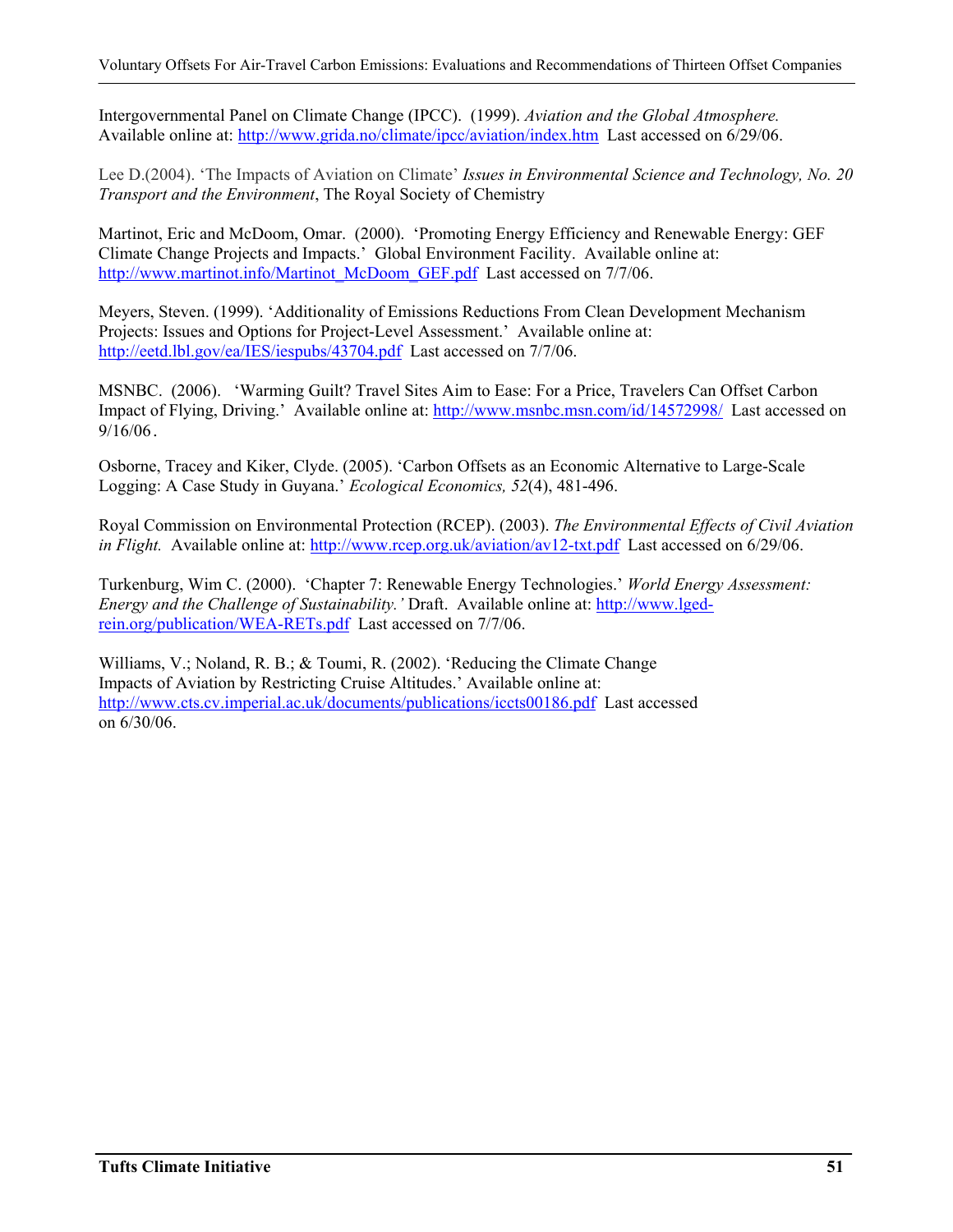Intergovernmental Panel on Climate Change (IPCC). (1999). *Aviation and the Global Atmosphere.* Available online at: http://www.grida.no/climate/ipcc/aviation/index.htm Last accessed on 6/29/06.

Lee D.(2004). 'The Impacts of Aviation on Climate' *Issues in Environmental Science and Technology, No. 20 Transport and the Environment*, The Royal Society of Chemistry

Martinot, Eric and McDoom, Omar. (2000). 'Promoting Energy Efficiency and Renewable Energy: GEF Climate Change Projects and Impacts.' Global Environment Facility. Available online at: http://www.martinot.info/Martinot_McDoom_GEF.pdf Last accessed on 7/7/06.

Meyers, Steven. (1999). 'Additionality of Emissions Reductions From Clean Development Mechanism Projects: Issues and Options for Project-Level Assessment.' Available online at: http://eetd.lbl.gov/ea/IES/iespubs/43704.pdf Last accessed on 7/7/06.

MSNBC. (2006). 'Warming Guilt? Travel Sites Aim to Ease: For a Price, Travelers Can Offset Carbon Impact of Flying, Driving.' Available online at: http://www.msnbc.msn.com/id/14572998/ Last accessed on 9/16/06.

Osborne, Tracey and Kiker, Clyde. (2005). 'Carbon Offsets as an Economic Alternative to Large-Scale Logging: A Case Study in Guyana.' *Ecological Economics, 52*(4), 481-496.

Royal Commission on Environmental Protection (RCEP). (2003). *The Environmental Effects of Civil Aviation in Flight.* Available online at: http://www.rcep.org.uk/aviation/av12-txt.pdf Last accessed on 6/29/06.

Turkenburg, Wim C. (2000). 'Chapter 7: Renewable Energy Technologies.' *World Energy Assessment: Energy and the Challenge of Sustainability.'* Draft. Available online at: http://www.lged-rein.org/publication/WEA-RETs.pdf Last accessed on 7/7/06.

Williams, V.; Noland, R. B.; & Toumi, R. (2002). 'Reducing the Climate Change Impacts of Aviation by Restricting Cruise Altitudes.' Available online at: http://www.cts.cv.imperial.ac.uk/documents/publications/iccts00186.pdf Last accessed on 6/30/06.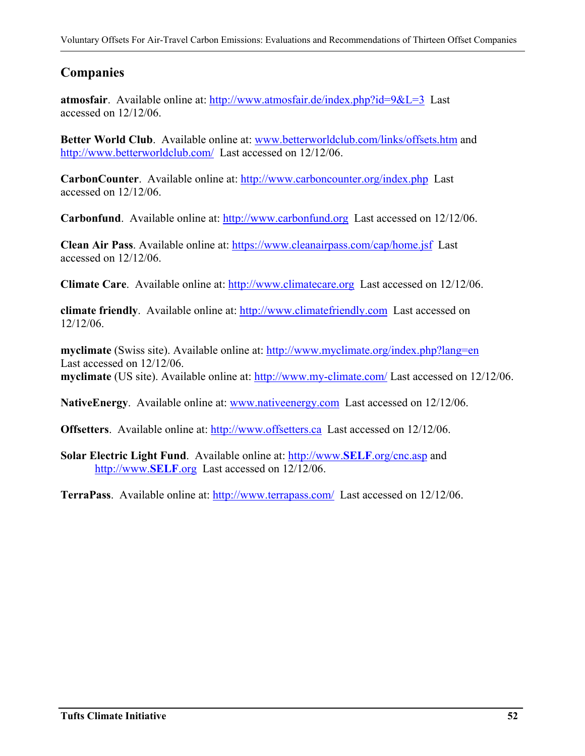## Companies

**atmosfair**. Available online at: http://www.atmosfair.de/index.php?id=9&L=3 Last accessed on 12/12/06.

**Better World Club**. Available online at: www.betterworldclub.com/links/offsets.htm and http://www.betterworldclub.com/ Last accessed on 12/12/06.

**CarbonCounter**. Available online at: http://www.carboncounter.org/index.php Last accessed on 12/12/06.

**Carbonfund**. Available online at: http://www.carbonfund.org Last accessed on 12/12/06.

**Clean Air Pass**. Available online at: https://www.cleanairpass.com/cap/home.jsf Last accessed on 12/12/06.

**Climate Care**. Available online at: http://www.climatecare.org Last accessed on 12/12/06.

**climate friendly**. Available online at: http://www.climatefriendly.com Last accessed on 12/12/06.

**myclimate** (Swiss site). Available online at: http://www.myclimate.org/index.php?lang=en Last accessed on 12/12/06.
**myclimate** (US site). Available online at: http://www.my-climate.com/ Last accessed on 12/12/06.

**NativeEnergy**. Available online at: www.nativeenergy.com Last accessed on 12/12/06.

**Offsetters**. Available online at: http://www.offsetters.ca Last accessed on 12/12/06.

**Solar Electric Light Fund**. Available online at: http://www.SELF.org/cnc.asp and http://www.SELF.org Last accessed on 12/12/06.

**TerraPass**. Available online at: http://www.terrapass.com/ Last accessed on 12/12/06.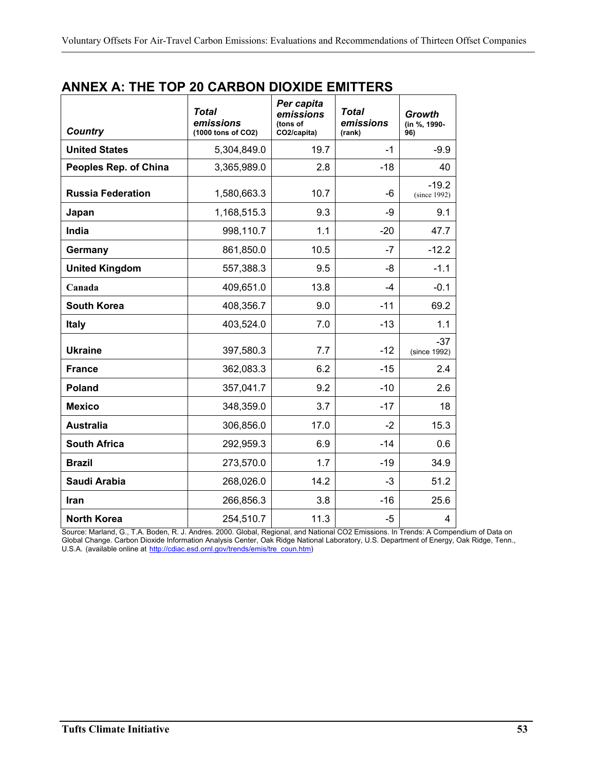## ANNEX A: THE TOP 20 CARBON DIOXIDE EMITTERS

| Country | Total emissions (1000 tons of $CO_2$) | Per capita emissions (tons of $CO_2$/capita) | Total emissions (rank) | Growth (in %, 1990-96) |
|---|---|---|---|---|
| **United States** | 5,304,849.0 | 19.7 | -1 | -9.9 |
| **Peoples Rep. of China** | 3,365,989.0 | 2.8 | -18 | 40 |
| **Russia Federation** | 1,580,663.3 | 10.7 | -6 | -19.2 (since 1992) |
| **Japan** | 1,168,515.3 | 9.3 | -9 | 9.1 |
| **India** | 998,110.7 | 1.1 | -20 | 47.7 |
| **Germany** | 861,850.0 | 10.5 | -7 | -12.2 |
| **United Kingdom** | 557,388.3 | 9.5 | -8 | -1.1 |
| **Canada** | 409,651.0 | 13.8 | -4 | -0.1 |
| **South Korea** | 408,356.7 | 9.0 | -11 | 69.2 |
| **Italy** | 403,524.0 | 7.0 | -13 | 1.1 |
| **Ukraine** | 397,580.3 | 7.7 | -12 | -37 (since 1992) |
| **France** | 362,083.3 | 6.2 | -15 | 2.4 |
| **Poland** | 357,041.7 | 9.2 | -10 | 2.6 |
| **Mexico** | 348,359.0 | 3.7 | -17 | 18 |
| **Australia** | 306,856.0 | 17.0 | -2 | 15.3 |
| **South Africa** | 292,959.3 | 6.9 | -14 | 0.6 |
| **Brazil** | 273,570.0 | 1.7 | -19 | 34.9 |
| **Saudi Arabia** | 268,026.0 | 14.2 | -3 | 51.2 |
| **Iran** | 266,856.3 | 3.8 | -16 | 25.6 |
| **North Korea** | 254,510.7 | 11.3 | -5 | 4 |

Source: Marland, G., T.A. Boden, R. J. Andres. 2000. Global, Regional, and National CO2 Emissions. In Trends: A Compendium of Data on Global Change. Carbon Dioxide Information Analysis Center, Oak Ridge National Laboratory, U.S. Department of Energy, Oak Ridge, Tenn., U.S.A. (available online at http://cdiac.esd.ornl.gov/trends/emis/tre_coun.htm)